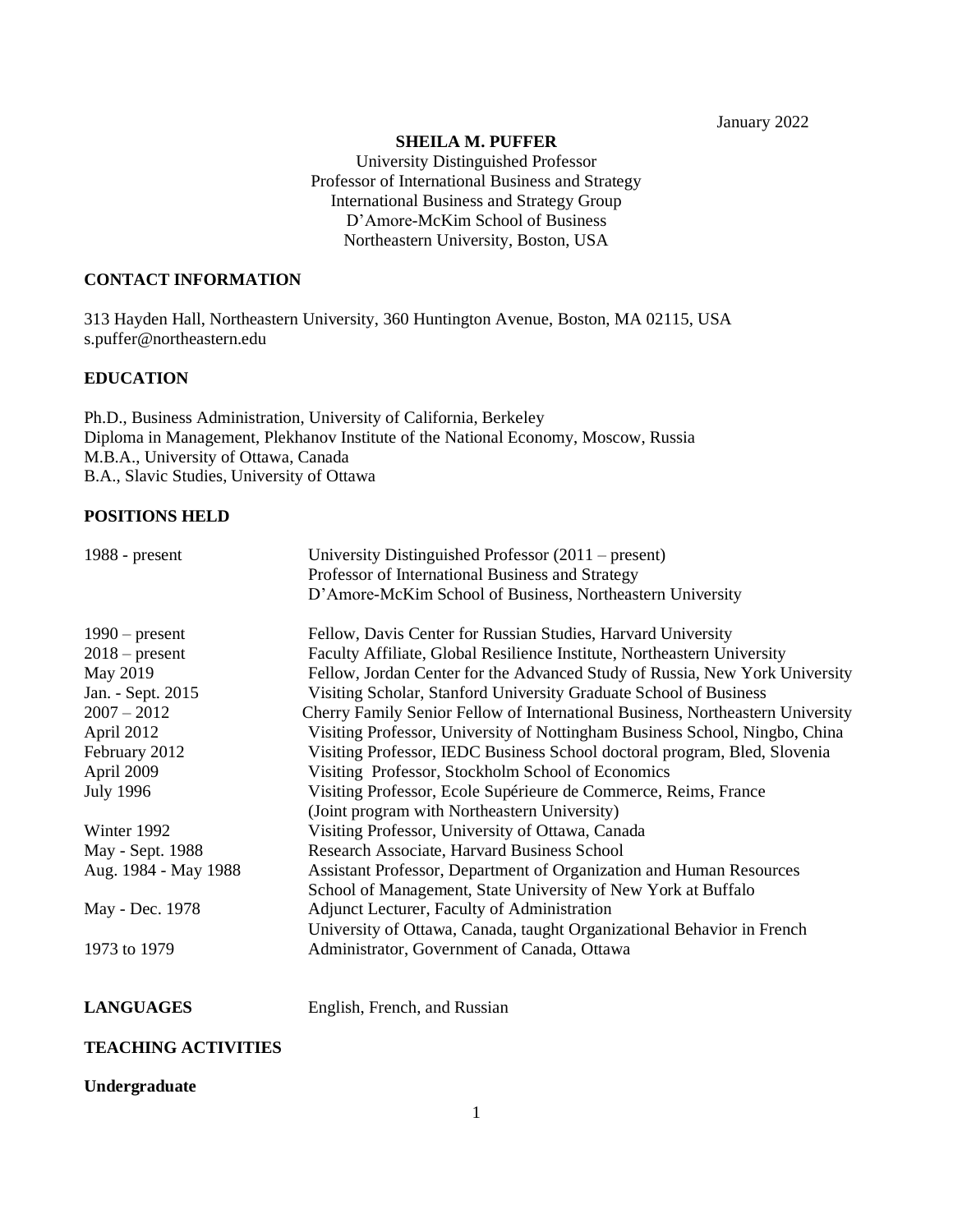January 2022

**SHEILA M. PUFFER**

University Distinguished Professor
Professor of International Business and Strategy
International Business and Strategy Group
D'Amore-McKim School of Business
Northeastern University, Boston, USA

## CONTACT INFORMATION

313 Hayden Hall, Northeastern University, 360 Huntington Avenue, Boston, MA 02115, USA
s.puffer@northeastern.edu

## EDUCATION

Ph.D., Business Administration, University of California, Berkeley
Diploma in Management, Plekhanov Institute of the National Economy, Moscow, Russia
M.B.A., University of Ottawa, Canada
B.A., Slavic Studies, University of Ottawa

## POSITIONS HELD

| | |
|---|---|
| 1988 - present | University Distinguished Professor (2011 – present)<br>Professor of International Business and Strategy<br>D'Amore-McKim School of Business, Northeastern University |
| 1990 – present | Fellow, Davis Center for Russian Studies, Harvard University |
| 2018 – present | Faculty Affiliate, Global Resilience Institute, Northeastern University |
| May 2019 | Fellow, Jordan Center for the Advanced Study of Russia, New York University |
| Jan. - Sept. 2015 | Visiting Scholar, Stanford University Graduate School of Business |
| 2007 – 2012 | Cherry Family Senior Fellow of International Business, Northeastern University |
| April 2012 | Visiting Professor, University of Nottingham Business School, Ningbo, China |
| February 2012 | Visiting Professor, IEDC Business School doctoral program, Bled, Slovenia |
| April 2009 | Visiting Professor, Stockholm School of Economics |
| July 1996 | Visiting Professor, Ecole Supérieure de Commerce, Reims, France<br>(Joint program with Northeastern University) |
| Winter 1992 | Visiting Professor, University of Ottawa, Canada |
| May - Sept. 1988 | Research Associate, Harvard Business School |
| Aug. 1984 - May 1988 | Assistant Professor, Department of Organization and Human Resources<br>School of Management, State University of New York at Buffalo |
| May - Dec. 1978 | Adjunct Lecturer, Faculty of Administration<br>University of Ottawa, Canada, taught Organizational Behavior in French |
| 1973 to 1979 | Administrator, Government of Canada, Ottawa |

**LANGUAGES** English, French, and Russian

## TEACHING ACTIVITIES

### Undergraduate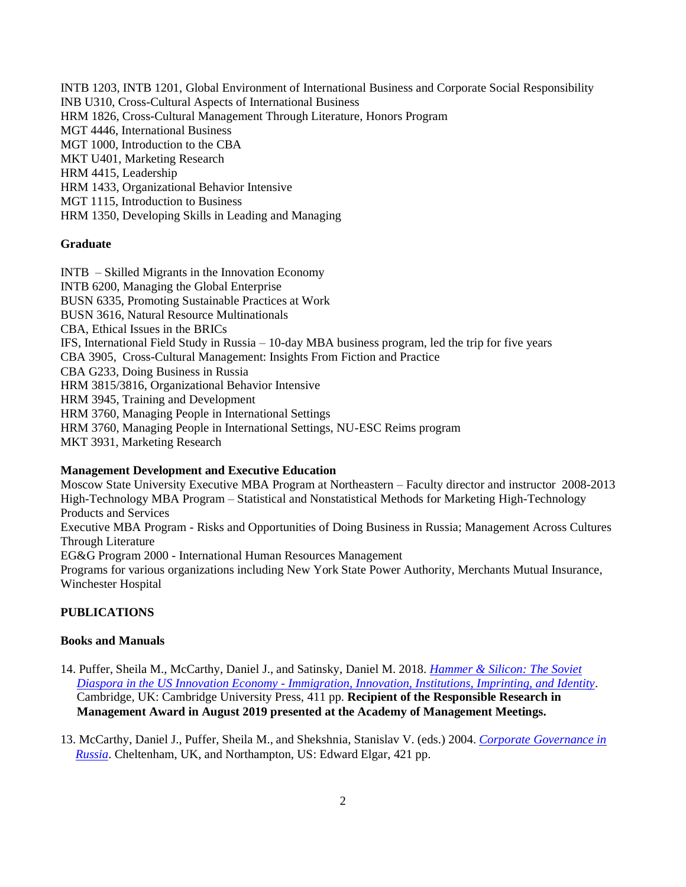INTB 1203, INTB 1201, Global Environment of International Business and Corporate Social Responsibility
INB U310, Cross-Cultural Aspects of International Business
HRM 1826, Cross-Cultural Management Through Literature, Honors Program
MGT 4446, International Business
MGT 1000, Introduction to the CBA
MKT U401, Marketing Research
HRM 4415, Leadership
HRM 1433, Organizational Behavior Intensive
MGT 1115, Introduction to Business
HRM 1350, Developing Skills in Leading and Managing

**Graduate**

INTB – Skilled Migrants in the Innovation Economy
INTB 6200, Managing the Global Enterprise
BUSN 6335, Promoting Sustainable Practices at Work
BUSN 3616, Natural Resource Multinationals
CBA, Ethical Issues in the BRICs
IFS, International Field Study in Russia – 10-day MBA business program, led the trip for five years
CBA 3905, Cross-Cultural Management: Insights From Fiction and Practice
CBA G233, Doing Business in Russia
HRM 3815/3816, Organizational Behavior Intensive
HRM 3945, Training and Development
HRM 3760, Managing People in International Settings
HRM 3760, Managing People in International Settings, NU-ESC Reims program
MKT 3931, Marketing Research

**Management Development and Executive Education**

Moscow State University Executive MBA Program at Northeastern – Faculty director and instructor 2008-2013
High-Technology MBA Program – Statistical and Nonstatistical Methods for Marketing High-Technology Products and Services
Executive MBA Program - Risks and Opportunities of Doing Business in Russia; Management Across Cultures Through Literature
EG&G Program 2000 - International Human Resources Management
Programs for various organizations including New York State Power Authority, Merchants Mutual Insurance, Winchester Hospital

## PUBLICATIONS

### Books and Manuals

14. Puffer, Sheila M., McCarthy, Daniel J., and Satinsky, Daniel M. 2018. *Hammer & Silicon: The Soviet Diaspora in the US Innovation Economy - Immigration, Innovation, Institutions, Imprinting, and Identity*. Cambridge, UK: Cambridge University Press, 411 pp. **Recipient of the Responsible Research in Management Award in August 2019 presented at the Academy of Management Meetings.**

13. McCarthy, Daniel J., Puffer, Sheila M., and Shekshnia, Stanislav V. (eds.) 2004. *Corporate Governance in Russia*. Cheltenham, UK, and Northampton, US: Edward Elgar, 421 pp.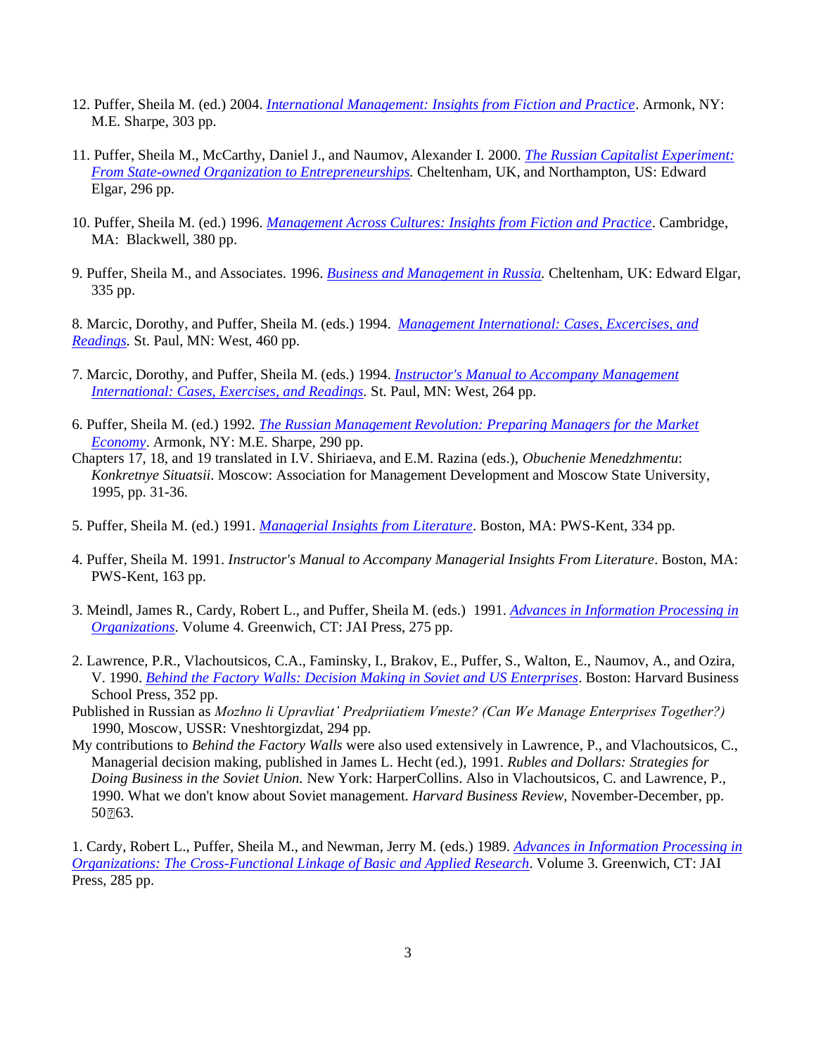12. Puffer, Sheila M. (ed.) 2004. *International Management: Insights from Fiction and Practice*. Armonk, NY: M.E. Sharpe, 303 pp.

11. Puffer, Sheila M., McCarthy, Daniel J., and Naumov, Alexander I. 2000. *The Russian Capitalist Experiment: From State-owned Organization to Entrepreneurships.* Cheltenham, UK, and Northampton, US: Edward Elgar, 296 pp.

10. Puffer, Sheila M. (ed.) 1996. *Management Across Cultures: Insights from Fiction and Practice*. Cambridge, MA: Blackwell, 380 pp.

9. Puffer, Sheila M., and Associates. 1996. *Business and Management in Russia.* Cheltenham, UK: Edward Elgar, 335 pp.

8. Marcic, Dorothy, and Puffer, Sheila M. (eds.) 1994. *Management International: Cases, Excercises, and Readings.* St. Paul, MN: West, 460 pp.

7. Marcic, Dorothy, and Puffer, Sheila M. (eds.) 1994. *Instructor's Manual to Accompany Management International: Cases, Exercises, and Readings.* St. Paul, MN: West, 264 pp.

6. Puffer, Sheila M. (ed.) 1992. *The Russian Management Revolution: Preparing Managers for the Market Economy*. Armonk, NY: M.E. Sharpe, 290 pp.
Chapters 17, 18, and 19 translated in I.V. Shiriaeva, and E.M. Razina (eds.), *Obuchenie Menedzhmentu*: *Konkretnye Situatsii*. Moscow: Association for Management Development and Moscow State University, 1995, pp. 31-36.

5. Puffer, Sheila M. (ed.) 1991. *Managerial Insights from Literature*. Boston, MA: PWS-Kent, 334 pp.

4. Puffer, Sheila M. 1991. *Instructor's Manual to Accompany Managerial Insights From Literature*. Boston, MA: PWS-Kent, 163 pp.

3. Meindl, James R., Cardy, Robert L., and Puffer, Sheila M. (eds.) 1991. *Advances in Information Processing in Organizations.* Volume 4. Greenwich, CT: JAI Press, 275 pp.

2. Lawrence, P.R., Vlachoutsicos, C.A., Faminsky, I., Brakov, E., Puffer, S., Walton, E., Naumov, A., and Ozira, V. 1990. *Behind the Factory Walls: Decision Making in Soviet and US Enterprises*. Boston: Harvard Business School Press, 352 pp.
Published in Russian as *Mozhno li Upravliat' Predpriiatiem Vmeste? (Can We Manage Enterprises Together?)* 1990, Moscow, USSR: Vneshtorgizdat, 294 pp.
My contributions to *Behind the Factory Walls* were also used extensively in Lawrence, P., and Vlachoutsicos, C., Managerial decision making, published in James L. Hecht (ed.), 1991. *Rubles and Dollars: Strategies for Doing Business in the Soviet Union.* New York: HarperCollins. Also in Vlachoutsicos, C. and Lawrence, P., 1990. What we don't know about Soviet management. *Harvard Business Review,* November-December, pp. 50‐63.

1. Cardy, Robert L., Puffer, Sheila M., and Newman, Jerry M. (eds.) 1989. *Advances in Information Processing in Organizations: The Cross-Functional Linkage of Basic and Applied Research*. Volume 3. Greenwich, CT: JAI Press, 285 pp.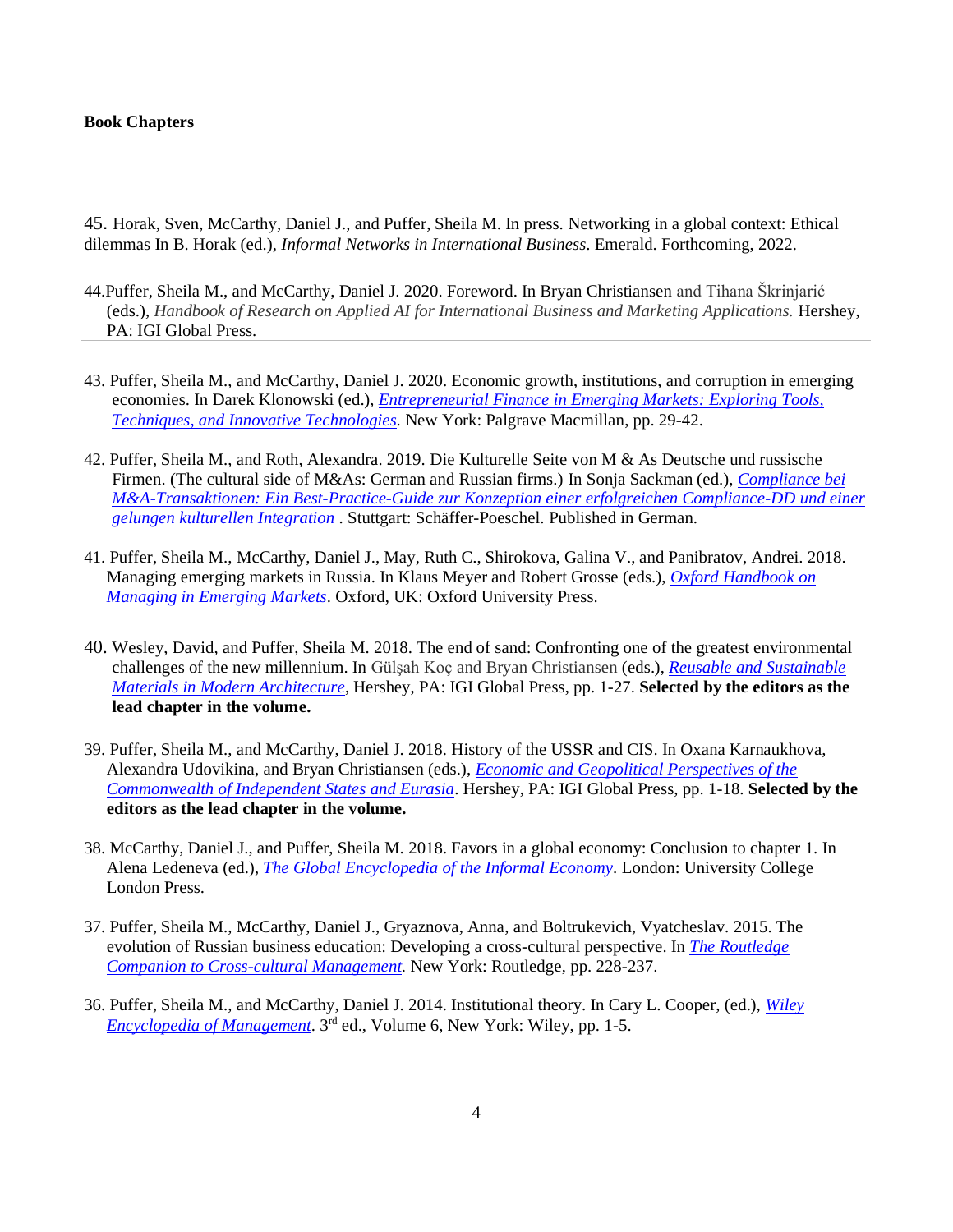**Book Chapters**

45. Horak, Sven, McCarthy, Daniel J., and Puffer, Sheila M. In press. Networking in a global context: Ethical dilemmas In B. Horak (ed.), *Informal Networks in International Business*. Emerald. Forthcoming, 2022.

44. Puffer, Sheila M., and McCarthy, Daniel J. 2020. Foreword. In Bryan Christiansen and Tihana Škrinjarić (eds.), *Handbook of Research on Applied AI for International Business and Marketing Applications.* Hershey, PA: IGI Global Press.

43. Puffer, Sheila M., and McCarthy, Daniel J. 2020. Economic growth, institutions, and corruption in emerging economies. In Darek Klonowski (ed.), *Entrepreneurial Finance in Emerging Markets: Exploring Tools, Techniques, and Innovative Technologies.* New York: Palgrave Macmillan, pp. 29-42.

42. Puffer, Sheila M., and Roth, Alexandra. 2019. Die Kulturelle Seite von M & As Deutsche und russische Firmen. (The cultural side of M&As: German and Russian firms.) In Sonja Sackman (ed.), *Compliance bei M&A-Transaktionen: Ein Best-Practice-Guide zur Konzeption einer erfolgreichen Compliance-DD und einer gelungen kulturellen Integration* . Stuttgart: Schäffer-Poeschel. Published in German.

41. Puffer, Sheila M., McCarthy, Daniel J., May, Ruth C., Shirokova, Galina V., and Panibratov, Andrei. 2018. Managing emerging markets in Russia. In Klaus Meyer and Robert Grosse (eds.), *Oxford Handbook on Managing in Emerging Markets*. Oxford, UK: Oxford University Press.

40. Wesley, David, and Puffer, Sheila M. 2018. The end of sand: Confronting one of the greatest environmental challenges of the new millennium. In Gülşah Koç and Bryan Christiansen (eds.), *Reusable and Sustainable Materials in Modern Architecture*, Hershey, PA: IGI Global Press, pp. 1-27. **Selected by the editors as the lead chapter in the volume.**

39. Puffer, Sheila M., and McCarthy, Daniel J. 2018. History of the USSR and CIS. In Oxana Karnaukhova, Alexandra Udovikina, and Bryan Christiansen (eds.), *Economic and Geopolitical Perspectives of the Commonwealth of Independent States and Eurasia*. Hershey, PA: IGI Global Press, pp. 1-18. **Selected by the editors as the lead chapter in the volume.**

38. McCarthy, Daniel J., and Puffer, Sheila M. 2018. Favors in a global economy: Conclusion to chapter 1. In Alena Ledeneva (ed.), *The Global Encyclopedia of the Informal Economy*. London: University College London Press.

37. Puffer, Sheila M., McCarthy, Daniel J., Gryaznova, Anna, and Boltrukevich, Vyatcheslav. 2015. The evolution of Russian business education: Developing a cross-cultural perspective. In *The Routledge Companion to Cross-cultural Management.* New York: Routledge, pp. 228-237.

36. Puffer, Sheila M., and McCarthy, Daniel J. 2014. Institutional theory. In Cary L. Cooper, (ed.), *Wiley Encyclopedia of Management*. 3rd ed., Volume 6, New York: Wiley, pp. 1-5.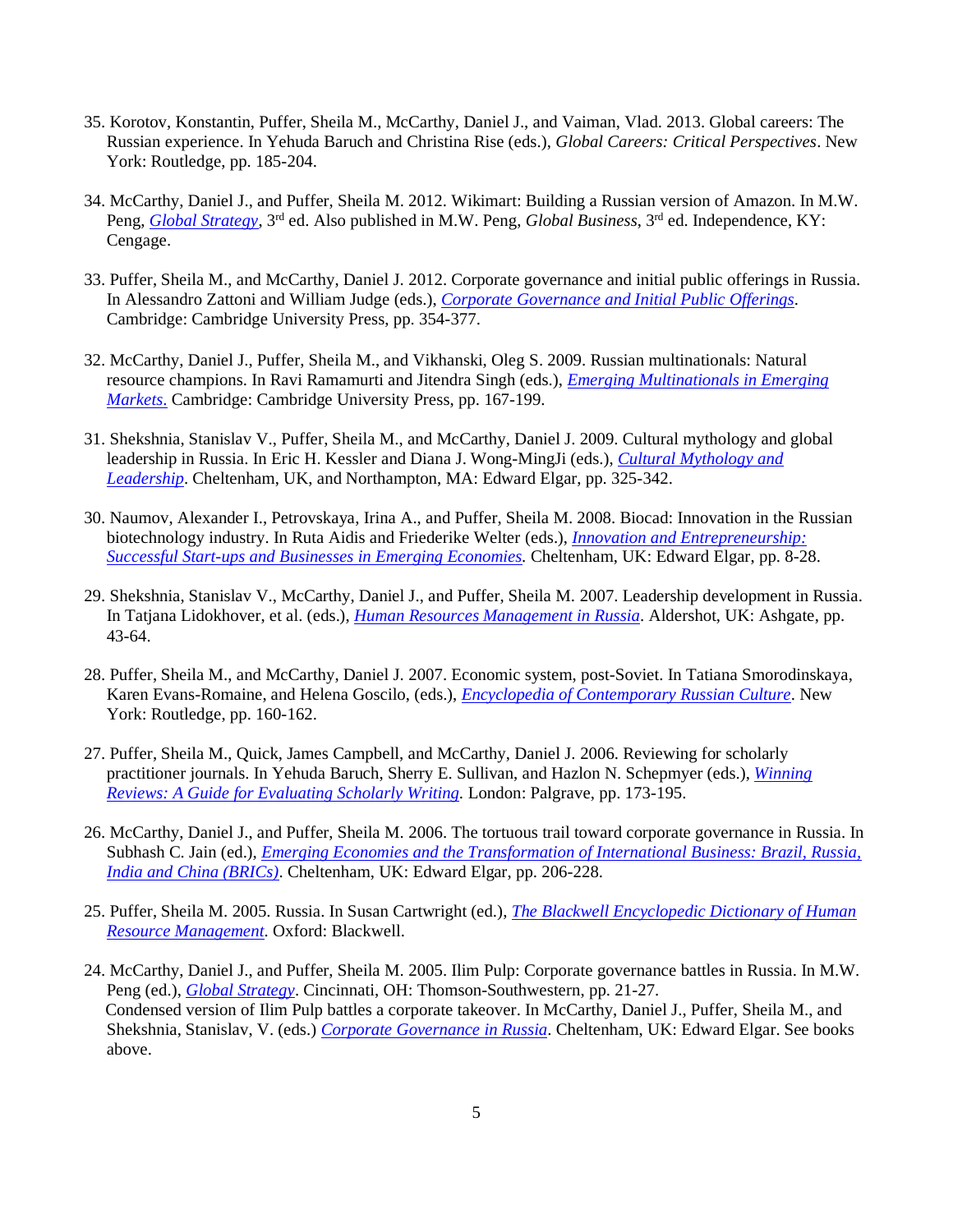35. Korotov, Konstantin, Puffer, Sheila M., McCarthy, Daniel J., and Vaiman, Vlad. 2013. Global careers: The Russian experience. In Yehuda Baruch and Christina Rise (eds.), *Global Careers: Critical Perspectives*. New York: Routledge, pp. 185-204.

34. McCarthy, Daniel J., and Puffer, Sheila M. 2012. Wikimart: Building a Russian version of Amazon. In M.W. Peng, *Global Strategy*, 3rd ed. Also published in M.W. Peng, *Global Business*, 3rd ed. Independence, KY: Cengage.

33. Puffer, Sheila M., and McCarthy, Daniel J. 2012. Corporate governance and initial public offerings in Russia. In Alessandro Zattoni and William Judge (eds.), *Corporate Governance and Initial Public Offerings*. Cambridge: Cambridge University Press, pp. 354-377.

32. McCarthy, Daniel J., Puffer, Sheila M., and Vikhanski, Oleg S. 2009. Russian multinationals: Natural resource champions. In Ravi Ramamurti and Jitendra Singh (eds.), *Emerging Multinationals in Emerging Markets.* Cambridge: Cambridge University Press, pp. 167-199.

31. Shekshnia, Stanislav V., Puffer, Sheila M., and McCarthy, Daniel J. 2009. Cultural mythology and global leadership in Russia. In Eric H. Kessler and Diana J. Wong-MingJi (eds.), *Cultural Mythology and Leadership*. Cheltenham, UK, and Northampton, MA: Edward Elgar, pp. 325-342.

30. Naumov, Alexander I., Petrovskaya, Irina A., and Puffer, Sheila M. 2008. Biocad: Innovation in the Russian biotechnology industry. In Ruta Aidis and Friederike Welter (eds.), *Innovation and Entrepreneurship: Successful Start-ups and Businesses in Emerging Economies.* Cheltenham, UK: Edward Elgar, pp. 8-28.

29. Shekshnia, Stanislav V., McCarthy, Daniel J., and Puffer, Sheila M. 2007. Leadership development in Russia. In Tatjana Lidokhover, et al. (eds.), *Human Resources Management in Russia*. Aldershot, UK: Ashgate, pp. 43-64.

28. Puffer, Sheila M., and McCarthy, Daniel J. 2007. Economic system, post-Soviet. In Tatiana Smorodinskaya, Karen Evans-Romaine, and Helena Goscilo, (eds.), *Encyclopedia of Contemporary Russian Culture*. New York: Routledge, pp. 160-162.

27. Puffer, Sheila M., Quick, James Campbell, and McCarthy, Daniel J. 2006. Reviewing for scholarly practitioner journals. In Yehuda Baruch, Sherry E. Sullivan, and Hazlon N. Schepmyer (eds.), *Winning Reviews: A Guide for Evaluating Scholarly Writing.* London: Palgrave, pp. 173-195.

26. McCarthy, Daniel J., and Puffer, Sheila M. 2006. The tortuous trail toward corporate governance in Russia. In Subhash C. Jain (ed.), *Emerging Economies and the Transformation of International Business: Brazil, Russia, India and China (BRICs)*. Cheltenham, UK: Edward Elgar, pp. 206-228.

25. Puffer, Sheila M. 2005. Russia. In Susan Cartwright (ed.), *The Blackwell Encyclopedic Dictionary of Human Resource Management*. Oxford: Blackwell.

24. McCarthy, Daniel J., and Puffer, Sheila M. 2005. Ilim Pulp: Corporate governance battles in Russia. In M.W. Peng (ed.), *Global Strategy*. Cincinnati, OH: Thomson-Southwestern, pp. 21-27.
    Condensed version of Ilim Pulp battles a corporate takeover. In McCarthy, Daniel J., Puffer, Sheila M., and Shekshnia, Stanislav, V. (eds.) *Corporate Governance in Russia*. Cheltenham, UK: Edward Elgar. See books above.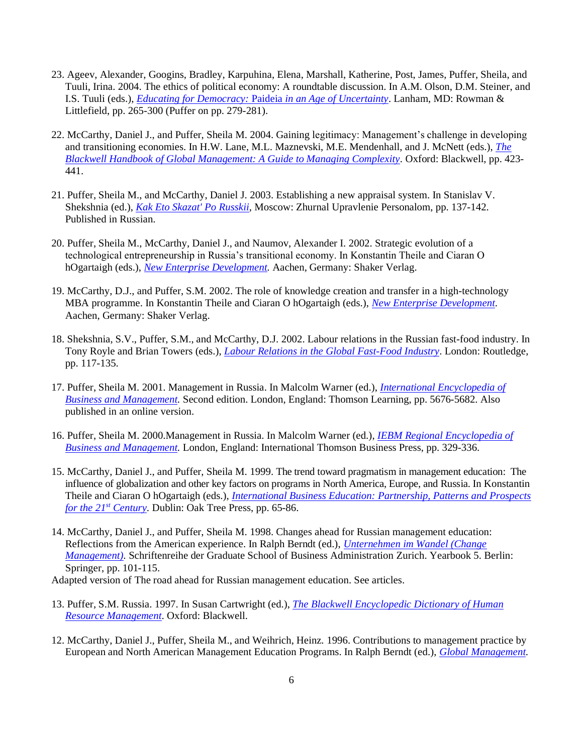23. Ageev, Alexander, Googins, Bradley, Karpuhina, Elena, Marshall, Katherine, Post, James, Puffer, Sheila, and Tuuli, Irina. 2004. The ethics of political economy: A roundtable discussion. In A.M. Olson, D.M. Steiner, and I.S. Tuuli (eds.), *Educating for Democracy:* Paideia *in an Age of Uncertainty*. Lanham, MD: Rowman & Littlefield, pp. 265-300 (Puffer on pp. 279-281).

22. McCarthy, Daniel J., and Puffer, Sheila M. 2004. Gaining legitimacy: Management's challenge in developing and transitioning economies. In H.W. Lane, M.L. Maznevski, M.E. Mendenhall, and J. McNett (eds.), *The Blackwell Handbook of Global Management: A Guide to Managing Complexity*. Oxford: Blackwell, pp. 423-441.

21. Puffer, Sheila M., and McCarthy, Daniel J. 2003. Establishing a new appraisal system. In Stanislav V. Shekshnia (ed.), *Kak Eto Skazat' Po Russkii*, Moscow: Zhurnal Upravlenie Personalom, pp. 137-142. Published in Russian.

20. Puffer, Sheila M., McCarthy, Daniel J., and Naumov, Alexander I. 2002. Strategic evolution of a technological entrepreneurship in Russia's transitional economy. In Konstantin Theile and Ciaran O hOgartaigh (eds.), *New Enterprise Development.* Aachen, Germany: Shaker Verlag.

19. McCarthy, D.J., and Puffer, S.M. 2002. The role of knowledge creation and transfer in a high-technology MBA programme. In Konstantin Theile and Ciaran O hOgartaigh (eds.), *New Enterprise Development.* Aachen, Germany: Shaker Verlag.

18. Shekshnia, S.V., Puffer, S.M., and McCarthy, D.J. 2002. Labour relations in the Russian fast-food industry. In Tony Royle and Brian Towers (eds.), *Labour Relations in the Global Fast-Food Industry*. London: Routledge, pp. 117-135.

17. Puffer, Sheila M. 2001. Management in Russia. In Malcolm Warner (ed.), *International Encyclopedia of Business and Management.* Second edition. London, England: Thomson Learning, pp. 5676-5682. Also published in an online version.

16. Puffer, Sheila M. 2000.Management in Russia. In Malcolm Warner (ed.), *IEBM Regional Encyclopedia of Business and Management.* London, England: International Thomson Business Press, pp. 329-336.

15. McCarthy, Daniel J., and Puffer, Sheila M. 1999. The trend toward pragmatism in management education: The influence of globalization and other key factors on programs in North America, Europe, and Russia. In Konstantin Theile and Ciaran O hOgartaigh (eds.), *International Business Education: Partnership, Patterns and Prospects for the 21st Century*. Dublin: Oak Tree Press, pp. 65-86.

14. McCarthy, Daniel J., and Puffer, Sheila M. 1998. Changes ahead for Russian management education: Reflections from the American experience. In Ralph Berndt (ed.), *Unternehmen im Wandel (Change Management).* Schriftenreihe der Graduate School of Business Administration Zurich. Yearbook 5. Berlin: Springer, pp. 101-115.

Adapted version of The road ahead for Russian management education. See articles.

13. Puffer, S.M. Russia. 1997. In Susan Cartwright (ed.), *The Blackwell Encyclopedic Dictionary of Human Resource Management*. Oxford: Blackwell.

12. McCarthy, Daniel J., Puffer, Sheila M., and Weihrich, Heinz. 1996. Contributions to management practice by European and North American Management Education Programs. In Ralph Berndt (ed.), *Global Management.*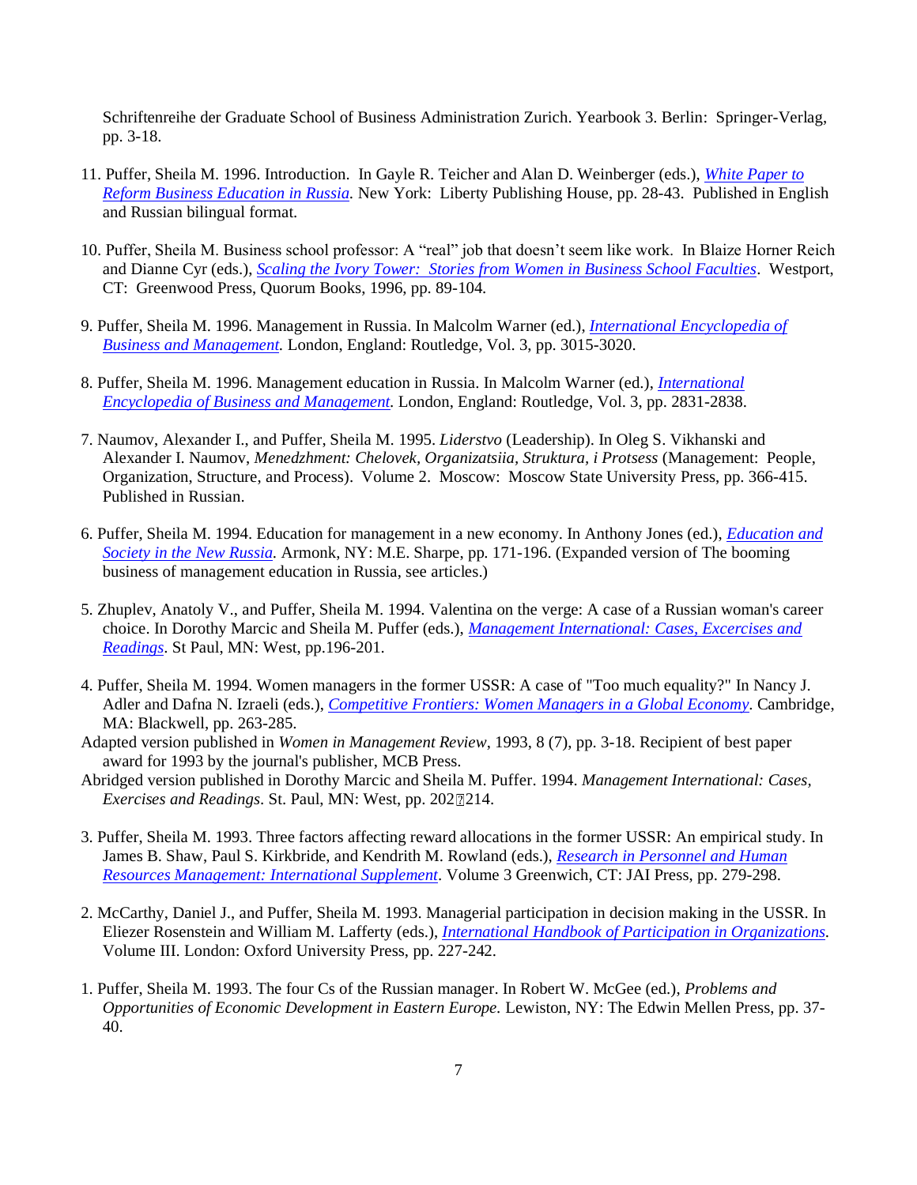Schriftenreihe der Graduate School of Business Administration Zurich. Yearbook 3. Berlin: Springer-Verlag, pp. 3-18.

11. Puffer, Sheila M. 1996. Introduction. In Gayle R. Teicher and Alan D. Weinberger (eds.), *White Paper to Reform Business Education in Russia*. New York: Liberty Publishing House, pp. 28-43. Published in English and Russian bilingual format.

10. Puffer, Sheila M. Business school professor: A "real" job that doesn't seem like work. In Blaize Horner Reich and Dianne Cyr (eds.), *Scaling the Ivory Tower: Stories from Women in Business School Faculties*. Westport, CT: Greenwood Press, Quorum Books, 1996, pp. 89-104.

9. Puffer, Sheila M. 1996. Management in Russia. In Malcolm Warner (ed.), *International Encyclopedia of Business and Management.* London, England: Routledge, Vol. 3, pp. 3015-3020.

8. Puffer, Sheila M. 1996. Management education in Russia. In Malcolm Warner (ed.), *International Encyclopedia of Business and Management.* London, England: Routledge, Vol. 3, pp. 2831-2838.

7. Naumov, Alexander I., and Puffer, Sheila M. 1995. *Liderstvo* (Leadership). In Oleg S. Vikhanski and Alexander I. Naumov, *Menedzhment: Chelovek, Organizatsiia, Struktura, i Protsess* (Management: People, Organization, Structure, and Process). Volume 2. Moscow: Moscow State University Press, pp. 366-415. Published in Russian.

6. Puffer, Sheila M. 1994. Education for management in a new economy. In Anthony Jones (ed.), *Education and Society in the New Russia.* Armonk, NY: M.E. Sharpe, pp. 171-196. (Expanded version of The booming business of management education in Russia, see articles.)

5. Zhuplev, Anatoly V., and Puffer, Sheila M. 1994. Valentina on the verge: A case of a Russian woman's career choice. In Dorothy Marcic and Sheila M. Puffer (eds.), *Management International: Cases, Excercises and Readings*. St Paul, MN: West, pp.196-201.

4. Puffer, Sheila M. 1994. Women managers in the former USSR: A case of "Too much equality?" In Nancy J. Adler and Dafna N. Izraeli (eds.), *Competitive Frontiers: Women Managers in a Global Economy*. Cambridge, MA: Blackwell, pp. 263-285.

Adapted version published in *Women in Management Review*, 1993, 8 (7), pp. 3-18. Recipient of best paper award for 1993 by the journal's publisher, MCB Press.

Abridged version published in Dorothy Marcic and Sheila M. Puffer. 1994. *Management International: Cases, Exercises and Readings*. St. Paul, MN: West, pp. 202–214.

3. Puffer, Sheila M. 1993. Three factors affecting reward allocations in the former USSR: An empirical study. In James B. Shaw, Paul S. Kirkbride, and Kendrith M. Rowland (eds.), *Research in Personnel and Human Resources Management: International Supplement*. Volume 3 Greenwich, CT: JAI Press, pp. 279-298.

2. McCarthy, Daniel J., and Puffer, Sheila M. 1993. Managerial participation in decision making in the USSR. In Eliezer Rosenstein and William M. Lafferty (eds.), *International Handbook of Participation in Organizations.* Volume III. London: Oxford University Press, pp. 227-242.

1. Puffer, Sheila M. 1993. The four Cs of the Russian manager. In Robert W. McGee (ed.), *Problems and Opportunities of Economic Development in Eastern Europe.* Lewiston, NY: The Edwin Mellen Press, pp. 37-40.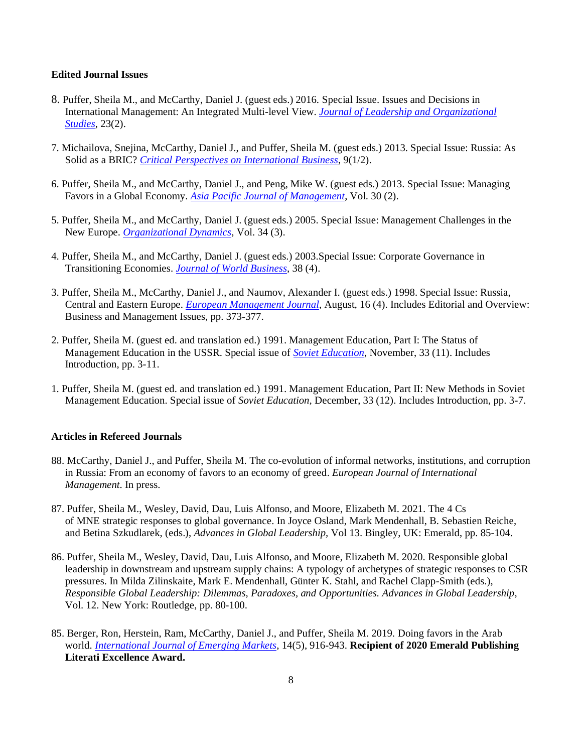**Edited Journal Issues**

8. Puffer, Sheila M., and McCarthy, Daniel J. (guest eds.) 2016. Special Issue. Issues and Decisions in International Management: An Integrated Multi-level View. *Journal of Leadership and Organizational Studies*, 23(2).

7. Michailova, Snejina, McCarthy, Daniel J., and Puffer, Sheila M. (guest eds.) 2013. Special Issue: Russia: As Solid as a BRIC? *Critical Perspectives on International Business*, 9(1/2).

6. Puffer, Sheila M., and McCarthy, Daniel J., and Peng, Mike W. (guest eds.) 2013. Special Issue: Managing Favors in a Global Economy. *Asia Pacific Journal of Management*, Vol. 30 (2).

5. Puffer, Sheila M., and McCarthy, Daniel J. (guest eds.) 2005. Special Issue: Management Challenges in the New Europe. *Organizational Dynamics*, Vol. 34 (3).

4. Puffer, Sheila M., and McCarthy, Daniel J. (guest eds.) 2003.Special Issue: Corporate Governance in Transitioning Economies. *Journal of World Business*, 38 (4).

3. Puffer, Sheila M., McCarthy, Daniel J., and Naumov, Alexander I. (guest eds.) 1998. Special Issue: Russia, Central and Eastern Europe. *European Management Journal*, August, 16 (4). Includes Editorial and Overview: Business and Management Issues, pp. 373-377.

2. Puffer, Sheila M. (guest ed. and translation ed.) 1991. Management Education, Part I: The Status of Management Education in the USSR. Special issue of *Soviet Education*, November, 33 (11). Includes Introduction, pp. 3-11.

1. Puffer, Sheila M. (guest ed. and translation ed.) 1991. Management Education, Part II: New Methods in Soviet Management Education. Special issue of *Soviet Education,* December, 33 (12). Includes Introduction, pp. 3-7.

**Articles in Refereed Journals**

88. McCarthy, Daniel J., and Puffer, Sheila M. The co-evolution of informal networks, institutions, and corruption in Russia: From an economy of favors to an economy of greed. *European Journal of International Management*. In press.

87. Puffer, Sheila M., Wesley, David, Dau, Luis Alfonso, and Moore, Elizabeth M. 2021. The 4 Cs of MNE strategic responses to global governance. In Joyce Osland, Mark Mendenhall, B. Sebastien Reiche, and Betina Szkudlarek, (eds.), *Advances in Global Leadership,* Vol 13. Bingley, UK: Emerald, pp. 85-104.

86. Puffer, Sheila M., Wesley, David, Dau, Luis Alfonso, and Moore, Elizabeth M. 2020. Responsible global leadership in downstream and upstream supply chains: A typology of archetypes of strategic responses to CSR pressures. In Milda Zilinskaite, Mark E. Mendenhall, Günter K. Stahl, and Rachel Clapp-Smith (eds.), *Responsible Global Leadership: Dilemmas, Paradoxes, and Opportunities. Advances in Global Leadership*, Vol. 12. New York: Routledge, pp. 80-100.

85. Berger, Ron, Herstein, Ram, McCarthy, Daniel J., and Puffer, Sheila M. 2019. Doing favors in the Arab world. *International Journal of Emerging Markets*, 14(5), 916-943. **Recipient of 2020 Emerald Publishing Literati Excellence Award.**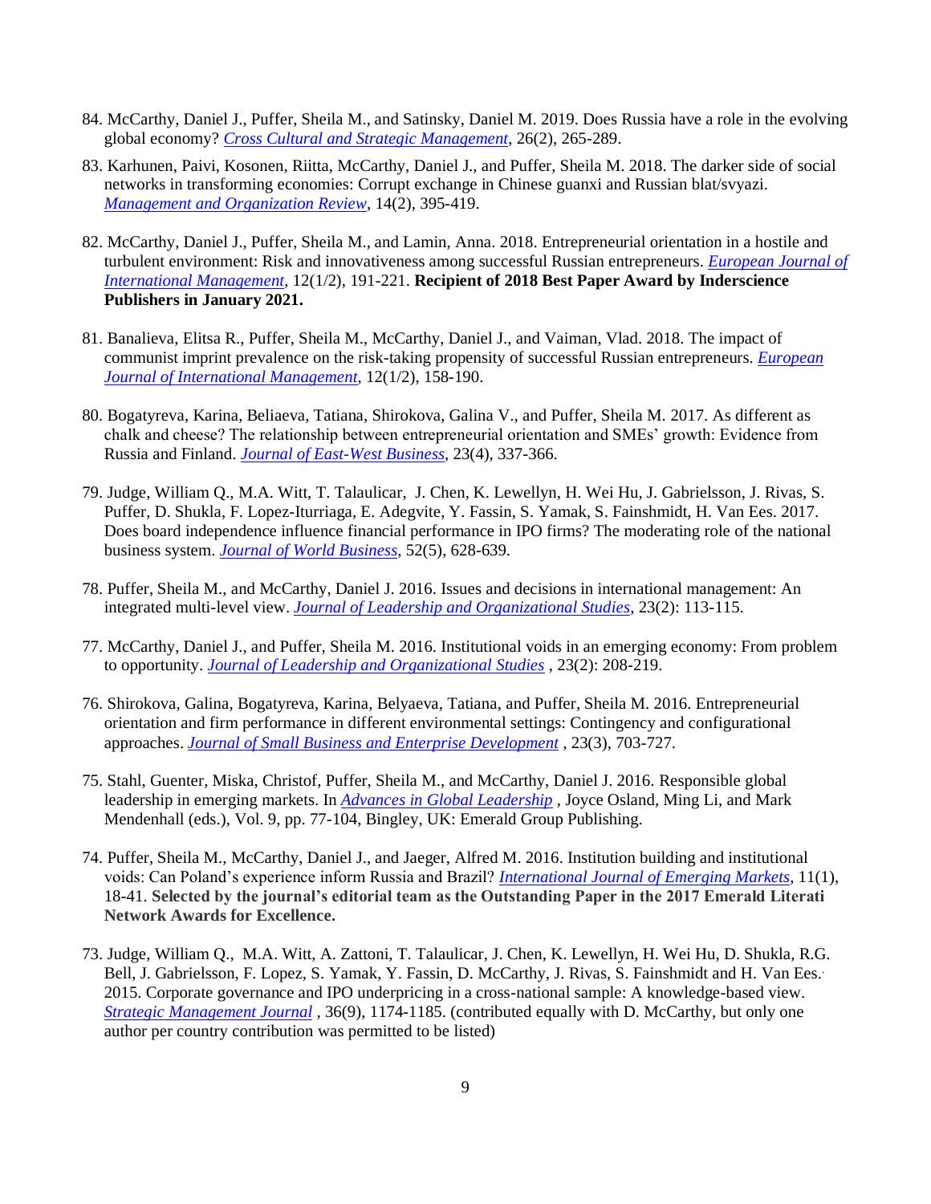84. McCarthy, Daniel J., Puffer, Sheila M., and Satinsky, Daniel M. 2019. Does Russia have a role in the evolving global economy? *Cross Cultural and Strategic Management*, 26(2), 265-289.

83. Karhunen, Paivi, Kosonen, Riitta, McCarthy, Daniel J., and Puffer, Sheila M. 2018. The darker side of social networks in transforming economies: Corrupt exchange in Chinese guanxi and Russian blat/svyazi. *Management and Organization Review*, 14(2), 395-419.

82. McCarthy, Daniel J., Puffer, Sheila M., and Lamin, Anna. 2018. Entrepreneurial orientation in a hostile and turbulent environment: Risk and innovativeness among successful Russian entrepreneurs. *European Journal of International Management*, 12(1/2), 191-221. **Recipient of 2018 Best Paper Award by Inderscience Publishers in January 2021.**

81. Banalieva, Elitsa R., Puffer, Sheila M., McCarthy, Daniel J., and Vaiman, Vlad. 2018. The impact of communist imprint prevalence on the risk-taking propensity of successful Russian entrepreneurs. *European Journal of International Management*, 12(1/2), 158-190.

80. Bogatyreva, Karina, Beliaeva, Tatiana, Shirokova, Galina V., and Puffer, Sheila M. 2017. As different as chalk and cheese? The relationship between entrepreneurial orientation and SMEs' growth: Evidence from Russia and Finland. *Journal of East-West Business*, 23(4), 337-366.

79. Judge, William Q., M.A. Witt, T. Talaulicar, J. Chen, K. Lewellyn, H. Wei Hu, J. Gabrielsson, J. Rivas, S. Puffer, D. Shukla, F. Lopez-Iturriaga, E. Adegvite, Y. Fassin, S. Yamak, S. Fainshmidt, H. Van Ees. 2017. Does board independence influence financial performance in IPO firms? The moderating role of the national business system. *Journal of World Business*, 52(5), 628-639.

78. Puffer, Sheila M., and McCarthy, Daniel J. 2016. Issues and decisions in international management: An integrated multi-level view. *Journal of Leadership and Organizational Studies*, 23(2): 113-115.

77. McCarthy, Daniel J., and Puffer, Sheila M. 2016. Institutional voids in an emerging economy: From problem to opportunity. *Journal of Leadership and Organizational Studies* , 23(2): 208-219.

76. Shirokova, Galina, Bogatyreva, Karina, Belyaeva, Tatiana, and Puffer, Sheila M. 2016. Entrepreneurial orientation and firm performance in different environmental settings: Contingency and configurational approaches. *Journal of Small Business and Enterprise Development* , 23(3), 703-727.

75. Stahl, Guenter, Miska, Christof, Puffer, Sheila M., and McCarthy, Daniel J. 2016. Responsible global leadership in emerging markets. In *Advances in Global Leadership* , Joyce Osland, Ming Li, and Mark Mendenhall (eds.), Vol. 9, pp. 77-104, Bingley, UK: Emerald Group Publishing.

74. Puffer, Sheila M., McCarthy, Daniel J., and Jaeger, Alfred M. 2016. Institution building and institutional voids: Can Poland's experience inform Russia and Brazil? *International Journal of Emerging Markets*, 11(1), 18-41. **Selected by the journal's editorial team as the Outstanding Paper in the 2017 Emerald Literati Network Awards for Excellence.**

73. Judge, William Q., M.A. Witt, A. Zattoni, T. Talaulicar, J. Chen, K. Lewellyn, H. Wei Hu, D. Shukla, R.G. Bell, J. Gabrielsson, F. Lopez, S. Yamak, Y. Fassin, D. McCarthy, J. Rivas, S. Fainshmidt and H. Van Ees. 2015. Corporate governance and IPO underpricing in a cross-national sample: A knowledge-based view. *Strategic Management Journal* , 36(9), 1174-1185. (contributed equally with D. McCarthy, but only one author per country contribution was permitted to be listed)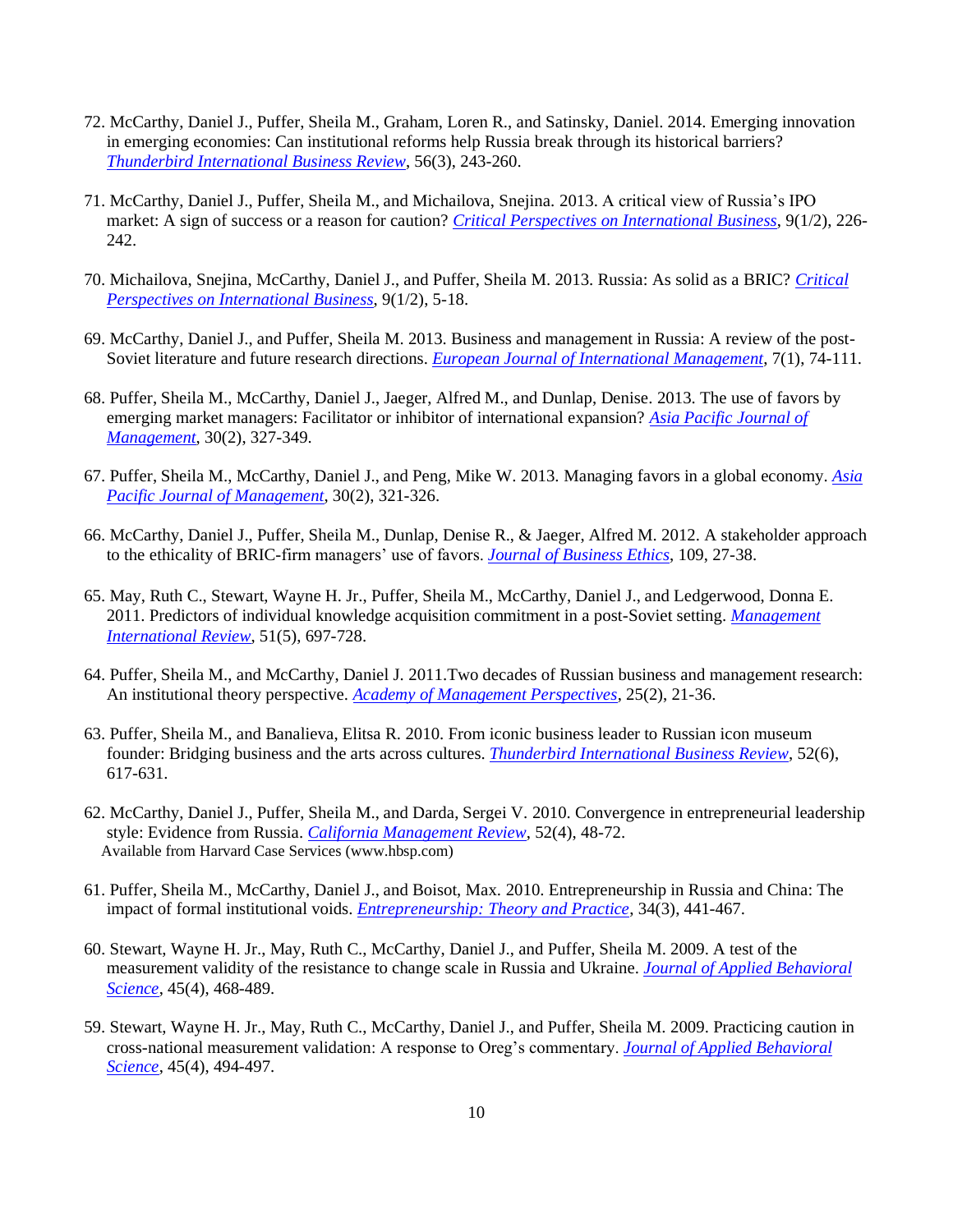72. McCarthy, Daniel J., Puffer, Sheila M., Graham, Loren R., and Satinsky, Daniel. 2014. Emerging innovation in emerging economies: Can institutional reforms help Russia break through its historical barriers? *Thunderbird International Business Review*, 56(3), 243-260.

71. McCarthy, Daniel J., Puffer, Sheila M., and Michailova, Snejina. 2013. A critical view of Russia's IPO market: A sign of success or a reason for caution? *Critical Perspectives on International Business*, 9(1/2), 226-242.

70. Michailova, Snejina, McCarthy, Daniel J., and Puffer, Sheila M. 2013. Russia: As solid as a BRIC? *Critical Perspectives on International Business*, 9(1/2), 5-18.

69. McCarthy, Daniel J., and Puffer, Sheila M. 2013. Business and management in Russia: A review of the post-Soviet literature and future research directions. *European Journal of International Management*, 7(1), 74-111.

68. Puffer, Sheila M., McCarthy, Daniel J., Jaeger, Alfred M., and Dunlap, Denise. 2013. The use of favors by emerging market managers: Facilitator or inhibitor of international expansion? *Asia Pacific Journal of Management*, 30(2), 327-349.

67. Puffer, Sheila M., McCarthy, Daniel J., and Peng, Mike W. 2013. Managing favors in a global economy. *Asia Pacific Journal of Management*, 30(2), 321-326.

66. McCarthy, Daniel J., Puffer, Sheila M., Dunlap, Denise R., & Jaeger, Alfred M. 2012. A stakeholder approach to the ethicality of BRIC-firm managers' use of favors. *Journal of Business Ethics*, 109, 27-38.

65. May, Ruth C., Stewart, Wayne H. Jr., Puffer, Sheila M., McCarthy, Daniel J., and Ledgerwood, Donna E. 2011. Predictors of individual knowledge acquisition commitment in a post-Soviet setting. *Management International Review*, 51(5), 697-728.

64. Puffer, Sheila M., and McCarthy, Daniel J. 2011.Two decades of Russian business and management research: An institutional theory perspective. *Academy of Management Perspectives*, 25(2), 21-36.

63. Puffer, Sheila M., and Banalieva, Elitsa R. 2010. From iconic business leader to Russian icon museum founder: Bridging business and the arts across cultures. *Thunderbird International Business Review*, 52(6), 617-631.

62. McCarthy, Daniel J., Puffer, Sheila M., and Darda, Sergei V. 2010. Convergence in entrepreneurial leadership style: Evidence from Russia. *California Management Review*, 52(4), 48-72.
Available from Harvard Case Services (www.hbsp.com)

61. Puffer, Sheila M., McCarthy, Daniel J., and Boisot, Max. 2010. Entrepreneurship in Russia and China: The impact of formal institutional voids. *Entrepreneurship: Theory and Practice*, 34(3), 441-467.

60. Stewart, Wayne H. Jr., May, Ruth C., McCarthy, Daniel J., and Puffer, Sheila M. 2009. A test of the measurement validity of the resistance to change scale in Russia and Ukraine. *Journal of Applied Behavioral Science*, 45(4), 468-489.

59. Stewart, Wayne H. Jr., May, Ruth C., McCarthy, Daniel J., and Puffer, Sheila M. 2009. Practicing caution in cross-national measurement validation: A response to Oreg's commentary. *Journal of Applied Behavioral Science*, 45(4), 494-497.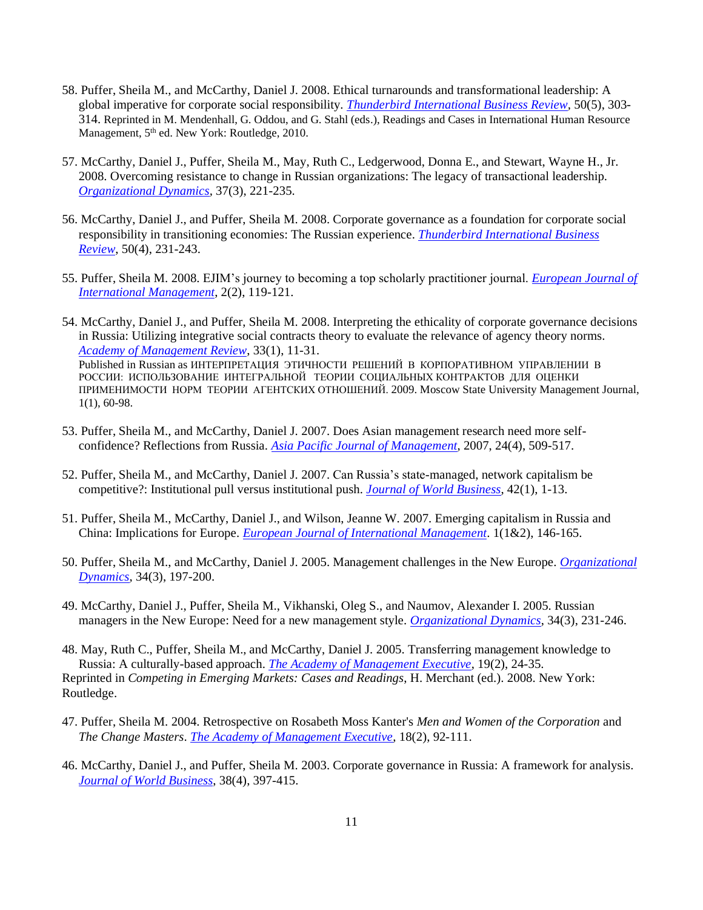58. Puffer, Sheila M., and McCarthy, Daniel J. 2008. Ethical turnarounds and transformational leadership: A global imperative for corporate social responsibility. *Thunderbird International Business Review*, 50(5), 303-314. Reprinted in M. Mendenhall, G. Oddou, and G. Stahl (eds.), Readings and Cases in International Human Resource Management, 5th ed. New York: Routledge, 2010.

57. McCarthy, Daniel J., Puffer, Sheila M., May, Ruth C., Ledgerwood, Donna E., and Stewart, Wayne H., Jr. 2008. Overcoming resistance to change in Russian organizations: The legacy of transactional leadership. *Organizational Dynamics*, 37(3), 221-235.

56. McCarthy, Daniel J., and Puffer, Sheila M. 2008. Corporate governance as a foundation for corporate social responsibility in transitioning economies: The Russian experience. *Thunderbird International Business Review*, 50(4), 231-243.

55. Puffer, Sheila M. 2008. EJIM's journey to becoming a top scholarly practitioner journal. *European Journal of International Management*, 2(2), 119-121.

54. McCarthy, Daniel J., and Puffer, Sheila M. 2008. Interpreting the ethicality of corporate governance decisions in Russia: Utilizing integrative social contracts theory to evaluate the relevance of agency theory norms. *Academy of Management Review*, 33(1), 11-31.
Published in Russian as ИНТЕРПРЕТАЦИЯ ЭТИЧНОСТИ РЕШЕНИЙ В КОРПОРАТИВНОМ УПРАВЛЕНИИ В РОССИИ: ИСПОЛЬЗОВАНИЕ ИНТЕГРАЛЬНОЙ ТЕОРИИ СОЦИАЛЬНЫХ КОНТРАКТОВ ДЛЯ ОЦЕНКИ ПРИМЕНИМОСТИ НОРМ ТЕОРИИ АГЕНТСКИХ ОТНОШЕНИЙ. 2009. Moscow State University Management Journal, 1(1), 60-98.

53. Puffer, Sheila M., and McCarthy, Daniel J. 2007. Does Asian management research need more self-confidence? Reflections from Russia. *Asia Pacific Journal of Management*, 2007, 24(4), 509-517.

52. Puffer, Sheila M., and McCarthy, Daniel J. 2007. Can Russia's state-managed, network capitalism be competitive?: Institutional pull versus institutional push. *Journal of World Business*, 42(1), 1-13.

51. Puffer, Sheila M., McCarthy, Daniel J., and Wilson, Jeanne W. 2007. Emerging capitalism in Russia and China: Implications for Europe. *European Journal of International Management*. 1(1&2), 146-165.

50. Puffer, Sheila M., and McCarthy, Daniel J. 2005. Management challenges in the New Europe. *Organizational Dynamics*, 34(3), 197-200.

49. McCarthy, Daniel J., Puffer, Sheila M., Vikhanski, Oleg S., and Naumov, Alexander I. 2005. Russian managers in the New Europe: Need for a new management style. *Organizational Dynamics*, 34(3), 231-246.

48. May, Ruth C., Puffer, Sheila M., and McCarthy, Daniel J. 2005. Transferring management knowledge to Russia: A culturally-based approach. *The Academy of Management Executive*, 19(2), 24-35.
Reprinted in *Competing in Emerging Markets: Cases and Readings*, H. Merchant (ed.). 2008. New York: Routledge.

47. Puffer, Sheila M. 2004. Retrospective on Rosabeth Moss Kanter's *Men and Women of the Corporation* and *The Change Masters*. *The Academy of Management Executive*, 18(2), 92-111.

46. McCarthy, Daniel J., and Puffer, Sheila M. 2003. Corporate governance in Russia: A framework for analysis. *Journal of World Business*, 38(4), 397-415.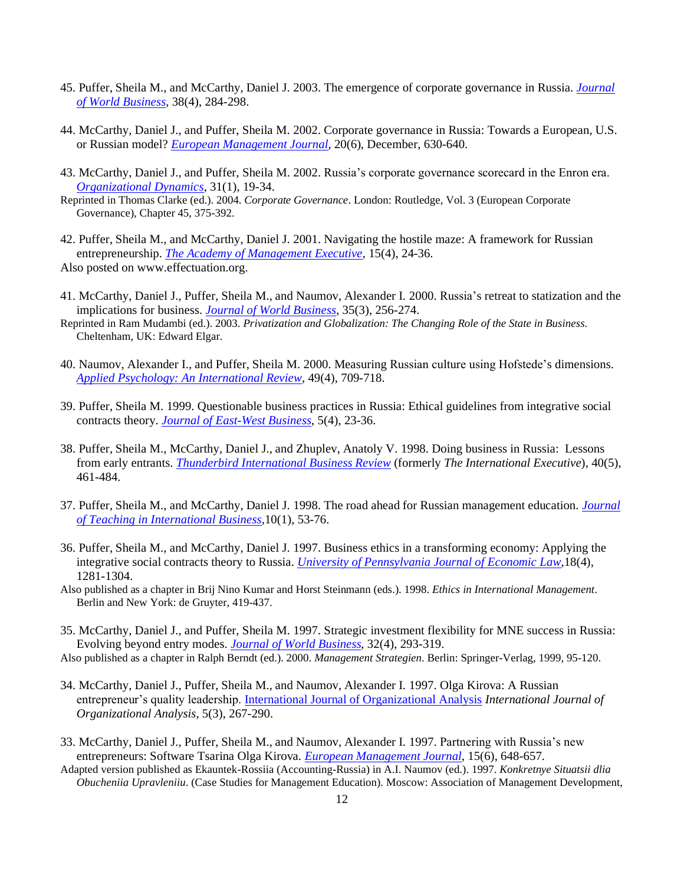45. Puffer, Sheila M., and McCarthy, Daniel J. 2003. The emergence of corporate governance in Russia. *Journal of World Business*, 38(4), 284-298.

44. McCarthy, Daniel J., and Puffer, Sheila M. 2002. Corporate governance in Russia: Towards a European, U.S. or Russian model? *European Management Journal*, 20(6), December, 630-640.

43. McCarthy, Daniel J., and Puffer, Sheila M. 2002. Russia's corporate governance scorecard in the Enron era. *Organizational Dynamics*, 31(1), 19-34.
Reprinted in Thomas Clarke (ed.). 2004. *Corporate Governance*. London: Routledge, Vol. 3 (European Corporate Governance), Chapter 45, 375-392.

42. Puffer, Sheila M., and McCarthy, Daniel J. 2001. Navigating the hostile maze: A framework for Russian entrepreneurship. *The Academy of Management Executive*, 15(4), 24-36.
Also posted on www.effectuation.org.

41. McCarthy, Daniel J., Puffer, Sheila M., and Naumov, Alexander I. 2000. Russia's retreat to statization and the implications for business. *Journal of World Business*, 35(3), 256-274.
Reprinted in Ram Mudambi (ed.). 2003. *Privatization and Globalization: The Changing Role of the State in Business.* Cheltenham, UK: Edward Elgar.

40. Naumov, Alexander I., and Puffer, Sheila M. 2000. Measuring Russian culture using Hofstede's dimensions. *Applied Psychology: An International Review*, 49(4), 709-718.

39. Puffer, Sheila M. 1999. Questionable business practices in Russia: Ethical guidelines from integrative social contracts theory. *Journal of East-West Business*, 5(4), 23-36.

38. Puffer, Sheila M., McCarthy, Daniel J., and Zhuplev, Anatoly V. 1998. Doing business in Russia: Lessons from early entrants. *Thunderbird International Business Review* (formerly *The International Executive*), 40(5), 461-484.

37. Puffer, Sheila M., and McCarthy, Daniel J. 1998. The road ahead for Russian management education. *Journal of Teaching in International Business*,10(1), 53-76.

36. Puffer, Sheila M., and McCarthy, Daniel J. 1997. Business ethics in a transforming economy: Applying the integrative social contracts theory to Russia. *University of Pennsylvania Journal of Economic Law*,18(4), 1281-1304.
Also published as a chapter in Brij Nino Kumar and Horst Steinmann (eds.). 1998. *Ethics in International Management*. Berlin and New York: de Gruyter, 419-437.

35. McCarthy, Daniel J., and Puffer, Sheila M. 1997. Strategic investment flexibility for MNE success in Russia: Evolving beyond entry modes. *Journal of World Business*, 32(4), 293-319.
Also published as a chapter in Ralph Berndt (ed.). 2000. *Management Strategien*. Berlin: Springer-Verlag, 1999, 95-120.

34. McCarthy, Daniel J., Puffer, Sheila M., and Naumov, Alexander I. 1997. Olga Kirova: A Russian entrepreneur's quality leadership. International Journal of Organizational Analysis *International Journal of Organizational Analysis*, 5(3), 267-290.

33. McCarthy, Daniel J., Puffer, Sheila M., and Naumov, Alexander I. 1997. Partnering with Russia's new entrepreneurs: Software Tsarina Olga Kirova. *European Management Journal*, 15(6), 648-657.
Adapted version published as Ekauntek-Rossiia (Accounting-Russia) in A.I. Naumov (ed.). 1997. *Konkretnye Situatsii dlia Obucheniia Upravleniiu*. (Case Studies for Management Education). Moscow: Association of Management Development,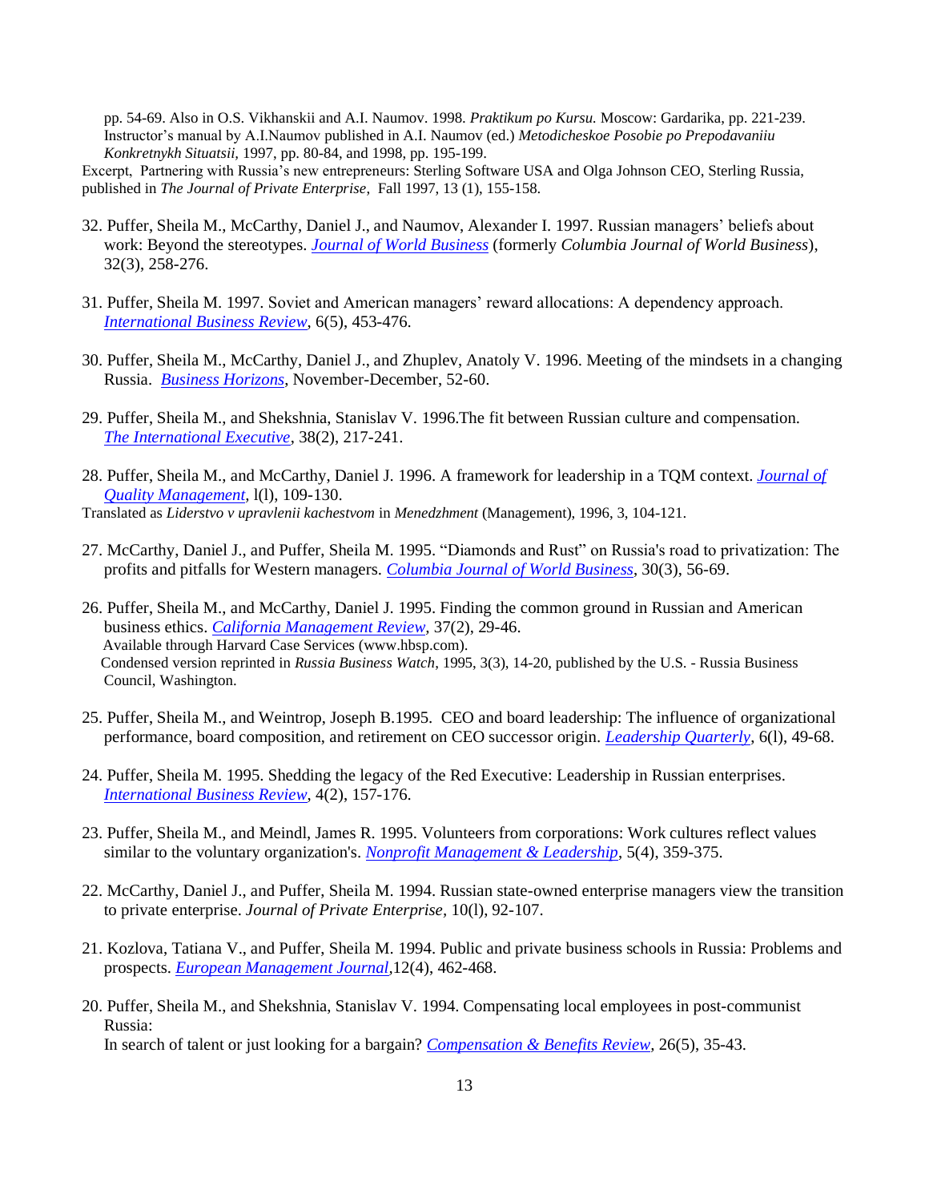pp. 54-69. Also in O.S. Vikhanskii and A.I. Naumov. 1998. *Praktikum po Kursu.* Moscow: Gardarika, pp. 221-239. Instructor's manual by A.I.Naumov published in A.I. Naumov (ed.) *Metodicheskoe Posobie po Prepodavaniiu Konkretnykh Situatsii*, 1997, pp. 80-84, and 1998, pp. 195-199.

Excerpt, Partnering with Russia's new entrepreneurs: Sterling Software USA and Olga Johnson CEO, Sterling Russia, published in *The Journal of Private Enterprise*, Fall 1997, 13 (1), 155-158.

32. Puffer, Sheila M., McCarthy, Daniel J., and Naumov, Alexander I. 1997. Russian managers' beliefs about work: Beyond the stereotypes. *Journal of World Business* (formerly *Columbia Journal of World Business*), 32(3), 258-276.

31. Puffer, Sheila M. 1997. Soviet and American managers' reward allocations: A dependency approach. *International Business Review*, 6(5), 453-476.

30. Puffer, Sheila M., McCarthy, Daniel J., and Zhuplev, Anatoly V. 1996. Meeting of the mindsets in a changing Russia. *Business Horizons*, November-December, 52-60.

29. Puffer, Sheila M., and Shekshnia, Stanislav V. 1996.The fit between Russian culture and compensation. *The International Executive*, 38(2), 217-241.

28. Puffer, Sheila M., and McCarthy, Daniel J. 1996. A framework for leadership in a TQM context. *Journal of Quality Management*, l(l), 109-130.
Translated as *Liderstvo v upravlenii kachestvom* in *Menedzhment* (Management), 1996, 3, 104-121.

27. McCarthy, Daniel J., and Puffer, Sheila M. 1995. "Diamonds and Rust" on Russia's road to privatization: The profits and pitfalls for Western managers. *Columbia Journal of World Business*, 30(3), 56-69.

26. Puffer, Sheila M., and McCarthy, Daniel J. 1995. Finding the common ground in Russian and American business ethics. *California Management Review*, 37(2), 29-46.
Available through Harvard Case Services (www.hbsp.com).
Condensed version reprinted in *Russia Business Watch*, 1995, 3(3), 14-20, published by the U.S. - Russia Business Council, Washington.

25. Puffer, Sheila M., and Weintrop, Joseph B.1995. CEO and board leadership: The influence of organizational performance, board composition, and retirement on CEO successor origin. *Leadership Quarterly*, 6(l), 49-68.

24. Puffer, Sheila M. 1995. Shedding the legacy of the Red Executive: Leadership in Russian enterprises. *International Business Review*, 4(2), 157-176.

23. Puffer, Sheila M., and Meindl, James R. 1995. Volunteers from corporations: Work cultures reflect values similar to the voluntary organization's. *Nonprofit Management & Leadership*, 5(4), 359-375.

22. McCarthy, Daniel J., and Puffer, Sheila M. 1994. Russian state-owned enterprise managers view the transition to private enterprise. *Journal of Private Enterprise*, 10(l), 92-107.

21. Kozlova, Tatiana V., and Puffer, Sheila M. 1994. Public and private business schools in Russia: Problems and prospects. *European Management Journal*,12(4), 462-468.

20. Puffer, Sheila M., and Shekshnia, Stanislav V. 1994. Compensating local employees in post-communist Russia:
In search of talent or just looking for a bargain? *Compensation & Benefits Review*, 26(5), 35-43.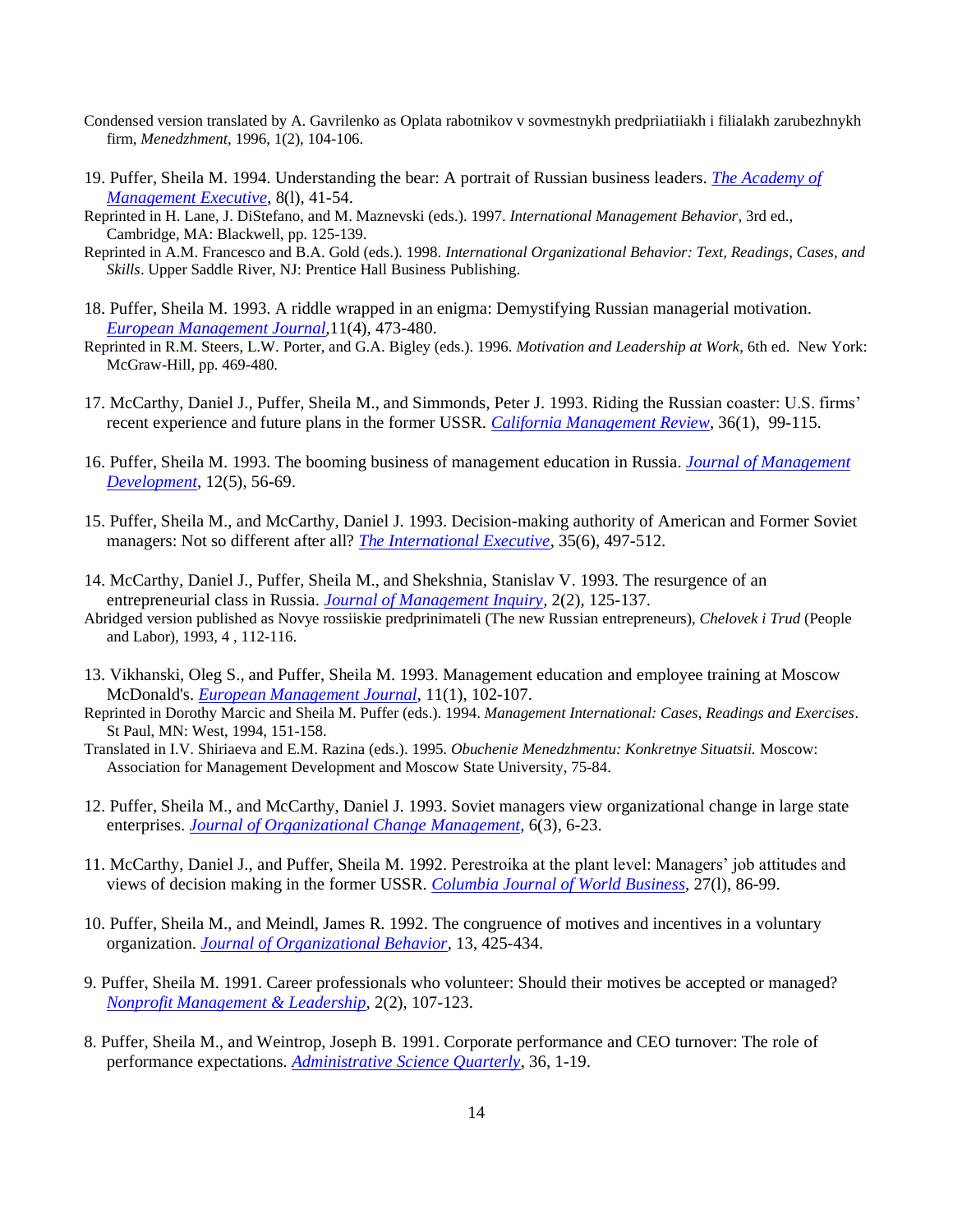Condensed version translated by A. Gavrilenko as Oplata rabotnikov v sovmestnykh predpriiatiiakh i filialakh zarubezhnykh firm, *Menedzhment*, 1996, 1(2), 104-106.

19. Puffer, Sheila M. 1994. Understanding the bear: A portrait of Russian business leaders. *The Academy of Management Executive*, 8(l), 41-54.

Reprinted in H. Lane, J. DiStefano, and M. Maznevski (eds.). 1997. *International Management Behavior*, 3rd ed., Cambridge, MA: Blackwell, pp. 125-139.

Reprinted in A.M. Francesco and B.A. Gold (eds.). 1998. *International Organizational Behavior: Text, Readings, Cases, and Skills*. Upper Saddle River, NJ: Prentice Hall Business Publishing.

18. Puffer, Sheila M. 1993. A riddle wrapped in an enigma: Demystifying Russian managerial motivation. *European Management Journal*,11(4), 473-480.

Reprinted in R.M. Steers, L.W. Porter, and G.A. Bigley (eds.). 1996. *Motivation and Leadership at Work*, 6th ed. New York: McGraw-Hill, pp. 469-480.

17. McCarthy, Daniel J., Puffer, Sheila M., and Simmonds, Peter J. 1993. Riding the Russian coaster: U.S. firms' recent experience and future plans in the former USSR. *California Management Review*, 36(1), 99-115.

16. Puffer, Sheila M. 1993. The booming business of management education in Russia. *Journal of Management Development*, 12(5), 56-69.

15. Puffer, Sheila M., and McCarthy, Daniel J. 1993. Decision-making authority of American and Former Soviet managers: Not so different after all? *The International Executive*, 35(6), 497-512.

14. McCarthy, Daniel J., Puffer, Sheila M., and Shekshnia, Stanislav V. 1993. The resurgence of an entrepreneurial class in Russia. *Journal of Management Inquiry*, 2(2), 125-137.

Abridged version published as Novye rossiiskie predprinimateli (The new Russian entrepreneurs), *Chelovek i Trud* (People and Labor), 1993, 4 , 112-116.

13. Vikhanski, Oleg S., and Puffer, Sheila M. 1993. Management education and employee training at Moscow McDonald's. *European Management Journal*, 11(1), 102-107.

Reprinted in Dorothy Marcic and Sheila M. Puffer (eds.). 1994. *Management International: Cases, Readings and Exercises*. St Paul, MN: West, 1994, 151-158.

Translated in I.V. Shiriaeva and E.M. Razina (eds.). 1995. *Obuchenie Menedzhmentu: Konkretnye Situatsii.* Moscow: Association for Management Development and Moscow State University, 75-84.

12. Puffer, Sheila M., and McCarthy, Daniel J. 1993. Soviet managers view organizational change in large state enterprises. *Journal of Organizational Change Management*, 6(3), 6-23.

11. McCarthy, Daniel J., and Puffer, Sheila M. 1992. Perestroika at the plant level: Managers' job attitudes and views of decision making in the former USSR. *Columbia Journal of World Business*, 27(l), 86-99.

10. Puffer, Sheila M., and Meindl, James R. 1992. The congruence of motives and incentives in a voluntary organization. *Journal of Organizational Behavior*, 13, 425-434.

9. Puffer, Sheila M. 1991. Career professionals who volunteer: Should their motives be accepted or managed? *Nonprofit Management & Leadership*, 2(2), 107-123.

8. Puffer, Sheila M., and Weintrop, Joseph B. 1991. Corporate performance and CEO turnover: The role of performance expectations. *Administrative Science Quarterly*, 36, 1-19.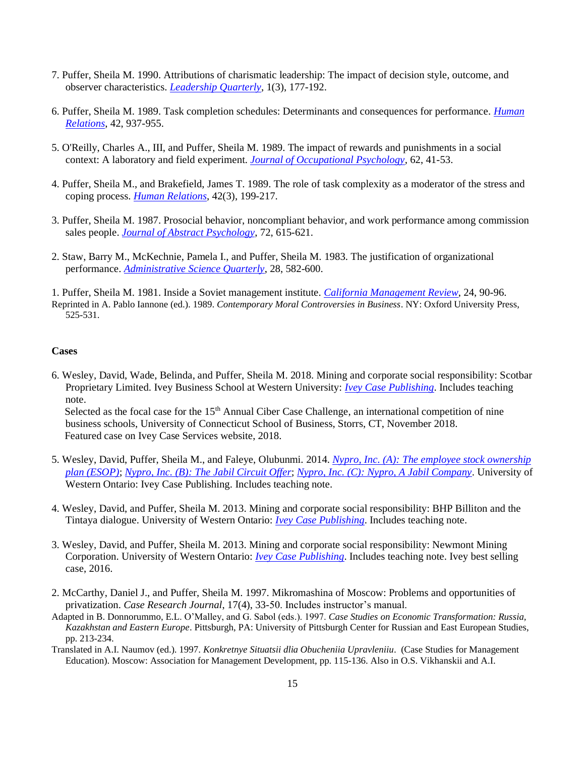7. Puffer, Sheila M. 1990. Attributions of charismatic leadership: The impact of decision style, outcome, and observer characteristics. *Leadership Quarterly*, 1(3), 177-192.

6. Puffer, Sheila M. 1989. Task completion schedules: Determinants and consequences for performance. *Human Relations*, 42, 937-955.

5. O'Reilly, Charles A., III, and Puffer, Sheila M. 1989. The impact of rewards and punishments in a social context: A laboratory and field experiment. *Journal of Occupational Psychology*, 62, 41-53.

4. Puffer, Sheila M., and Brakefield, James T. 1989. The role of task complexity as a moderator of the stress and coping process. *Human Relations*, 42(3), 199-217.

3. Puffer, Sheila M. 1987. Prosocial behavior, noncompliant behavior, and work performance among commission sales people. *Journal of Abstract Psychology*, 72, 615-621.

2. Staw, Barry M., McKechnie, Pamela I., and Puffer, Sheila M. 1983. The justification of organizational performance. *Administrative Science Quarterly*, 28, 582-600.

1. Puffer, Sheila M. 1981. Inside a Soviet management institute. *California Management Review*, 24, 90-96.
Reprinted in A. Pablo Iannone (ed.). 1989. *Contemporary Moral Controversies in Business*. NY: Oxford University Press, 525-531.

**Cases**

6. Wesley, David, Wade, Belinda, and Puffer, Sheila M. 2018. Mining and corporate social responsibility: Scotbar Proprietary Limited. Ivey Business School at Western University: *Ivey Case Publishing*. Includes teaching note.
Selected as the focal case for the 15th Annual Ciber Case Challenge, an international competition of nine business schools, University of Connecticut School of Business, Storrs, CT, November 2018.
Featured case on Ivey Case Services website, 2018.

5. Wesley, David, Puffer, Sheila M., and Faleye, Olubunmi. 2014. *Nypro, Inc. (A): The employee stock ownership plan (ESOP)*; *Nypro, Inc. (B): The Jabil Circuit Offer*; *Nypro, Inc. (C): Nypro, A Jabil Company*. University of Western Ontario: Ivey Case Publishing. Includes teaching note.

4. Wesley, David, and Puffer, Sheila M. 2013. Mining and corporate social responsibility: BHP Billiton and the Tintaya dialogue. University of Western Ontario: *Ivey Case Publishing*. Includes teaching note.

3. Wesley, David, and Puffer, Sheila M. 2013. Mining and corporate social responsibility: Newmont Mining Corporation. University of Western Ontario: *Ivey Case Publishing*. Includes teaching note. Ivey best selling case, 2016.

2. McCarthy, Daniel J., and Puffer, Sheila M. 1997. Mikromashina of Moscow: Problems and opportunities of privatization. *Case Research Journal*, 17(4), 33-50. Includes instructor's manual.
Adapted in B. Donnorummo, E.L. O'Malley, and G. Sabol (eds.). 1997. *Case Studies on Economic Transformation: Russia, Kazakhstan and Eastern Europe*. Pittsburgh, PA: University of Pittsburgh Center for Russian and East European Studies, pp. 213-234.
Translated in A.I. Naumov (ed.). 1997. *Konkretnye Situatsii dlia Obucheniia Upravleniiu*. (Case Studies for Management Education). Moscow: Association for Management Development, pp. 115-136. Also in O.S. Vikhanskii and A.I.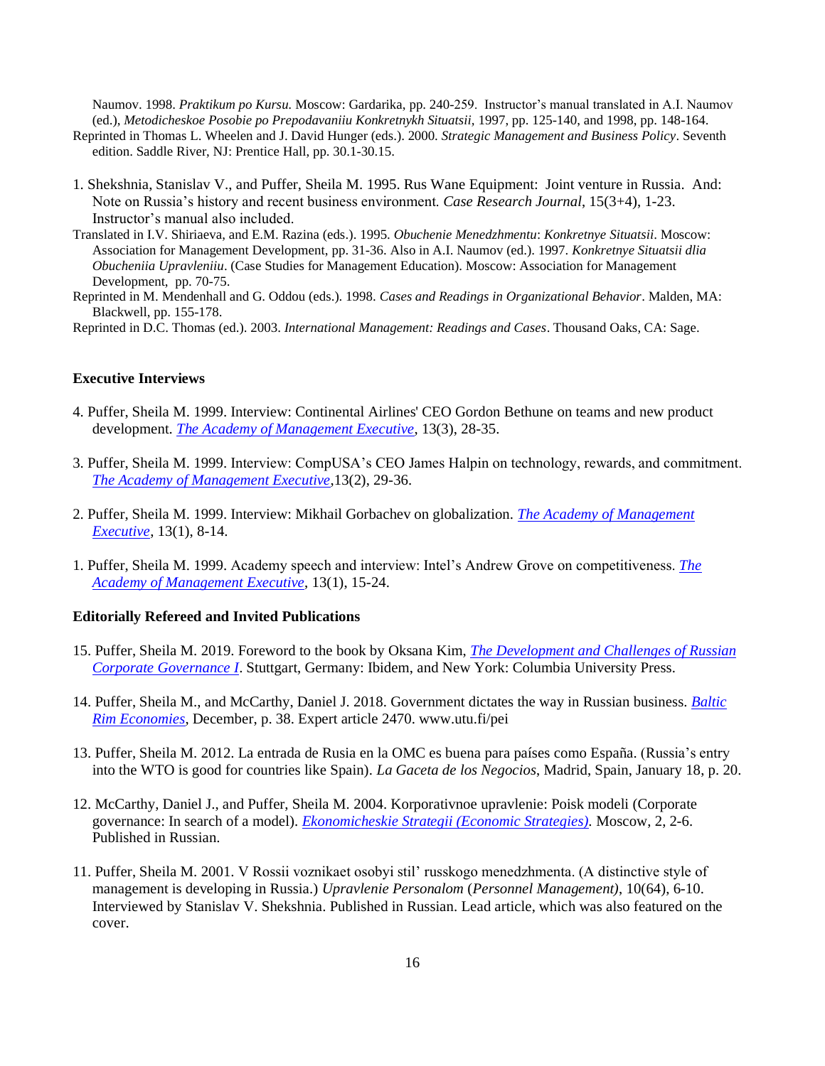Naumov. 1998. *Praktikum po Kursu.* Moscow: Gardarika, pp. 240-259. Instructor's manual translated in A.I. Naumov (ed.), *Metodicheskoe Posobie po Prepodavaniiu Konkretnykh Situatsii,* 1997, pp. 125-140, and 1998, pp. 148-164.

Reprinted in Thomas L. Wheelen and J. David Hunger (eds.). 2000. *Strategic Management and Business Policy*. Seventh edition. Saddle River, NJ: Prentice Hall, pp. 30.1-30.15.

1. Shekshnia, Stanislav V., and Puffer, Sheila M. 1995. Rus Wane Equipment: Joint venture in Russia. And: Note on Russia's history and recent business environment. *Case Research Journal*, 15(3+4), 1-23. Instructor's manual also included.

Translated in I.V. Shiriaeva, and E.M. Razina (eds.). 1995. *Obuchenie Menedzhmentu*: *Konkretnye Situatsii*. Moscow: Association for Management Development, pp. 31-36. Also in A.I. Naumov (ed.). 1997. *Konkretnye Situatsii dlia Obucheniia Upravleniiu*. (Case Studies for Management Education). Moscow: Association for Management Development, pp. 70-75.

Reprinted in M. Mendenhall and G. Oddou (eds.). 1998. *Cases and Readings in Organizational Behavior*. Malden, MA: Blackwell, pp. 155-178.

Reprinted in D.C. Thomas (ed.). 2003. *International Management: Readings and Cases*. Thousand Oaks, CA: Sage.

### Executive Interviews

4. Puffer, Sheila M. 1999. Interview: Continental Airlines' CEO Gordon Bethune on teams and new product development. *The Academy of Management Executive*, 13(3), 28-35.

3. Puffer, Sheila M. 1999. Interview: CompUSA's CEO James Halpin on technology, rewards, and commitment. *The Academy of Management Executive*,13(2), 29-36.

2. Puffer, Sheila M. 1999. Interview: Mikhail Gorbachev on globalization. *The Academy of Management Executive*, 13(1), 8-14.

1. Puffer, Sheila M. 1999. Academy speech and interview: Intel's Andrew Grove on competitiveness. *The Academy of Management Executive*, 13(1), 15-24.

### Editorially Refereed and Invited Publications

15. Puffer, Sheila M. 2019. Foreword to the book by Oksana Kim, *The Development and Challenges of Russian Corporate Governance I*. Stuttgart, Germany: Ibidem, and New York: Columbia University Press.

14. Puffer, Sheila M., and McCarthy, Daniel J. 2018. Government dictates the way in Russian business. *Baltic Rim Economies*, December, p. 38. Expert article 2470. www.utu.fi/pei

13. Puffer, Sheila M. 2012. La entrada de Rusia en la OMC es buena para países como España. (Russia's entry into the WTO is good for countries like Spain). *La Gaceta de los Negocios*, Madrid, Spain, January 18, p. 20.

12. McCarthy, Daniel J., and Puffer, Sheila M. 2004. Korporativnoe upravlenie: Poisk modeli (Corporate governance: In search of a model). *Ekonomicheskie Strategii (Economic Strategies).* Moscow, 2, 2-6. Published in Russian.

11. Puffer, Sheila M. 2001. V Rossii voznikaet osobyi stil' russkogo menedzhmenta. (A distinctive style of management is developing in Russia.) *Upravlenie Personalom* (*Personnel Management)*, 10(64), 6-10. Interviewed by Stanislav V. Shekshnia. Published in Russian. Lead article, which was also featured on the cover.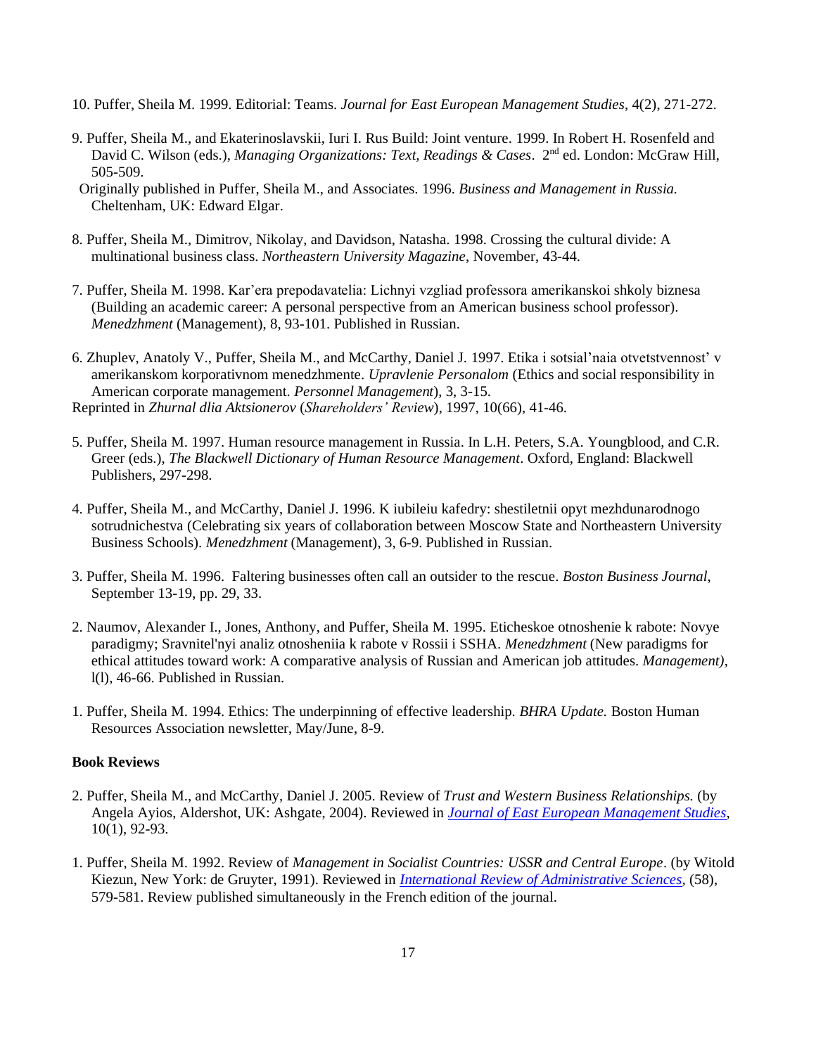10. Puffer, Sheila M. 1999. Editorial: Teams. *Journal for East European Management Studies*, 4(2), 271-272.

9. Puffer, Sheila M., and Ekaterinoslavskii, Iuri I. Rus Build: Joint venture. 1999. In Robert H. Rosenfeld and David C. Wilson (eds.), *Managing Organizations: Text, Readings & Cases*. 2nd ed. London: McGraw Hill, 505-509.
   Originally published in Puffer, Sheila M., and Associates. 1996. *Business and Management in Russia.* Cheltenham, UK: Edward Elgar.

8. Puffer, Sheila M., Dimitrov, Nikolay, and Davidson, Natasha. 1998. Crossing the cultural divide: A multinational business class. *Northeastern University Magazine*, November, 43-44.

7. Puffer, Sheila M. 1998. Kar'era prepodavatelia: Lichnyi vzgliad professora amerikanskoi shkoly biznesa (Building an academic career: A personal perspective from an American business school professor). *Menedzhment* (Management), 8, 93-101. Published in Russian.

6. Zhuplev, Anatoly V., Puffer, Sheila M., and McCarthy, Daniel J. 1997. Etika i sotsial'naia otvetstvennost' v amerikanskom korporativnom menedzhmente. *Upravlenie Personalom* (Ethics and social responsibility in American corporate management. *Personnel Management*), 3, 3-15.
Reprinted in *Zhurnal dlia Aktsionerov* (*Shareholders' Review*), 1997, 10(66), 41-46.

5. Puffer, Sheila M. 1997. Human resource management in Russia. In L.H. Peters, S.A. Youngblood, and C.R. Greer (eds.), *The Blackwell Dictionary of Human Resource Management*. Oxford, England: Blackwell Publishers, 297-298.

4. Puffer, Sheila M., and McCarthy, Daniel J. 1996. K iubileiu kafedry: shestiletnii opyt mezhdunarodnogo sotrudnichestva (Celebrating six years of collaboration between Moscow State and Northeastern University Business Schools). *Menedzhment* (Management), 3, 6-9. Published in Russian.

3. Puffer, Sheila M. 1996. Faltering businesses often call an outsider to the rescue. *Boston Business Journal*, September 13-19, pp. 29, 33.

2. Naumov, Alexander I., Jones, Anthony, and Puffer, Sheila M. 1995. Eticheskoe otnoshenie k rabote: Novye paradigmy; Sravnitel'nyi analiz otnosheniia k rabote v Rossii i SSHA. *Menedzhment* (New paradigms for ethical attitudes toward work: A comparative analysis of Russian and American job attitudes. *Management)*, l(l), 46-66. Published in Russian.

1. Puffer, Sheila M. 1994. Ethics: The underpinning of effective leadership. *BHRA Update.* Boston Human Resources Association newsletter, May/June, 8-9.

**Book Reviews**

2. Puffer, Sheila M., and McCarthy, Daniel J. 2005. Review of *Trust and Western Business Relationships.* (by Angela Ayios, Aldershot, UK: Ashgate, 2004). Reviewed in *Journal of East European Management Studies*, 10(1), 92-93.

1. Puffer, Sheila M. 1992. Review of *Management in Socialist Countries: USSR and Central Europe*. (by Witold Kiezun, New York: de Gruyter, 1991). Reviewed in *International Review of Administrative Sciences*, (58), 579-581. Review published simultaneously in the French edition of the journal.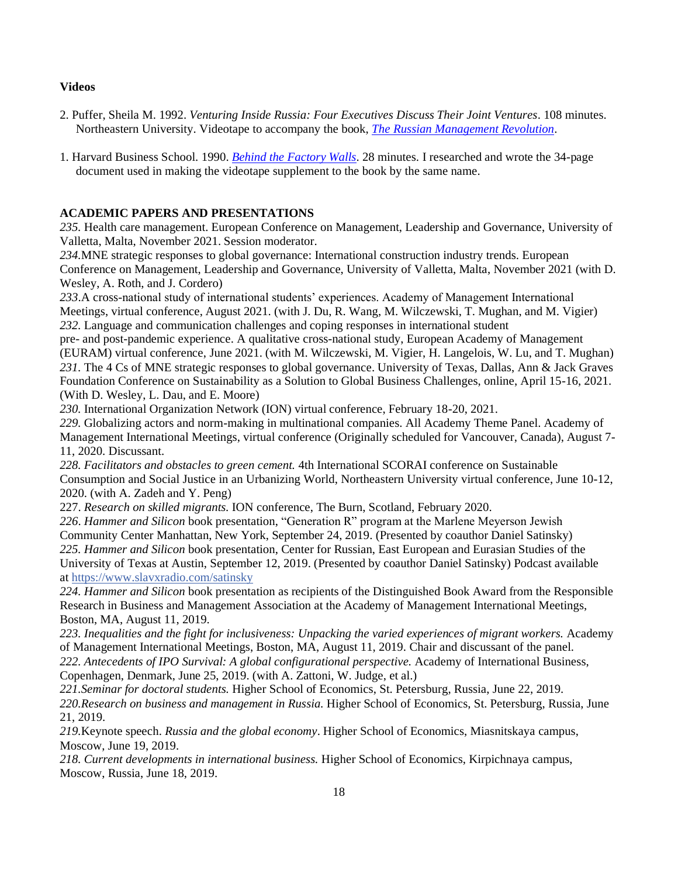**Videos**

2. Puffer, Sheila M. 1992. *Venturing Inside Russia: Four Executives Discuss Their Joint Ventures*. 108 minutes. Northeastern University. Videotape to accompany the book, *[The Russian Management Revolution](#)*.

1. Harvard Business School. 1990. *[Behind the Factory Walls](#)*. 28 minutes. I researched and wrote the 34-page document used in making the videotape supplement to the book by the same name.

**ACADEMIC PAPERS AND PRESENTATIONS**

*235.* Health care management. European Conference on Management, Leadership and Governance, University of Valletta, Malta, November 2021. Session moderator.

*234.*MNE strategic responses to global governance: International construction industry trends. European Conference on Management, Leadership and Governance, University of Valletta, Malta, November 2021 (with D. Wesley, A. Roth, and J. Cordero)

*233*.A cross-national study of international students' experiences. Academy of Management International Meetings, virtual conference, August 2021. (with J. Du, R. Wang, M. Wilczewski, T. Mughan, and M. Vigier)

*232.* Language and communication challenges and coping responses in international student pre- and post-pandemic experience. A qualitative cross-national study, European Academy of Management (EURAM) virtual conference, June 2021. (with M. Wilczewski, M. Vigier, H. Langelois, W. Lu, and T. Mughan)

*231.* The 4 Cs of MNE strategic responses to global governance. University of Texas, Dallas, Ann & Jack Graves Foundation Conference on Sustainability as a Solution to Global Business Challenges, online, April 15-16, 2021. (With D. Wesley, L. Dau, and E. Moore)

*230.* International Organization Network (ION) virtual conference, February 18-20, 2021.

*229.* Globalizing actors and norm-making in multinational companies. All Academy Theme Panel. Academy of Management International Meetings, virtual conference (Originally scheduled for Vancouver, Canada), August 7-11, 2020. Discussant.

*228. Facilitators and obstacles to green cement.* 4th International SCORAI conference on Sustainable Consumption and Social Justice in an Urbanizing World, Northeastern University virtual conference, June 10-12, 2020. (with A. Zadeh and Y. Peng)

227. *Research on skilled migrants.* ION conference, The Burn, Scotland, February 2020.

*226*. *Hammer and Silicon* book presentation, "Generation R" program at the Marlene Meyerson Jewish Community Center Manhattan, New York, September 24, 2019. (Presented by coauthor Daniel Satinsky)

*225. Hammer and Silicon* book presentation, Center for Russian, East European and Eurasian Studies of the University of Texas at Austin, September 12, 2019. (Presented by coauthor Daniel Satinsky) Podcast available at https://www.slavxradio.com/satinsky

*224. Hammer and Silicon* book presentation as recipients of the Distinguished Book Award from the Responsible Research in Business and Management Association at the Academy of Management International Meetings, Boston, MA, August 11, 2019.

*223. Inequalities and the fight for inclusiveness: Unpacking the varied experiences of migrant workers.* Academy of Management International Meetings, Boston, MA, August 11, 2019. Chair and discussant of the panel.

*222. Antecedents of IPO Survival: A global configurational perspective.* Academy of International Business, Copenhagen, Denmark, June 25, 2019. (with A. Zattoni, W. Judge, et al.)

*221.Seminar for doctoral students.* Higher School of Economics, St. Petersburg, Russia, June 22, 2019.

*220.Research on business and management in Russia.* Higher School of Economics, St. Petersburg, Russia, June 21, 2019.

*219.*Keynote speech. *Russia and the global economy*. Higher School of Economics, Miasnitskaya campus, Moscow, June 19, 2019.

*218. Current developments in international business.* Higher School of Economics, Kirpichnaya campus, Moscow, Russia, June 18, 2019.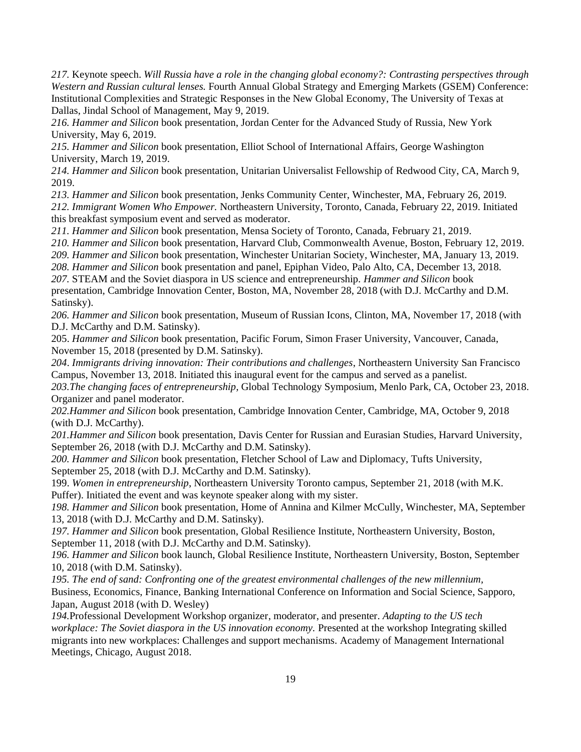*217.* Keynote speech. *Will Russia have a role in the changing global economy?: Contrasting perspectives through Western and Russian cultural lenses.* Fourth Annual Global Strategy and Emerging Markets (GSEM) Conference: Institutional Complexities and Strategic Responses in the New Global Economy, The University of Texas at Dallas, Jindal School of Management, May 9, 2019.

*216. Hammer and Silicon* book presentation, Jordan Center for the Advanced Study of Russia, New York University, May 6, 2019.

*215. Hammer and Silicon* book presentation, Elliot School of International Affairs, George Washington University, March 19, 2019.

*214. Hammer and Silicon* book presentation, Unitarian Universalist Fellowship of Redwood City, CA, March 9, 2019.

*213. Hammer and Silicon* book presentation, Jenks Community Center, Winchester, MA, February 26, 2019.

*212. Immigrant Women Who Empower.* Northeastern University, Toronto, Canada, February 22, 2019. Initiated this breakfast symposium event and served as moderator.

*211. Hammer and Silicon* book presentation, Mensa Society of Toronto, Canada, February 21, 2019.

*210. Hammer and Silicon* book presentation, Harvard Club, Commonwealth Avenue, Boston, February 12, 2019.

*209. Hammer and Silicon* book presentation, Winchester Unitarian Society, Winchester, MA, January 13, 2019.

*208. Hammer and Silicon* book presentation and panel, Epiphan Video, Palo Alto, CA, December 13, 2018.

*207.* STEAM and the Soviet diaspora in US science and entrepreneurship. *Hammer and Silicon* book presentation, Cambridge Innovation Center, Boston, MA, November 28, 2018 (with D.J. McCarthy and D.M. Satinsky).

*206. Hammer and Silicon* book presentation, Museum of Russian Icons, Clinton, MA, November 17, 2018 (with D.J. McCarthy and D.M. Satinsky).

205. *Hammer and Silicon* book presentation, Pacific Forum, Simon Fraser University, Vancouver, Canada, November 15, 2018 (presented by D.M. Satinsky).

*204. Immigrants driving innovation: Their contributions and challenges*, Northeastern University San Francisco Campus, November 13, 2018. Initiated this inaugural event for the campus and served as a panelist.

*203.The changing faces of entrepreneurship*, Global Technology Symposium, Menlo Park, CA, October 23, 2018. Organizer and panel moderator.

*202.Hammer and Silicon* book presentation, Cambridge Innovation Center, Cambridge, MA, October 9, 2018 (with D.J. McCarthy).

*201.Hammer and Silicon* book presentation, Davis Center for Russian and Eurasian Studies, Harvard University, September 26, 2018 (with D.J. McCarthy and D.M. Satinsky).

*200. Hammer and Silicon* book presentation, Fletcher School of Law and Diplomacy, Tufts University, September 25, 2018 (with D.J. McCarthy and D.M. Satinsky).

199. *Women in entrepreneurship*, Northeastern University Toronto campus, September 21, 2018 (with M.K. Puffer). Initiated the event and was keynote speaker along with my sister.

*198. Hammer and Silicon* book presentation, Home of Annina and Kilmer McCully, Winchester, MA, September 13, 2018 (with D.J. McCarthy and D.M. Satinsky).

*197. Hammer and Silicon* book presentation, Global Resilience Institute, Northeastern University, Boston, September 11, 2018 (with D.J. McCarthy and D.M. Satinsky).

*196. Hammer and Silicon* book launch, Global Resilience Institute, Northeastern University, Boston, September 10, 2018 (with D.M. Satinsky).

*195. The end of sand: Confronting one of the greatest environmental challenges of the new millennium*, Business, Economics, Finance, Banking International Conference on Information and Social Science, Sapporo, Japan, August 2018 (with D. Wesley)

*194.*Professional Development Workshop organizer, moderator, and presenter. *Adapting to the US tech workplace: The Soviet diaspora in the US innovation economy.* Presented at the workshop Integrating skilled migrants into new workplaces: Challenges and support mechanisms. Academy of Management International Meetings, Chicago, August 2018.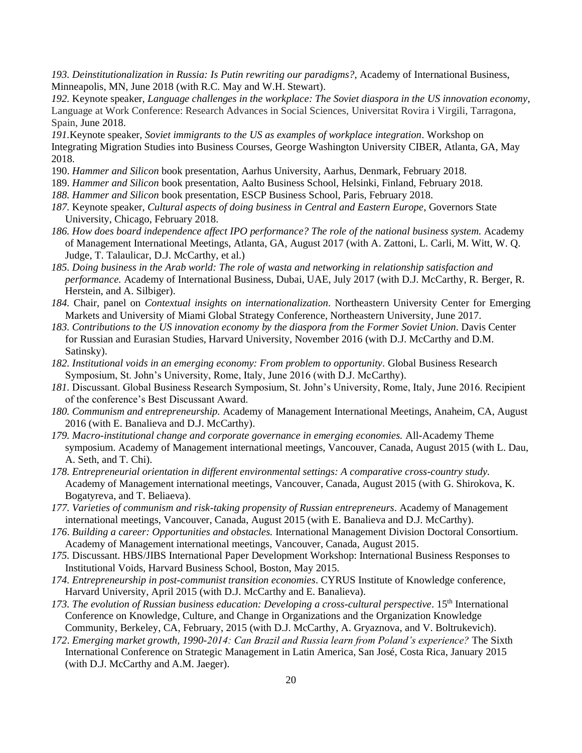*193. Deinstitutionalization in Russia: Is Putin rewriting our paradigms?*, Academy of International Business, Minneapolis, MN, June 2018 (with R.C. May and W.H. Stewart).

*192.* Keynote speaker, *Language challenges in the workplace: The Soviet diaspora in the US innovation economy*, Language at Work Conference: Research Advances in Social Sciences, Universitat Rovira i Virgili, Tarragona, Spain, June 2018.

*191.*Keynote speaker, *Soviet immigrants to the US as examples of workplace integration*. Workshop on Integrating Migration Studies into Business Courses, George Washington University CIBER, Atlanta, GA, May 2018.

190. *Hammer and Silicon* book presentation, Aarhus University, Aarhus, Denmark, February 2018.

189. *Hammer and Silicon* book presentation, Aalto Business School, Helsinki, Finland, February 2018.

*188. Hammer and Silicon* book presentation, ESCP Business School, Paris, February 2018.

*187.* Keynote speaker, *Cultural aspects of doing business in Central and Eastern Europe,* Governors State University, Chicago, February 2018.

*186. How does board independence affect IPO performance? The role of the national business system.* Academy of Management International Meetings, Atlanta, GA, August 2017 (with A. Zattoni, L. Carli, M. Witt, W. Q. Judge, T. Talaulicar, D.J. McCarthy, et al.)

*185. Doing business in the Arab world: The role of wasta and networking in relationship satisfaction and performance.* Academy of International Business, Dubai, UAE, July 2017 (with D.J. McCarthy, R. Berger, R. Herstein, and A. Silbiger).

*184.* Chair, panel on *Contextual insights on internationalization*. Northeastern University Center for Emerging Markets and University of Miami Global Strategy Conference, Northeastern University, June 2017.

*183. Contributions to the US innovation economy by the diaspora from the Former Soviet Union*. Davis Center for Russian and Eurasian Studies, Harvard University, November 2016 (with D.J. McCarthy and D.M. Satinsky).

*182. Institutional voids in an emerging economy: From problem to opportunity*. Global Business Research Symposium, St. John's University, Rome, Italy, June 2016 (with D.J. McCarthy).

*181.* Discussant. Global Business Research Symposium, St. John's University, Rome, Italy, June 2016. Recipient of the conference's Best Discussant Award.

*180. Communism and entrepreneurship.* Academy of Management International Meetings, Anaheim, CA, August 2016 (with E. Banalieva and D.J. McCarthy).

*179. Macro-institutional change and corporate governance in emerging economies.* All-Academy Theme symposium. Academy of Management international meetings, Vancouver, Canada, August 2015 (with L. Dau, A. Seth, and T. Chi).

*178. Entrepreneurial orientation in different environmental settings: A comparative cross-country study.* Academy of Management international meetings, Vancouver, Canada, August 2015 (with G. Shirokova, K. Bogatyreva, and T. Beliaeva).

*177. Varieties of communism and risk-taking propensity of Russian entrepreneurs*. Academy of Management international meetings, Vancouver, Canada, August 2015 (with E. Banalieva and D.J. McCarthy).

*176*. *Building a career: Opportunities and obstacles.* International Management Division Doctoral Consortium. Academy of Management international meetings, Vancouver, Canada, August 2015.

*175.* Discussant. HBS/JIBS International Paper Development Workshop: International Business Responses to Institutional Voids, Harvard Business School, Boston, May 2015.

*174. Entrepreneurship in post-communist transition economies*. CYRUS Institute of Knowledge conference, Harvard University, April 2015 (with D.J. McCarthy and E. Banalieva).

*173. The evolution of Russian business education: Developing a cross-cultural perspective*. 15th International Conference on Knowledge, Culture, and Change in Organizations and the Organization Knowledge Community, Berkeley, CA, February, 2015 (with D.J. McCarthy, A. Gryaznova, and V. Boltrukevich).

*172*. *Emerging market growth, 1990-2014: Can Brazil and Russia learn from Poland's experience?* The Sixth International Conference on Strategic Management in Latin America, San José, Costa Rica, January 2015 (with D.J. McCarthy and A.M. Jaeger).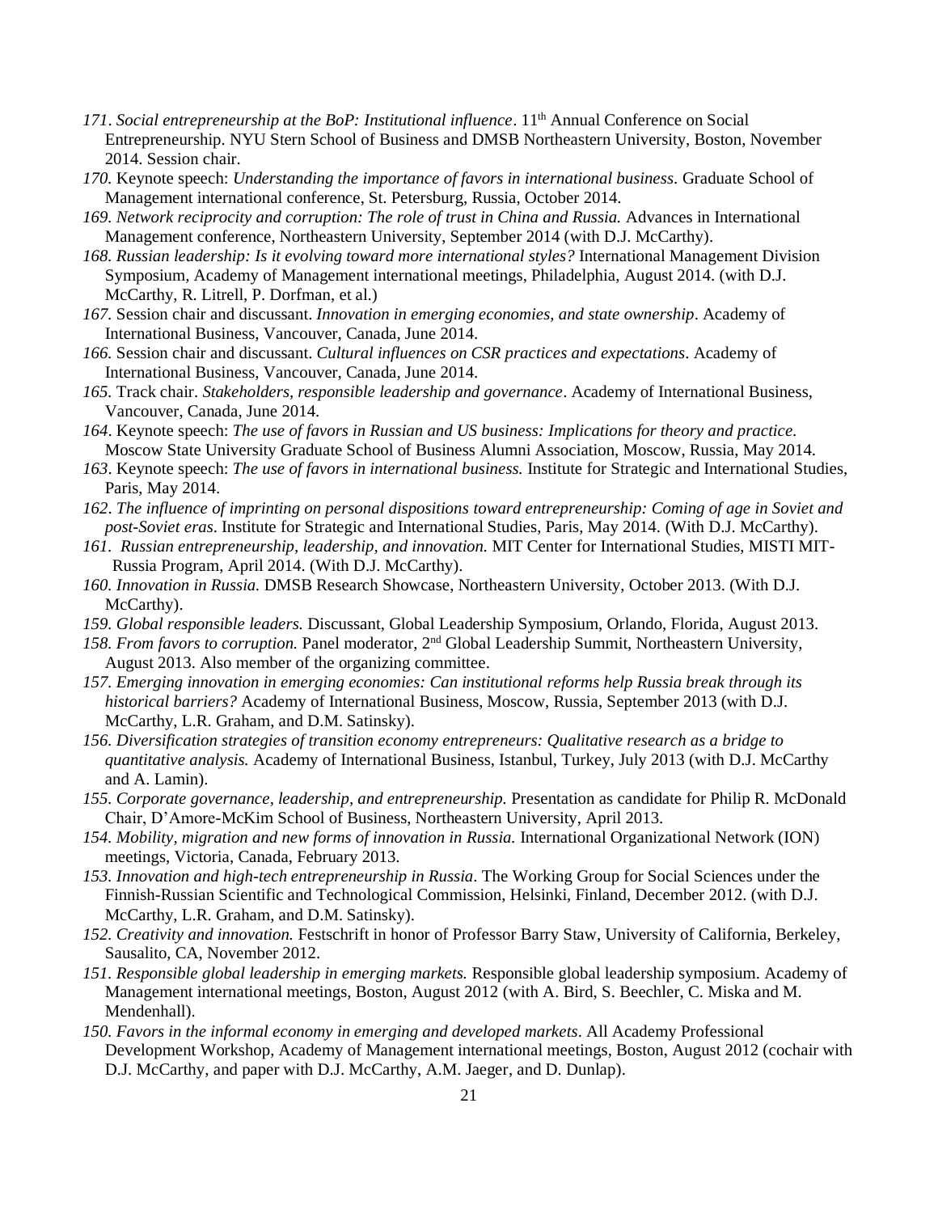*171. Social entrepreneurship at the BoP: Institutional influence*. 11th Annual Conference on Social Entrepreneurship. NYU Stern School of Business and DMSB Northeastern University, Boston, November 2014. Session chair.

*170.* Keynote speech: *Understanding the importance of favors in international business*. Graduate School of Management international conference, St. Petersburg, Russia, October 2014.

*169. Network reciprocity and corruption: The role of trust in China and Russia.* Advances in International Management conference, Northeastern University, September 2014 (with D.J. McCarthy).

*168. Russian leadership: Is it evolving toward more international styles?* International Management Division Symposium, Academy of Management international meetings, Philadelphia, August 2014. (with D.J. McCarthy, R. Litrell, P. Dorfman, et al.)

*167.* Session chair and discussant. *Innovation in emerging economies, and state ownership*. Academy of International Business, Vancouver, Canada, June 2014.

*166.* Session chair and discussant. *Cultural influences on CSR practices and expectations*. Academy of International Business, Vancouver, Canada, June 2014.

*165.* Track chair. *Stakeholders, responsible leadership and governance*. Academy of International Business, Vancouver, Canada, June 2014.

*164.* Keynote speech: *The use of favors in Russian and US business: Implications for theory and practice.* Moscow State University Graduate School of Business Alumni Association, Moscow, Russia, May 2014.

*163.* Keynote speech: *The use of favors in international business.* Institute for Strategic and International Studies, Paris, May 2014.

*162. The influence of imprinting on personal dispositions toward entrepreneurship: Coming of age in Soviet and post-Soviet eras*. Institute for Strategic and International Studies, Paris, May 2014. (With D.J. McCarthy).

*161. Russian entrepreneurship, leadership, and innovation.* MIT Center for International Studies, MISTI MIT-Russia Program, April 2014. (With D.J. McCarthy).

*160. Innovation in Russia.* DMSB Research Showcase, Northeastern University, October 2013. (With D.J. McCarthy).

*159. Global responsible leaders.* Discussant, Global Leadership Symposium, Orlando, Florida, August 2013.

*158. From favors to corruption.* Panel moderator, 2nd Global Leadership Summit, Northeastern University, August 2013. Also member of the organizing committee.

*157. Emerging innovation in emerging economies: Can institutional reforms help Russia break through its historical barriers?* Academy of International Business, Moscow, Russia, September 2013 (with D.J. McCarthy, L.R. Graham, and D.M. Satinsky).

*156. Diversification strategies of transition economy entrepreneurs: Qualitative research as a bridge to quantitative analysis.* Academy of International Business, Istanbul, Turkey, July 2013 (with D.J. McCarthy and A. Lamin).

*155. Corporate governance, leadership, and entrepreneurship.* Presentation as candidate for Philip R. McDonald Chair, D'Amore-McKim School of Business, Northeastern University, April 2013.

*154. Mobility, migration and new forms of innovation in Russia.* International Organizational Network (ION) meetings, Victoria, Canada, February 2013.

*153. Innovation and high-tech entrepreneurship in Russia*. The Working Group for Social Sciences under the Finnish-Russian Scientific and Technological Commission, Helsinki, Finland, December 2012. (with D.J. McCarthy, L.R. Graham, and D.M. Satinsky).

*152. Creativity and innovation.* Festschrift in honor of Professor Barry Staw, University of California, Berkeley, Sausalito, CA, November 2012.

*151. Responsible global leadership in emerging markets.* Responsible global leadership symposium. Academy of Management international meetings, Boston, August 2012 (with A. Bird, S. Beechler, C. Miska and M. Mendenhall).

*150. Favors in the informal economy in emerging and developed markets*. All Academy Professional Development Workshop, Academy of Management international meetings, Boston, August 2012 (cochair with D.J. McCarthy, and paper with D.J. McCarthy, A.M. Jaeger, and D. Dunlap).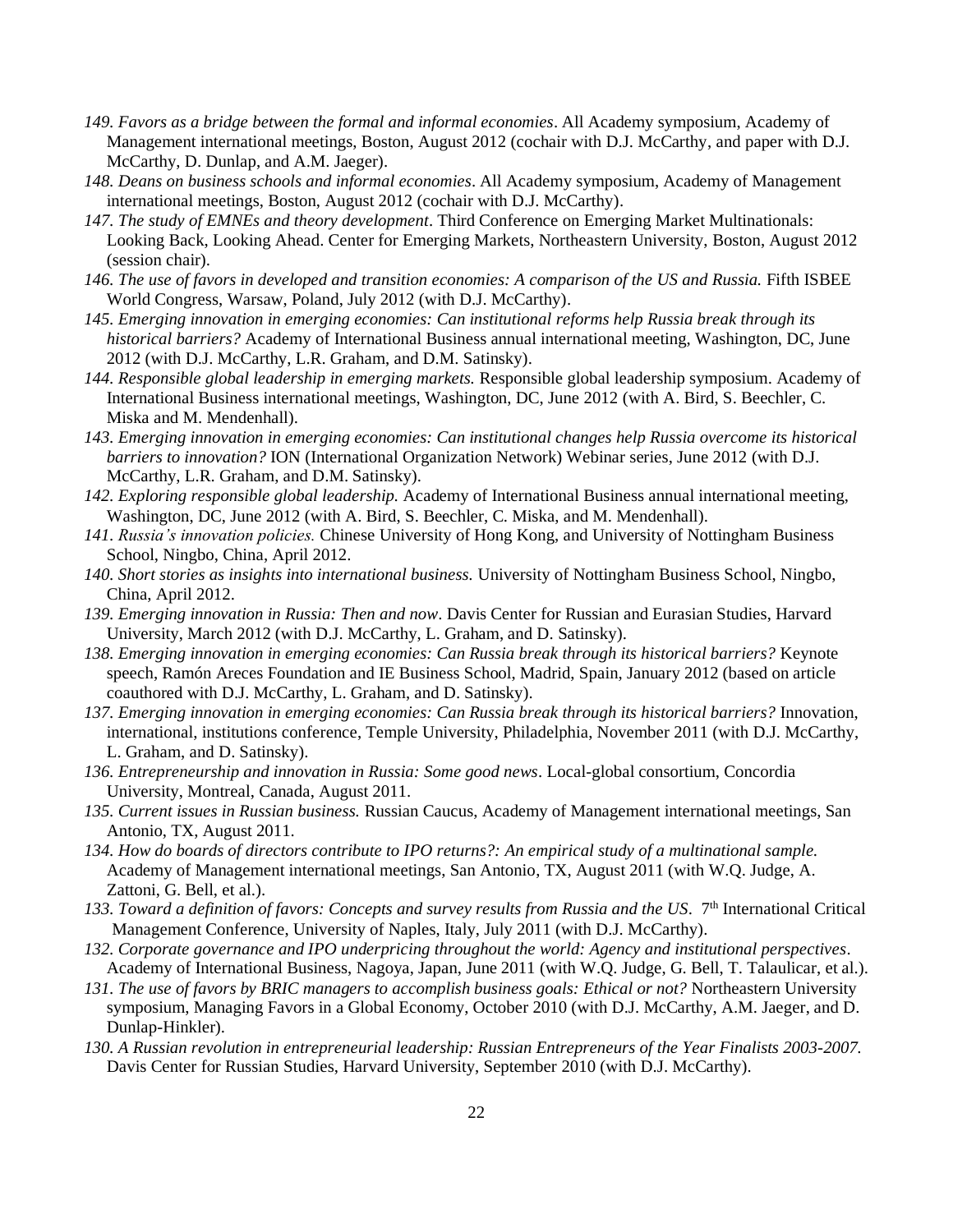*149. Favors as a bridge between the formal and informal economies*. All Academy symposium, Academy of Management international meetings, Boston, August 2012 (cochair with D.J. McCarthy, and paper with D.J. McCarthy, D. Dunlap, and A.M. Jaeger).

*148. Deans on business schools and informal economies*. All Academy symposium, Academy of Management international meetings, Boston, August 2012 (cochair with D.J. McCarthy).

*147. The study of EMNEs and theory development*. Third Conference on Emerging Market Multinationals: Looking Back, Looking Ahead. Center for Emerging Markets, Northeastern University, Boston, August 2012 (session chair).

*146. The use of favors in developed and transition economies: A comparison of the US and Russia.* Fifth ISBEE World Congress, Warsaw, Poland, July 2012 (with D.J. McCarthy).

*145. Emerging innovation in emerging economies: Can institutional reforms help Russia break through its historical barriers?* Academy of International Business annual international meeting, Washington, DC, June 2012 (with D.J. McCarthy, L.R. Graham, and D.M. Satinsky).

*144. Responsible global leadership in emerging markets.* Responsible global leadership symposium. Academy of International Business international meetings, Washington, DC, June 2012 (with A. Bird, S. Beechler, C. Miska and M. Mendenhall).

*143. Emerging innovation in emerging economies: Can institutional changes help Russia overcome its historical barriers to innovation?* ION (International Organization Network) Webinar series, June 2012 (with D.J. McCarthy, L.R. Graham, and D.M. Satinsky).

*142. Exploring responsible global leadership.* Academy of International Business annual international meeting, Washington, DC, June 2012 (with A. Bird, S. Beechler, C. Miska, and M. Mendenhall).

*141. Russia's innovation policies.* Chinese University of Hong Kong, and University of Nottingham Business School, Ningbo, China, April 2012.

*140. Short stories as insights into international business.* University of Nottingham Business School, Ningbo, China, April 2012.

*139. Emerging innovation in Russia: Then and now*. Davis Center for Russian and Eurasian Studies, Harvard University, March 2012 (with D.J. McCarthy, L. Graham, and D. Satinsky).

*138. Emerging innovation in emerging economies: Can Russia break through its historical barriers?* Keynote speech, Ramón Areces Foundation and IE Business School, Madrid, Spain, January 2012 (based on article coauthored with D.J. McCarthy, L. Graham, and D. Satinsky).

*137. Emerging innovation in emerging economies: Can Russia break through its historical barriers?* Innovation, international, institutions conference, Temple University, Philadelphia, November 2011 (with D.J. McCarthy, L. Graham, and D. Satinsky).

*136. Entrepreneurship and innovation in Russia: Some good news*. Local-global consortium, Concordia University, Montreal, Canada, August 2011.

*135. Current issues in Russian business.* Russian Caucus, Academy of Management international meetings, San Antonio, TX, August 2011.

*134. How do boards of directors contribute to IPO returns?: An empirical study of a multinational sample.* Academy of Management international meetings, San Antonio, TX, August 2011 (with W.Q. Judge, A. Zattoni, G. Bell, et al.).

*133. Toward a definition of favors: Concepts and survey results from Russia and the US*. 7th International Critical Management Conference, University of Naples, Italy, July 2011 (with D.J. McCarthy).

*132. Corporate governance and IPO underpricing throughout the world: Agency and institutional perspectives*. Academy of International Business, Nagoya, Japan, June 2011 (with W.Q. Judge, G. Bell, T. Talaulicar, et al.).

*131. The use of favors by BRIC managers to accomplish business goals: Ethical or not?* Northeastern University symposium, Managing Favors in a Global Economy, October 2010 (with D.J. McCarthy, A.M. Jaeger, and D. Dunlap-Hinkler).

*130. A Russian revolution in entrepreneurial leadership: Russian Entrepreneurs of the Year Finalists 2003-2007.* Davis Center for Russian Studies, Harvard University, September 2010 (with D.J. McCarthy).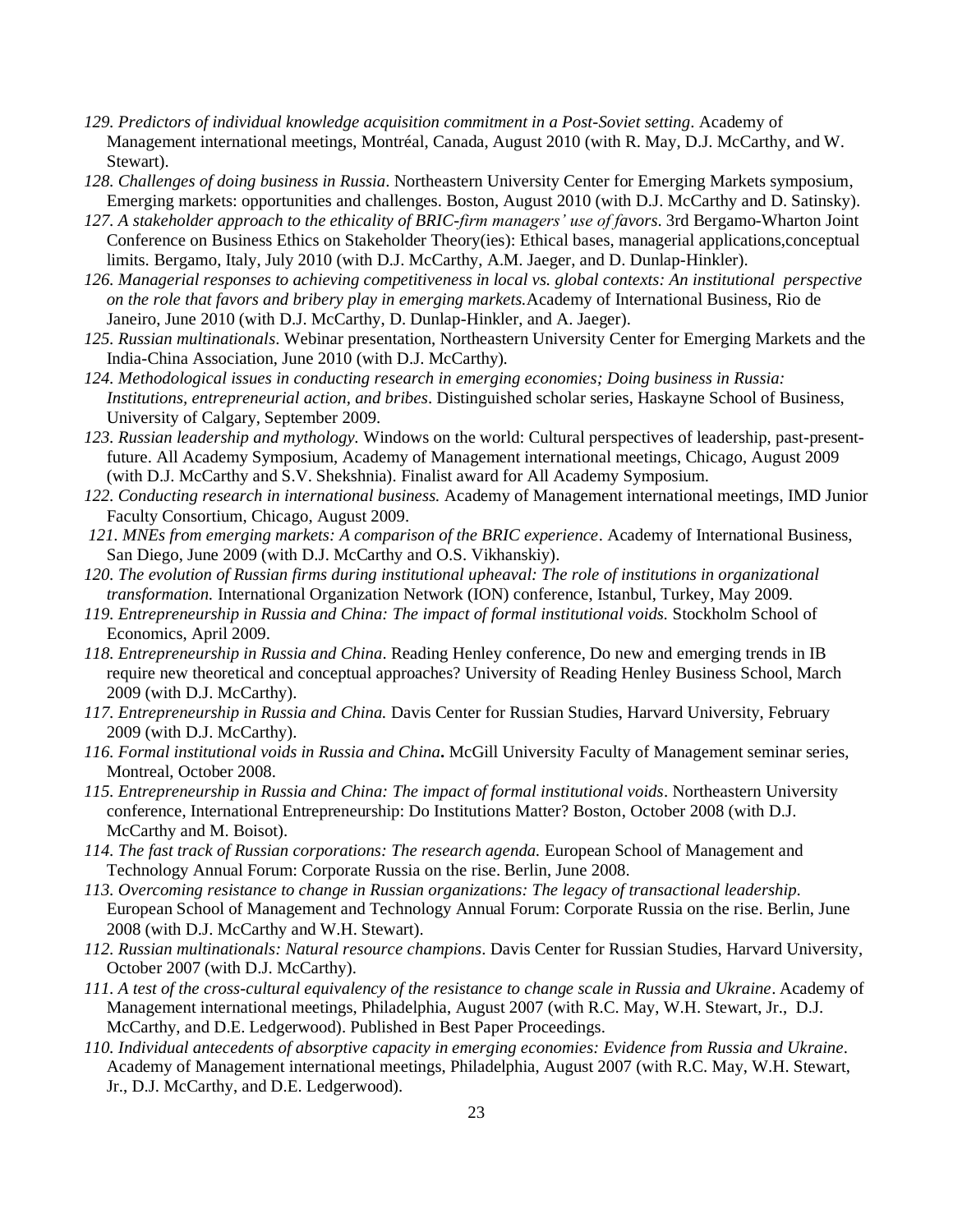*129. Predictors of individual knowledge acquisition commitment in a Post-Soviet setting*. Academy of Management international meetings, Montréal, Canada, August 2010 (with R. May, D.J. McCarthy, and W. Stewart).

*128. Challenges of doing business in Russia*. Northeastern University Center for Emerging Markets symposium, Emerging markets: opportunities and challenges. Boston, August 2010 (with D.J. McCarthy and D. Satinsky).

*127. A stakeholder approach to the ethicality of BRIC-firm managers' use of favors*. 3rd Bergamo-Wharton Joint Conference on Business Ethics on Stakeholder Theory(ies): Ethical bases, managerial applications,conceptual limits. Bergamo, Italy, July 2010 (with D.J. McCarthy, A.M. Jaeger, and D. Dunlap-Hinkler).

*126. Managerial responses to achieving competitiveness in local vs. global contexts: An institutional perspective on the role that favors and bribery play in emerging markets.*Academy of International Business, Rio de Janeiro, June 2010 (with D.J. McCarthy, D. Dunlap-Hinkler, and A. Jaeger).

*125. Russian multinationals*. Webinar presentation, Northeastern University Center for Emerging Markets and the India-China Association, June 2010 (with D.J. McCarthy).

*124. Methodological issues in conducting research in emerging economies; Doing business in Russia: Institutions, entrepreneurial action, and bribes*. Distinguished scholar series, Haskayne School of Business, University of Calgary, September 2009.

*123. Russian leadership and mythology.* Windows on the world: Cultural perspectives of leadership, past-present-future. All Academy Symposium, Academy of Management international meetings, Chicago, August 2009 (with D.J. McCarthy and S.V. Shekshnia). Finalist award for All Academy Symposium.

*122. Conducting research in international business.* Academy of Management international meetings, IMD Junior Faculty Consortium, Chicago, August 2009.

*121. MNEs from emerging markets: A comparison of the BRIC experience*. Academy of International Business, San Diego, June 2009 (with D.J. McCarthy and O.S. Vikhanskiy).

*120. The evolution of Russian firms during institutional upheaval: The role of institutions in organizational transformation.* International Organization Network (ION) conference, Istanbul, Turkey, May 2009.

*119. Entrepreneurship in Russia and China: The impact of formal institutional voids.* Stockholm School of Economics, April 2009.

*118. Entrepreneurship in Russia and China*. Reading Henley conference, Do new and emerging trends in IB require new theoretical and conceptual approaches? University of Reading Henley Business School, March 2009 (with D.J. McCarthy).

*117. Entrepreneurship in Russia and China.* Davis Center for Russian Studies, Harvard University, February 2009 (with D.J. McCarthy).

*116. Formal institutional voids in Russia and China***.** McGill University Faculty of Management seminar series, Montreal, October 2008.

*115. Entrepreneurship in Russia and China: The impact of formal institutional voids*. Northeastern University conference, International Entrepreneurship: Do Institutions Matter? Boston, October 2008 (with D.J. McCarthy and M. Boisot).

*114. The fast track of Russian corporations: The research agenda.* European School of Management and Technology Annual Forum: Corporate Russia on the rise. Berlin, June 2008.

*113. Overcoming resistance to change in Russian organizations: The legacy of transactional leadership.* European School of Management and Technology Annual Forum: Corporate Russia on the rise. Berlin, June 2008 (with D.J. McCarthy and W.H. Stewart).

*112. Russian multinationals: Natural resource champions*. Davis Center for Russian Studies, Harvard University, October 2007 (with D.J. McCarthy).

*111. A test of the cross-cultural equivalency of the resistance to change scale in Russia and Ukraine*. Academy of Management international meetings, Philadelphia, August 2007 (with R.C. May, W.H. Stewart, Jr., D.J. McCarthy, and D.E. Ledgerwood). Published in Best Paper Proceedings.

*110. Individual antecedents of absorptive capacity in emerging economies: Evidence from Russia and Ukraine*. Academy of Management international meetings, Philadelphia, August 2007 (with R.C. May, W.H. Stewart, Jr., D.J. McCarthy, and D.E. Ledgerwood).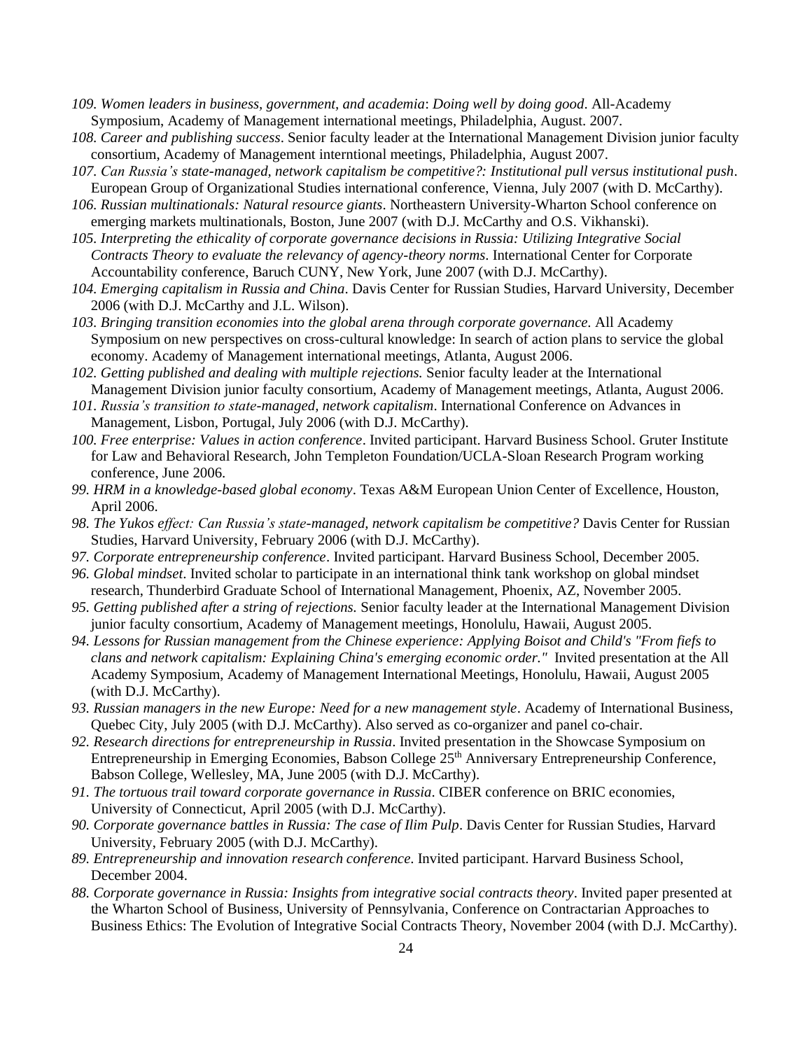109. *Women leaders in business, government, and academia*: *Doing well by doing good*. All-Academy Symposium, Academy of Management international meetings, Philadelphia, August. 2007.

108. *Career and publishing success*. Senior faculty leader at the International Management Division junior faculty consortium, Academy of Management interntional meetings, Philadelphia, August 2007.

107. *Can Russia's state-managed, network capitalism be competitive?: Institutional pull versus institutional push*. European Group of Organizational Studies international conference, Vienna, July 2007 (with D. McCarthy).

106. *Russian multinationals: Natural resource giants*. Northeastern University-Wharton School conference on emerging markets multinationals, Boston, June 2007 (with D.J. McCarthy and O.S. Vikhanski).

105. *Interpreting the ethicality of corporate governance decisions in Russia: Utilizing Integrative Social Contracts Theory to evaluate the relevancy of agency-theory norms*. International Center for Corporate Accountability conference, Baruch CUNY, New York, June 2007 (with D.J. McCarthy).

104. *Emerging capitalism in Russia and China*. Davis Center for Russian Studies, Harvard University, December 2006 (with D.J. McCarthy and J.L. Wilson).

103. *Bringing transition economies into the global arena through corporate governance.* All Academy Symposium on new perspectives on cross-cultural knowledge: In search of action plans to service the global economy. Academy of Management international meetings, Atlanta, August 2006.

102. *Getting published and dealing with multiple rejections.* Senior faculty leader at the International Management Division junior faculty consortium, Academy of Management meetings, Atlanta, August 2006.

101. *Russia's transition to state-managed, network capitalism*. International Conference on Advances in Management, Lisbon, Portugal, July 2006 (with D.J. McCarthy).

100. *Free enterprise: Values in action conference*. Invited participant. Harvard Business School. Gruter Institute for Law and Behavioral Research, John Templeton Foundation/UCLA-Sloan Research Program working conference, June 2006.

99. *HRM in a knowledge-based global economy*. Texas A&M European Union Center of Excellence, Houston, April 2006.

98. *The Yukos effect: Can Russia's state-managed, network capitalism be competitive?* Davis Center for Russian Studies, Harvard University, February 2006 (with D.J. McCarthy).

97. *Corporate entrepreneurship conference*. Invited participant. Harvard Business School, December 2005.

96. *Global mindset*. Invited scholar to participate in an international think tank workshop on global mindset research, Thunderbird Graduate School of International Management, Phoenix, AZ, November 2005.

95. *Getting published after a string of rejections.* Senior faculty leader at the International Management Division junior faculty consortium, Academy of Management meetings, Honolulu, Hawaii, August 2005.

94. *Lessons for Russian management from the Chinese experience: Applying Boisot and Child's "From fiefs to clans and network capitalism: Explaining China's emerging economic order."* Invited presentation at the All Academy Symposium, Academy of Management International Meetings, Honolulu, Hawaii, August 2005 (with D.J. McCarthy).

93. *Russian managers in the new Europe: Need for a new management style*. Academy of International Business, Quebec City, July 2005 (with D.J. McCarthy). Also served as co-organizer and panel co-chair.

92. *Research directions for entrepreneurship in Russia*. Invited presentation in the Showcase Symposium on Entrepreneurship in Emerging Economies, Babson College 25th Anniversary Entrepreneurship Conference, Babson College, Wellesley, MA, June 2005 (with D.J. McCarthy).

91. *The tortuous trail toward corporate governance in Russia*. CIBER conference on BRIC economies, University of Connecticut, April 2005 (with D.J. McCarthy).

90. *Corporate governance battles in Russia: The case of Ilim Pulp*. Davis Center for Russian Studies, Harvard University, February 2005 (with D.J. McCarthy).

89. *Entrepreneurship and innovation research conference.* Invited participant. Harvard Business School, December 2004.

88. *Corporate governance in Russia: Insights from integrative social contracts theory*. Invited paper presented at the Wharton School of Business, University of Pennsylvania, Conference on Contractarian Approaches to Business Ethics: The Evolution of Integrative Social Contracts Theory, November 2004 (with D.J. McCarthy).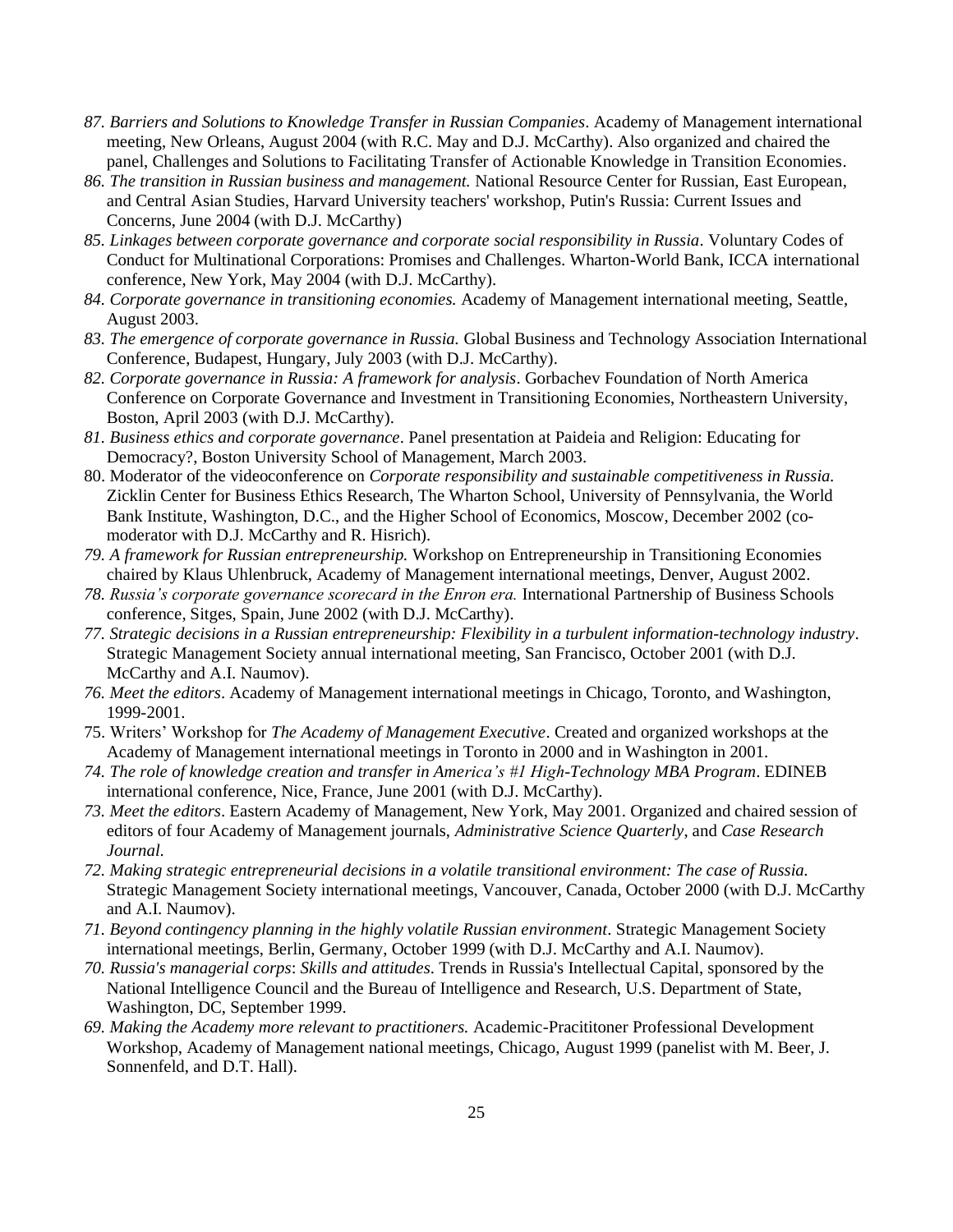87. *Barriers and Solutions to Knowledge Transfer in Russian Companies*. Academy of Management international meeting, New Orleans, August 2004 (with R.C. May and D.J. McCarthy). Also organized and chaired the panel, Challenges and Solutions to Facilitating Transfer of Actionable Knowledge in Transition Economies.

86. *The transition in Russian business and management.* National Resource Center for Russian, East European, and Central Asian Studies, Harvard University teachers' workshop, Putin's Russia: Current Issues and Concerns, June 2004 (with D.J. McCarthy)

85. *Linkages between corporate governance and corporate social responsibility in Russia*. Voluntary Codes of Conduct for Multinational Corporations: Promises and Challenges. Wharton-World Bank, ICCA international conference, New York, May 2004 (with D.J. McCarthy).

84. *Corporate governance in transitioning economies.* Academy of Management international meeting, Seattle, August 2003.

83. *The emergence of corporate governance in Russia.* Global Business and Technology Association International Conference, Budapest, Hungary, July 2003 (with D.J. McCarthy).

82. *Corporate governance in Russia: A framework for analysis*. Gorbachev Foundation of North America Conference on Corporate Governance and Investment in Transitioning Economies, Northeastern University, Boston, April 2003 (with D.J. McCarthy).

81. *Business ethics and corporate governance*. Panel presentation at Paideia and Religion: Educating for Democracy?, Boston University School of Management, March 2003.

80. Moderator of the videoconference on *Corporate responsibility and sustainable competitiveness in Russia.* Zicklin Center for Business Ethics Research, The Wharton School, University of Pennsylvania, the World Bank Institute, Washington, D.C., and the Higher School of Economics, Moscow, December 2002 (co-moderator with D.J. McCarthy and R. Hisrich).

79. *A framework for Russian entrepreneurship.* Workshop on Entrepreneurship in Transitioning Economies chaired by Klaus Uhlenbruck, Academy of Management international meetings, Denver, August 2002.

78. *Russia's corporate governance scorecard in the Enron era.* International Partnership of Business Schools conference, Sitges, Spain, June 2002 (with D.J. McCarthy).

77. *Strategic decisions in a Russian entrepreneurship: Flexibility in a turbulent information-technology industry*. Strategic Management Society annual international meeting, San Francisco, October 2001 (with D.J. McCarthy and A.I. Naumov).

76. *Meet the editors*. Academy of Management international meetings in Chicago, Toronto, and Washington, 1999-2001.

75. Writers' Workshop for *The Academy of Management Executive*. Created and organized workshops at the Academy of Management international meetings in Toronto in 2000 and in Washington in 2001.

74. *The role of knowledge creation and transfer in America's #1 High-Technology MBA Program*. EDINEB international conference, Nice, France, June 2001 (with D.J. McCarthy).

73. *Meet the editors*. Eastern Academy of Management, New York, May 2001. Organized and chaired session of editors of four Academy of Management journals, *Administrative Science Quarterly*, and *Case Research Journal.*

72. *Making strategic entrepreneurial decisions in a volatile transitional environment: The case of Russia.* Strategic Management Society international meetings, Vancouver, Canada, October 2000 (with D.J. McCarthy and A.I. Naumov).

71. *Beyond contingency planning in the highly volatile Russian environment*. Strategic Management Society international meetings, Berlin, Germany, October 1999 (with D.J. McCarthy and A.I. Naumov).

70. *Russia's managerial corps*: *Skills and attitudes*. Trends in Russia's Intellectual Capital, sponsored by the National Intelligence Council and the Bureau of Intelligence and Research, U.S. Department of State, Washington, DC, September 1999.

69. *Making the Academy more relevant to practitioners.* Academic-Pracititoner Professional Development Workshop, Academy of Management national meetings, Chicago, August 1999 (panelist with M. Beer, J. Sonnenfeld, and D.T. Hall).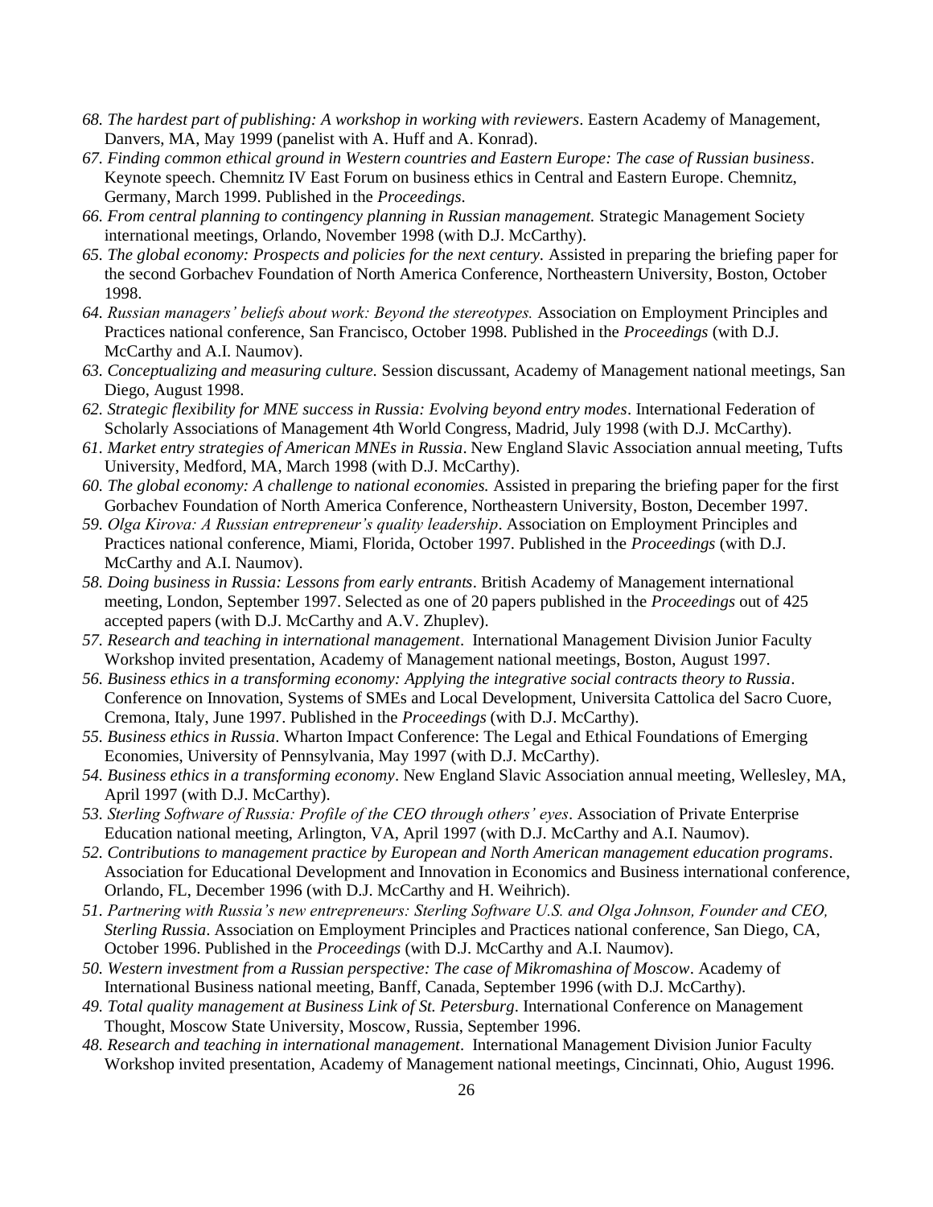68. *The hardest part of publishing: A workshop in working with reviewers*. Eastern Academy of Management, Danvers, MA, May 1999 (panelist with A. Huff and A. Konrad).

67. *Finding common ethical ground in Western countries and Eastern Europe: The case of Russian business*. Keynote speech. Chemnitz IV East Forum on business ethics in Central and Eastern Europe. Chemnitz, Germany, March 1999. Published in the *Proceedings*.

66. *From central planning to contingency planning in Russian management.* Strategic Management Society international meetings, Orlando, November 1998 (with D.J. McCarthy).

65. *The global economy: Prospects and policies for the next century.* Assisted in preparing the briefing paper for the second Gorbachev Foundation of North America Conference, Northeastern University, Boston, October 1998.

64. *Russian managers' beliefs about work: Beyond the stereotypes.* Association on Employment Principles and Practices national conference, San Francisco, October 1998. Published in the *Proceedings* (with D.J. McCarthy and A.I. Naumov).

63. *Conceptualizing and measuring culture.* Session discussant, Academy of Management national meetings, San Diego, August 1998.

62. *Strategic flexibility for MNE success in Russia: Evolving beyond entry modes*. International Federation of Scholarly Associations of Management 4th World Congress, Madrid, July 1998 (with D.J. McCarthy).

61. *Market entry strategies of American MNEs in Russia*. New England Slavic Association annual meeting, Tufts University, Medford, MA, March 1998 (with D.J. McCarthy).

60. *The global economy: A challenge to national economies.* Assisted in preparing the briefing paper for the first Gorbachev Foundation of North America Conference, Northeastern University, Boston, December 1997.

59. *Olga Kirova: A Russian entrepreneur's quality leadership*. Association on Employment Principles and Practices national conference, Miami, Florida, October 1997. Published in the *Proceedings* (with D.J. McCarthy and A.I. Naumov).

58. *Doing business in Russia: Lessons from early entrants*. British Academy of Management international meeting, London, September 1997. Selected as one of 20 papers published in the *Proceedings* out of 425 accepted papers (with D.J. McCarthy and A.V. Zhuplev).

57. *Research and teaching in international management*. International Management Division Junior Faculty Workshop invited presentation, Academy of Management national meetings, Boston, August 1997.

56. *Business ethics in a transforming economy: Applying the integrative social contracts theory to Russia*. Conference on Innovation, Systems of SMEs and Local Development, Universita Cattolica del Sacro Cuore, Cremona, Italy, June 1997. Published in the *Proceedings* (with D.J. McCarthy).

55. *Business ethics in Russia*. Wharton Impact Conference: The Legal and Ethical Foundations of Emerging Economies, University of Pennsylvania, May 1997 (with D.J. McCarthy).

54. *Business ethics in a transforming economy*. New England Slavic Association annual meeting, Wellesley, MA, April 1997 (with D.J. McCarthy).

53. *Sterling Software of Russia: Profile of the CEO through others' eyes*. Association of Private Enterprise Education national meeting, Arlington, VA, April 1997 (with D.J. McCarthy and A.I. Naumov).

52. *Contributions to management practice by European and North American management education programs*. Association for Educational Development and Innovation in Economics and Business international conference, Orlando, FL, December 1996 (with D.J. McCarthy and H. Weihrich).

51. *Partnering with Russia's new entrepreneurs: Sterling Software U.S. and Olga Johnson, Founder and CEO, Sterling Russia*. Association on Employment Principles and Practices national conference, San Diego, CA, October 1996. Published in the *Proceedings* (with D.J. McCarthy and A.I. Naumov).

50. *Western investment from a Russian perspective: The case of Mikromashina of Moscow*. Academy of International Business national meeting, Banff, Canada, September 1996 (with D.J. McCarthy).

49. *Total quality management at Business Link of St. Petersburg*. International Conference on Management Thought, Moscow State University, Moscow, Russia, September 1996.

48. *Research and teaching in international management*. International Management Division Junior Faculty Workshop invited presentation, Academy of Management national meetings, Cincinnati, Ohio, August 1996.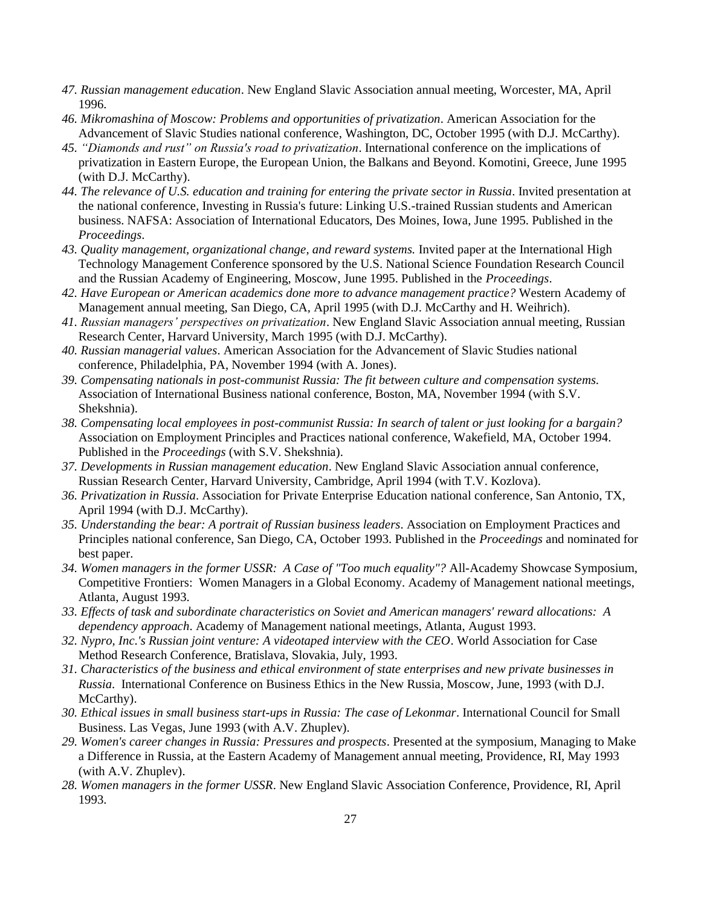47. *Russian management education*. New England Slavic Association annual meeting, Worcester, MA, April 1996.

46. *Mikromashina of Moscow: Problems and opportunities of privatization*. American Association for the Advancement of Slavic Studies national conference, Washington, DC, October 1995 (with D.J. McCarthy).

45. *"Diamonds and rust" on Russia's road to privatization*. International conference on the implications of privatization in Eastern Europe, the European Union, the Balkans and Beyond. Komotini, Greece, June 1995 (with D.J. McCarthy).

44. *The relevance of U.S. education and training for entering the private sector in Russia*. Invited presentation at the national conference, Investing in Russia's future: Linking U.S.-trained Russian students and American business. NAFSA: Association of International Educators, Des Moines, Iowa, June 1995. Published in the *Proceedings*.

43. *Quality management, organizational change, and reward systems.* Invited paper at the International High Technology Management Conference sponsored by the U.S. National Science Foundation Research Council and the Russian Academy of Engineering, Moscow, June 1995. Published in the *Proceedings*.

42. *Have European or American academics done more to advance management practice?* Western Academy of Management annual meeting, San Diego, CA, April 1995 (with D.J. McCarthy and H. Weihrich).

41. *Russian managers' perspectives on privatization*. New England Slavic Association annual meeting, Russian Research Center, Harvard University, March 1995 (with D.J. McCarthy).

40. *Russian managerial values*. American Association for the Advancement of Slavic Studies national conference, Philadelphia, PA, November 1994 (with A. Jones).

39. *Compensating nationals in post-communist Russia: The fit between culture and compensation systems.* Association of International Business national conference, Boston, MA, November 1994 (with S.V. Shekshnia).

38. *Compensating local employees in post-communist Russia: In search of talent or just looking for a bargain?* Association on Employment Principles and Practices national conference, Wakefield, MA, October 1994. Published in the *Proceedings* (with S.V. Shekshnia).

37. *Developments in Russian management education*. New England Slavic Association annual conference, Russian Research Center, Harvard University, Cambridge, April 1994 (with T.V. Kozlova).

36. *Privatization in Russia*. Association for Private Enterprise Education national conference, San Antonio, TX, April 1994 (with D.J. McCarthy).

35. *Understanding the bear: A portrait of Russian business leaders*. Association on Employment Practices and Principles national conference, San Diego, CA, October 1993. Published in the *Proceedings* and nominated for best paper.

34. *Women managers in the former USSR: A Case of "Too much equality"?* All-Academy Showcase Symposium, Competitive Frontiers: Women Managers in a Global Economy. Academy of Management national meetings, Atlanta, August 1993.

33. *Effects of task and subordinate characteristics on Soviet and American managers' reward allocations: A dependency approach*. Academy of Management national meetings, Atlanta, August 1993.

32. *Nypro, Inc.'s Russian joint venture: A videotaped interview with the CEO*. World Association for Case Method Research Conference, Bratislava, Slovakia, July, 1993.

31. *Characteristics of the business and ethical environment of state enterprises and new private businesses in Russia*. International Conference on Business Ethics in the New Russia, Moscow, June, 1993 (with D.J. McCarthy).

30. *Ethical issues in small business start-ups in Russia: The case of Lekonmar*. International Council for Small Business. Las Vegas, June 1993 (with A.V. Zhuplev).

29. *Women's career changes in Russia: Pressures and prospects*. Presented at the symposium, Managing to Make a Difference in Russia, at the Eastern Academy of Management annual meeting, Providence, RI, May 1993 (with A.V. Zhuplev).

28. *Women managers in the former USSR*. New England Slavic Association Conference, Providence, RI, April 1993.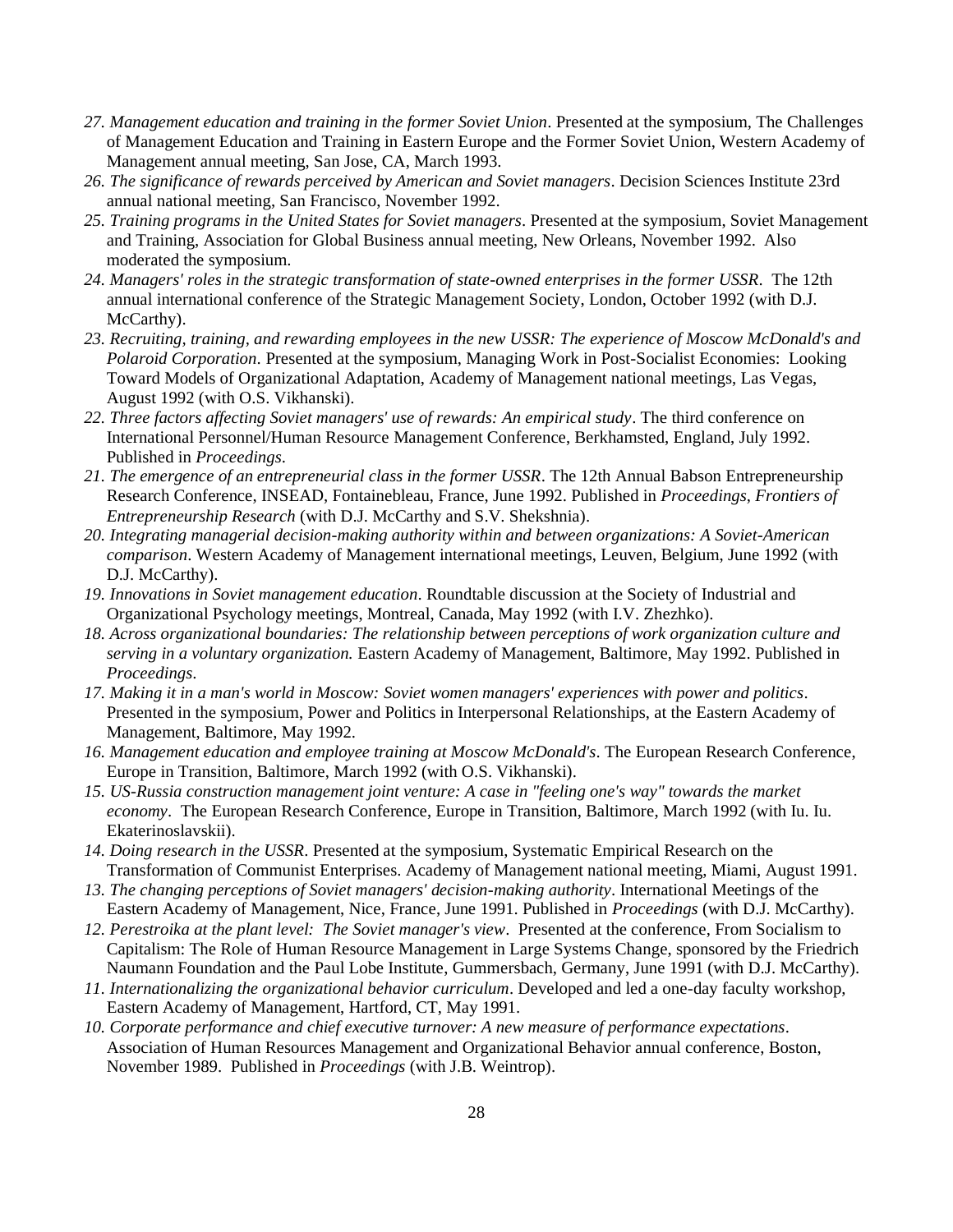27. *Management education and training in the former Soviet Union*. Presented at the symposium, The Challenges of Management Education and Training in Eastern Europe and the Former Soviet Union, Western Academy of Management annual meeting, San Jose, CA, March 1993.

26. *The significance of rewards perceived by American and Soviet managers*. Decision Sciences Institute 23rd annual national meeting, San Francisco, November 1992.

25. *Training programs in the United States for Soviet managers*. Presented at the symposium, Soviet Management and Training, Association for Global Business annual meeting, New Orleans, November 1992. Also moderated the symposium.

24. *Managers' roles in the strategic transformation of state-owned enterprises in the former USSR*. The 12th annual international conference of the Strategic Management Society, London, October 1992 (with D.J. McCarthy).

23. *Recruiting, training, and rewarding employees in the new USSR: The experience of Moscow McDonald's and Polaroid Corporation*. Presented at the symposium, Managing Work in Post-Socialist Economies: Looking Toward Models of Organizational Adaptation, Academy of Management national meetings, Las Vegas, August 1992 (with O.S. Vikhanski).

22. *Three factors affecting Soviet managers' use of rewards: An empirical study*. The third conference on International Personnel/Human Resource Management Conference, Berkhamsted, England, July 1992. Published in *Proceedings*.

21. *The emergence of an entrepreneurial class in the former USSR*. The 12th Annual Babson Entrepreneurship Research Conference, INSEAD, Fontainebleau, France, June 1992. Published in *Proceedings*, *Frontiers of Entrepreneurship Research* (with D.J. McCarthy and S.V. Shekshnia).

20. *Integrating managerial decision-making authority within and between organizations: A Soviet-American comparison*. Western Academy of Management international meetings, Leuven, Belgium, June 1992 (with D.J. McCarthy).

19. *Innovations in Soviet management education*. Roundtable discussion at the Society of Industrial and Organizational Psychology meetings, Montreal, Canada, May 1992 (with I.V. Zhezhko).

18. *Across organizational boundaries: The relationship between perceptions of work organization culture and serving in a voluntary organization.* Eastern Academy of Management, Baltimore, May 1992. Published in *Proceedings*.

17. *Making it in a man's world in Moscow: Soviet women managers' experiences with power and politics*. Presented in the symposium, Power and Politics in Interpersonal Relationships, at the Eastern Academy of Management, Baltimore, May 1992.

16. *Management education and employee training at Moscow McDonald's*. The European Research Conference, Europe in Transition, Baltimore, March 1992 (with O.S. Vikhanski).

15. *US-Russia construction management joint venture: A case in "feeling one's way" towards the market economy*. The European Research Conference, Europe in Transition, Baltimore, March 1992 (with Iu. Iu. Ekaterinoslavskii).

14. *Doing research in the USSR*. Presented at the symposium, Systematic Empirical Research on the Transformation of Communist Enterprises. Academy of Management national meeting, Miami, August 1991.

13. *The changing perceptions of Soviet managers' decision-making authority*. International Meetings of the Eastern Academy of Management, Nice, France, June 1991. Published in *Proceedings* (with D.J. McCarthy).

12. *Perestroika at the plant level: The Soviet manager's view*. Presented at the conference, From Socialism to Capitalism: The Role of Human Resource Management in Large Systems Change, sponsored by the Friedrich Naumann Foundation and the Paul Lobe Institute, Gummersbach, Germany, June 1991 (with D.J. McCarthy).

11. *Internationalizing the organizational behavior curriculum*. Developed and led a one-day faculty workshop, Eastern Academy of Management, Hartford, CT, May 1991.

10. *Corporate performance and chief executive turnover: A new measure of performance expectations*. Association of Human Resources Management and Organizational Behavior annual conference, Boston, November 1989. Published in *Proceedings* (with J.B. Weintrop).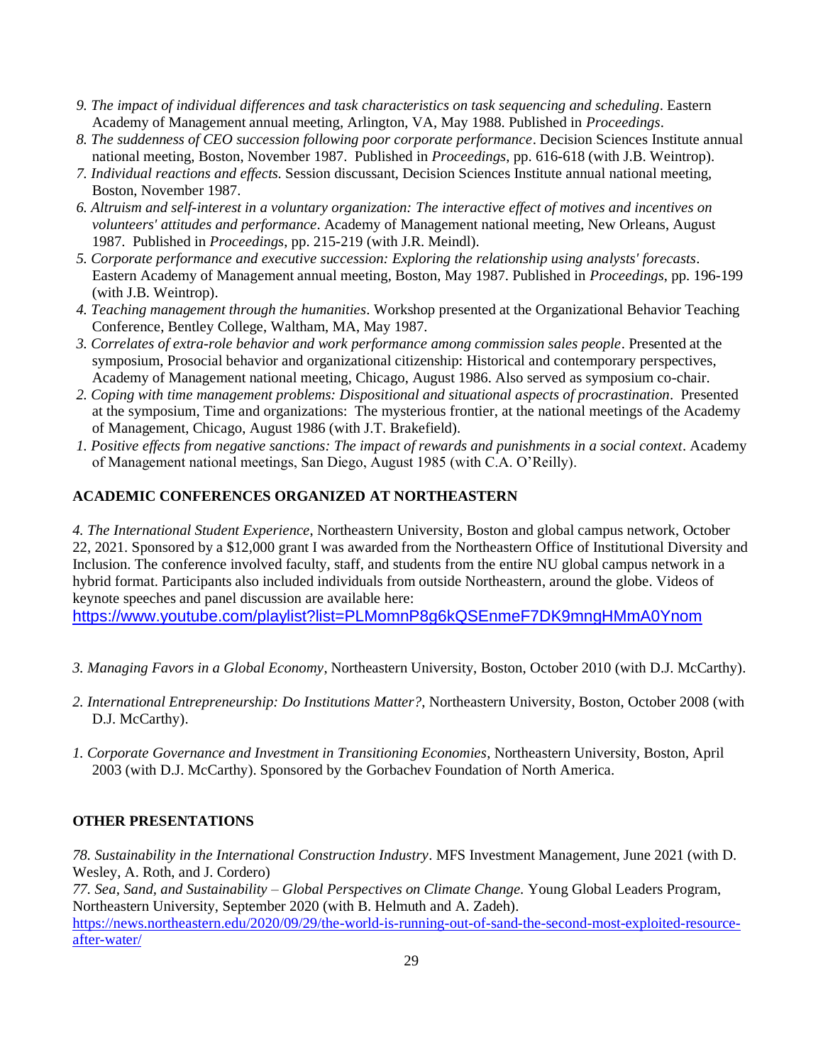9. *The impact of individual differences and task characteristics on task sequencing and scheduling*. Eastern Academy of Management annual meeting, Arlington, VA, May 1988. Published in *Proceedings*.
8. *The suddenness of CEO succession following poor corporate performance*. Decision Sciences Institute annual national meeting, Boston, November 1987. Published in *Proceedings*, pp. 616-618 (with J.B. Weintrop).
7. *Individual reactions and effects.* Session discussant, Decision Sciences Institute annual national meeting, Boston, November 1987.
6. *Altruism and self-interest in a voluntary organization: The interactive effect of motives and incentives on volunteers' attitudes and performance*. Academy of Management national meeting, New Orleans, August 1987. Published in *Proceedings*, pp. 215-219 (with J.R. Meindl).
5. *Corporate performance and executive succession: Exploring the relationship using analysts' forecasts*. Eastern Academy of Management annual meeting, Boston, May 1987. Published in *Proceedings*, pp. 196-199 (with J.B. Weintrop).
4. *Teaching management through the humanities*. Workshop presented at the Organizational Behavior Teaching Conference, Bentley College, Waltham, MA, May 1987.
3. *Correlates of extra-role behavior and work performance among commission sales people*. Presented at the symposium, Prosocial behavior and organizational citizenship: Historical and contemporary perspectives, Academy of Management national meeting, Chicago, August 1986. Also served as symposium co-chair.
2. *Coping with time management problems: Dispositional and situational aspects of procrastination*. Presented at the symposium, Time and organizations: The mysterious frontier, at the national meetings of the Academy of Management, Chicago, August 1986 (with J.T. Brakefield).
1. *Positive effects from negative sanctions: The impact of rewards and punishments in a social context*. Academy of Management national meetings, San Diego, August 1985 (with C.A. O'Reilly).

**ACADEMIC CONFERENCES ORGANIZED AT NORTHEASTERN**

4. *The International Student Experience*, Northeastern University, Boston and global campus network, October 22, 2021. Sponsored by a $12,000 grant I was awarded from the Northeastern Office of Institutional Diversity and Inclusion. The conference involved faculty, staff, and students from the entire NU global campus network in a hybrid format. Participants also included individuals from outside Northeastern, around the globe. Videos of keynote speeches and panel discussion are available here:
https://www.youtube.com/playlist?list=PLMomnP8g6kQSEnmeF7DK9mngHMmA0Ynom

3. *Managing Favors in a Global Economy*, Northeastern University, Boston, October 2010 (with D.J. McCarthy).

2. *International Entrepreneurship: Do Institutions Matter?*, Northeastern University, Boston, October 2008 (with D.J. McCarthy).

1. *Corporate Governance and Investment in Transitioning Economies*, Northeastern University, Boston, April 2003 (with D.J. McCarthy). Sponsored by the Gorbachev Foundation of North America.

**OTHER PRESENTATIONS**

78. *Sustainability in the International Construction Industry*. MFS Investment Management, June 2021 (with D. Wesley, A. Roth, and J. Cordero)
77. *Sea, Sand, and Sustainability – Global Perspectives on Climate Change.* Young Global Leaders Program, Northeastern University, September 2020 (with B. Helmuth and A. Zadeh).
https://news.northeastern.edu/2020/09/29/the-world-is-running-out-of-sand-the-second-most-exploited-resource-after-water/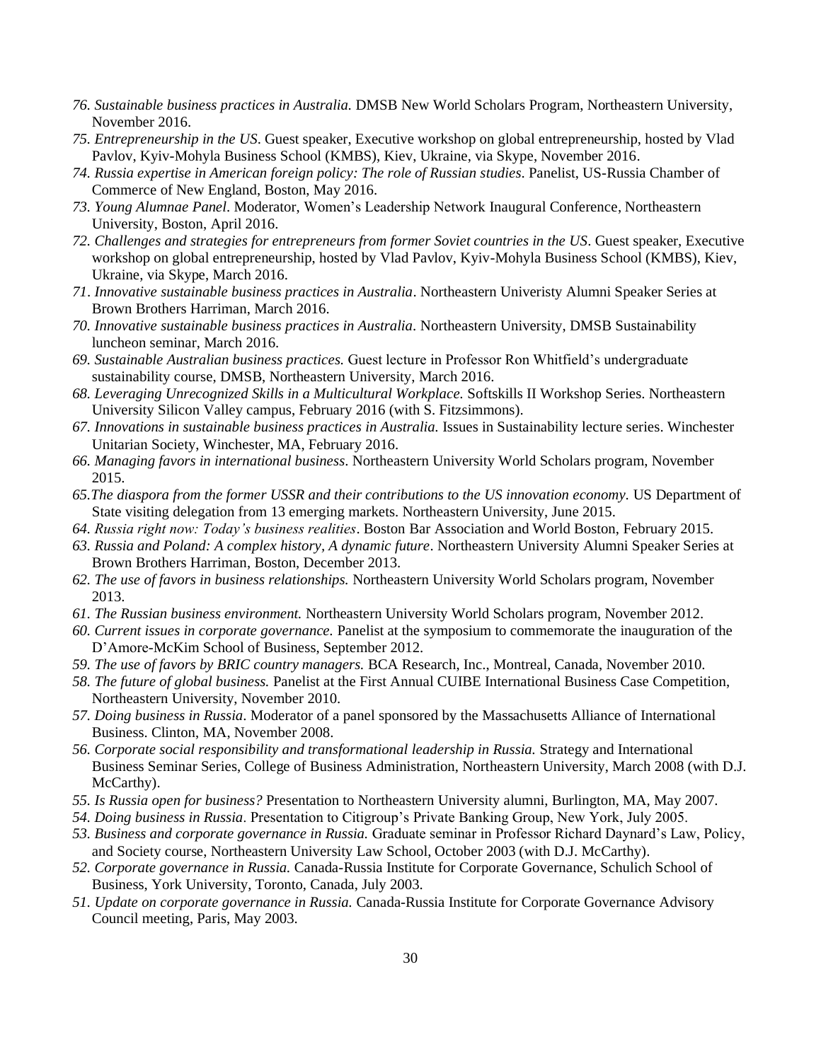76. *Sustainable business practices in Australia.* DMSB New World Scholars Program, Northeastern University, November 2016.

75. *Entrepreneurship in the US*. Guest speaker, Executive workshop on global entrepreneurship, hosted by Vlad Pavlov, Kyiv-Mohyla Business School (KMBS), Kiev, Ukraine, via Skype, November 2016.

74. *Russia expertise in American foreign policy: The role of Russian studies*. Panelist, US-Russia Chamber of Commerce of New England, Boston, May 2016.

73. *Young Alumnae Panel*. Moderator, Women's Leadership Network Inaugural Conference, Northeastern University, Boston, April 2016.

72. *Challenges and strategies for entrepreneurs from former Soviet countries in the US*. Guest speaker, Executive workshop on global entrepreneurship, hosted by Vlad Pavlov, Kyiv-Mohyla Business School (KMBS), Kiev, Ukraine, via Skype, March 2016.

71. *Innovative sustainable business practices in Australia*. Northeastern Univeristy Alumni Speaker Series at Brown Brothers Harriman, March 2016.

70. *Innovative sustainable business practices in Australia*. Northeastern University, DMSB Sustainability luncheon seminar, March 2016.

69. *Sustainable Australian business practices.* Guest lecture in Professor Ron Whitfield's undergraduate sustainability course, DMSB, Northeastern University, March 2016.

68. *Leveraging Unrecognized Skills in a Multicultural Workplace.* Softskills II Workshop Series. Northeastern University Silicon Valley campus, February 2016 (with S. Fitzsimmons).

67. *Innovations in sustainable business practices in Australia.* Issues in Sustainability lecture series. Winchester Unitarian Society, Winchester, MA, February 2016.

66. *Managing favors in international business*. Northeastern University World Scholars program, November 2015.

65. *The diaspora from the former USSR and their contributions to the US innovation economy.* US Department of State visiting delegation from 13 emerging markets. Northeastern University, June 2015.

64. *Russia right now: Today's business realities*. Boston Bar Association and World Boston, February 2015.

63. *Russia and Poland: A complex history, A dynamic future*. Northeastern University Alumni Speaker Series at Brown Brothers Harriman, Boston, December 2013.

62. *The use of favors in business relationships.* Northeastern University World Scholars program, November 2013.

61. *The Russian business environment.* Northeastern University World Scholars program, November 2012.

60. *Current issues in corporate governance.* Panelist at the symposium to commemorate the inauguration of the D'Amore-McKim School of Business, September 2012.

59. *The use of favors by BRIC country managers.* BCA Research, Inc., Montreal, Canada, November 2010.

58. *The future of global business.* Panelist at the First Annual CUIBE International Business Case Competition, Northeastern University, November 2010.

57. *Doing business in Russia*. Moderator of a panel sponsored by the Massachusetts Alliance of International Business. Clinton, MA, November 2008.

56. *Corporate social responsibility and transformational leadership in Russia.* Strategy and International Business Seminar Series, College of Business Administration, Northeastern University, March 2008 (with D.J. McCarthy).

55. *Is Russia open for business?* Presentation to Northeastern University alumni, Burlington, MA, May 2007.

54. *Doing business in Russia*. Presentation to Citigroup's Private Banking Group, New York, July 2005.

53. *Business and corporate governance in Russia.* Graduate seminar in Professor Richard Daynard's Law, Policy, and Society course, Northeastern University Law School, October 2003 (with D.J. McCarthy).

52. *Corporate governance in Russia.* Canada-Russia Institute for Corporate Governance, Schulich School of Business, York University, Toronto, Canada, July 2003.

51. *Update on corporate governance in Russia.* Canada-Russia Institute for Corporate Governance Advisory Council meeting, Paris, May 2003.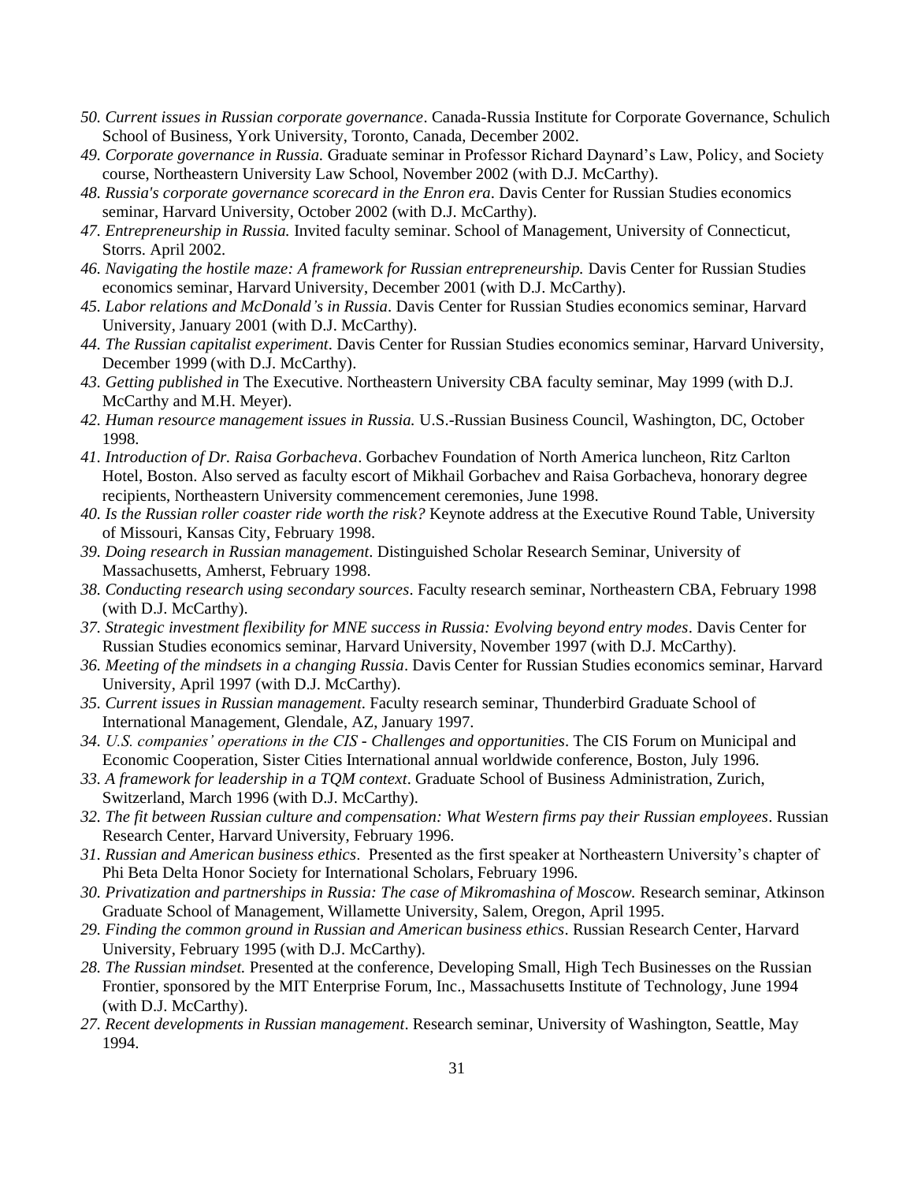50. *Current issues in Russian corporate governance*. Canada-Russia Institute for Corporate Governance, Schulich School of Business, York University, Toronto, Canada, December 2002.

49. *Corporate governance in Russia.* Graduate seminar in Professor Richard Daynard's Law, Policy, and Society course, Northeastern University Law School, November 2002 (with D.J. McCarthy).

48. *Russia's corporate governance scorecard in the Enron era*. Davis Center for Russian Studies economics seminar, Harvard University, October 2002 (with D.J. McCarthy).

47. *Entrepreneurship in Russia.* Invited faculty seminar. School of Management, University of Connecticut, Storrs. April 2002.

46. *Navigating the hostile maze: A framework for Russian entrepreneurship.* Davis Center for Russian Studies economics seminar, Harvard University, December 2001 (with D.J. McCarthy).

45. *Labor relations and McDonald's in Russia*. Davis Center for Russian Studies economics seminar, Harvard University, January 2001 (with D.J. McCarthy).

44. *The Russian capitalist experiment*. Davis Center for Russian Studies economics seminar, Harvard University, December 1999 (with D.J. McCarthy).

43. *Getting published in* The Executive. Northeastern University CBA faculty seminar, May 1999 (with D.J. McCarthy and M.H. Meyer).

42. *Human resource management issues in Russia.* U.S.-Russian Business Council, Washington, DC, October 1998.

41. *Introduction of Dr. Raisa Gorbacheva*. Gorbachev Foundation of North America luncheon, Ritz Carlton Hotel, Boston. Also served as faculty escort of Mikhail Gorbachev and Raisa Gorbacheva, honorary degree recipients, Northeastern University commencement ceremonies, June 1998.

40. *Is the Russian roller coaster ride worth the risk?* Keynote address at the Executive Round Table, University of Missouri, Kansas City, February 1998.

39. *Doing research in Russian management*. Distinguished Scholar Research Seminar, University of Massachusetts, Amherst, February 1998.

38. *Conducting research using secondary sources*. Faculty research seminar, Northeastern CBA, February 1998 (with D.J. McCarthy).

37. *Strategic investment flexibility for MNE success in Russia: Evolving beyond entry modes*. Davis Center for Russian Studies economics seminar, Harvard University, November 1997 (with D.J. McCarthy).

36. *Meeting of the mindsets in a changing Russia*. Davis Center for Russian Studies economics seminar, Harvard University, April 1997 (with D.J. McCarthy).

35. *Current issues in Russian management*. Faculty research seminar, Thunderbird Graduate School of International Management, Glendale, AZ, January 1997.

34. *U.S. companies' operations in the CIS - Challenges and opportunities*. The CIS Forum on Municipal and Economic Cooperation, Sister Cities International annual worldwide conference, Boston, July 1996.

33. *A framework for leadership in a TQM context*. Graduate School of Business Administration, Zurich, Switzerland, March 1996 (with D.J. McCarthy).

32. *The fit between Russian culture and compensation: What Western firms pay their Russian employees*. Russian Research Center, Harvard University, February 1996.

31. *Russian and American business ethics*. Presented as the first speaker at Northeastern University's chapter of Phi Beta Delta Honor Society for International Scholars, February 1996.

30. *Privatization and partnerships in Russia: The case of Mikromashina of Moscow.* Research seminar, Atkinson Graduate School of Management, Willamette University, Salem, Oregon, April 1995.

29. *Finding the common ground in Russian and American business ethics*. Russian Research Center, Harvard University, February 1995 (with D.J. McCarthy).

28. *The Russian mindset.* Presented at the conference, Developing Small, High Tech Businesses on the Russian Frontier, sponsored by the MIT Enterprise Forum, Inc., Massachusetts Institute of Technology, June 1994 (with D.J. McCarthy).

27. *Recent developments in Russian management*. Research seminar, University of Washington, Seattle, May 1994.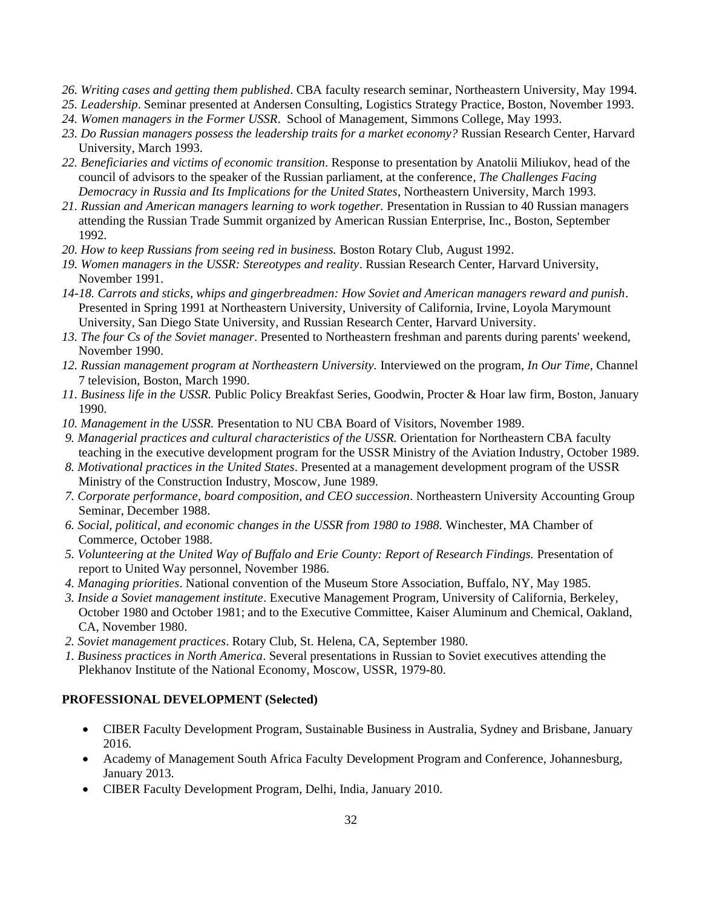*26. Writing cases and getting them published*. CBA faculty research seminar, Northeastern University, May 1994.

*25. Leadership*. Seminar presented at Andersen Consulting, Logistics Strategy Practice, Boston, November 1993.

*24. Women managers in the Former USSR*. School of Management, Simmons College, May 1993.

*23. Do Russian managers possess the leadership traits for a market economy?* Russian Research Center, Harvard University, March 1993.

*22. Beneficiaries and victims of economic transition*. Response to presentation by Anatolii Miliukov, head of the council of advisors to the speaker of the Russian parliament, at the conference, *The Challenges Facing Democracy in Russia and Its Implications for the United States*, Northeastern University, March 1993.

*21. Russian and American managers learning to work together.* Presentation in Russian to 40 Russian managers attending the Russian Trade Summit organized by American Russian Enterprise, Inc., Boston, September 1992.

*20. How to keep Russians from seeing red in business.* Boston Rotary Club, August 1992.

*19. Women managers in the USSR: Stereotypes and reality*. Russian Research Center, Harvard University, November 1991.

*14-18. Carrots and sticks, whips and gingerbreadmen: How Soviet and American managers reward and punish*. Presented in Spring 1991 at Northeastern University, University of California, Irvine, Loyola Marymount University, San Diego State University, and Russian Research Center, Harvard University.

*13. The four Cs of the Soviet manager*. Presented to Northeastern freshman and parents during parents' weekend, November 1990.

*12. Russian management program at Northeastern University.* Interviewed on the program, *In Our Time*, Channel 7 television, Boston, March 1990.

*11. Business life in the USSR.* Public Policy Breakfast Series, Goodwin, Procter & Hoar law firm, Boston, January 1990.

*10. Management in the USSR.* Presentation to NU CBA Board of Visitors, November 1989.

*9. Managerial practices and cultural characteristics of the USSR.* Orientation for Northeastern CBA faculty teaching in the executive development program for the USSR Ministry of the Aviation Industry, October 1989.

*8. Motivational practices in the United States*. Presented at a management development program of the USSR Ministry of the Construction Industry, Moscow, June 1989.

*7. Corporate performance, board composition, and CEO succession*. Northeastern University Accounting Group Seminar, December 1988.

*6. Social, political, and economic changes in the USSR from 1980 to 1988.* Winchester, MA Chamber of Commerce, October 1988.

*5. Volunteering at the United Way of Buffalo and Erie County: Report of Research Findings.* Presentation of report to United Way personnel, November 1986.

*4. Managing priorities*. National convention of the Museum Store Association, Buffalo, NY, May 1985.

*3. Inside a Soviet management institute*. Executive Management Program, University of California, Berkeley, October 1980 and October 1981; and to the Executive Committee, Kaiser Aluminum and Chemical, Oakland, CA, November 1980.

*2. Soviet management practices*. Rotary Club, St. Helena, CA, September 1980.

*1. Business practices in North America*. Several presentations in Russian to Soviet executives attending the Plekhanov Institute of the National Economy, Moscow, USSR, 1979-80.

**PROFESSIONAL DEVELOPMENT (Selected)**

- CIBER Faculty Development Program, Sustainable Business in Australia, Sydney and Brisbane, January 2016.
- Academy of Management South Africa Faculty Development Program and Conference, Johannesburg, January 2013.
- CIBER Faculty Development Program, Delhi, India, January 2010.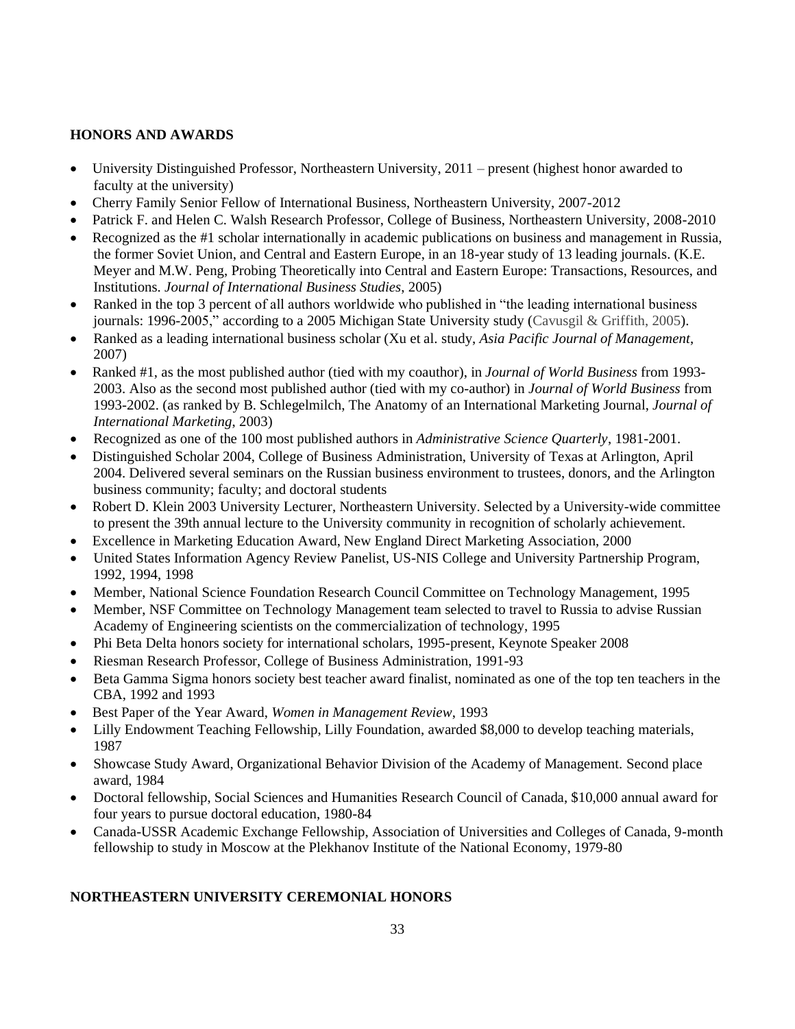## HONORS AND AWARDS

- University Distinguished Professor, Northeastern University, 2011 – present (highest honor awarded to faculty at the university)
- Cherry Family Senior Fellow of International Business, Northeastern University, 2007-2012
- Patrick F. and Helen C. Walsh Research Professor, College of Business, Northeastern University, 2008-2010
- Recognized as the #1 scholar internationally in academic publications on business and management in Russia, the former Soviet Union, and Central and Eastern Europe, in an 18-year study of 13 leading journals. (K.E. Meyer and M.W. Peng, Probing Theoretically into Central and Eastern Europe: Transactions, Resources, and Institutions. *Journal of International Business Studies*, 2005)
- Ranked in the top 3 percent of all authors worldwide who published in "the leading international business journals: 1996-2005," according to a 2005 Michigan State University study (Cavusgil & Griffith, 2005).
- Ranked as a leading international business scholar (Xu et al. study, *Asia Pacific Journal of Management*, 2007)
- Ranked #1, as the most published author (tied with my coauthor), in *Journal of World Business* from 1993-2003. Also as the second most published author (tied with my co-author) in *Journal of World Business* from 1993-2002. (as ranked by B. Schlegelmilch, The Anatomy of an International Marketing Journal, *Journal of International Marketing*, 2003)
- Recognized as one of the 100 most published authors in *Administrative Science Quarterly*, 1981-2001.
- Distinguished Scholar 2004, College of Business Administration, University of Texas at Arlington, April 2004. Delivered several seminars on the Russian business environment to trustees, donors, and the Arlington business community; faculty; and doctoral students
- Robert D. Klein 2003 University Lecturer, Northeastern University. Selected by a University-wide committee to present the 39th annual lecture to the University community in recognition of scholarly achievement.
- Excellence in Marketing Education Award, New England Direct Marketing Association, 2000
- United States Information Agency Review Panelist, US-NIS College and University Partnership Program, 1992, 1994, 1998
- Member, National Science Foundation Research Council Committee on Technology Management, 1995
- Member, NSF Committee on Technology Management team selected to travel to Russia to advise Russian Academy of Engineering scientists on the commercialization of technology, 1995
- Phi Beta Delta honors society for international scholars, 1995-present, Keynote Speaker 2008
- Riesman Research Professor, College of Business Administration, 1991-93
- Beta Gamma Sigma honors society best teacher award finalist, nominated as one of the top ten teachers in the CBA, 1992 and 1993
- Best Paper of the Year Award, *Women in Management Review*, 1993
- Lilly Endowment Teaching Fellowship, Lilly Foundation, awarded $8,000 to develop teaching materials, 1987
- Showcase Study Award, Organizational Behavior Division of the Academy of Management. Second place award, 1984
- Doctoral fellowship, Social Sciences and Humanities Research Council of Canada, $10,000 annual award for four years to pursue doctoral education, 1980-84
- Canada-USSR Academic Exchange Fellowship, Association of Universities and Colleges of Canada, 9-month fellowship to study in Moscow at the Plekhanov Institute of the National Economy, 1979-80

## NORTHEASTERN UNIVERSITY CEREMONIAL HONORS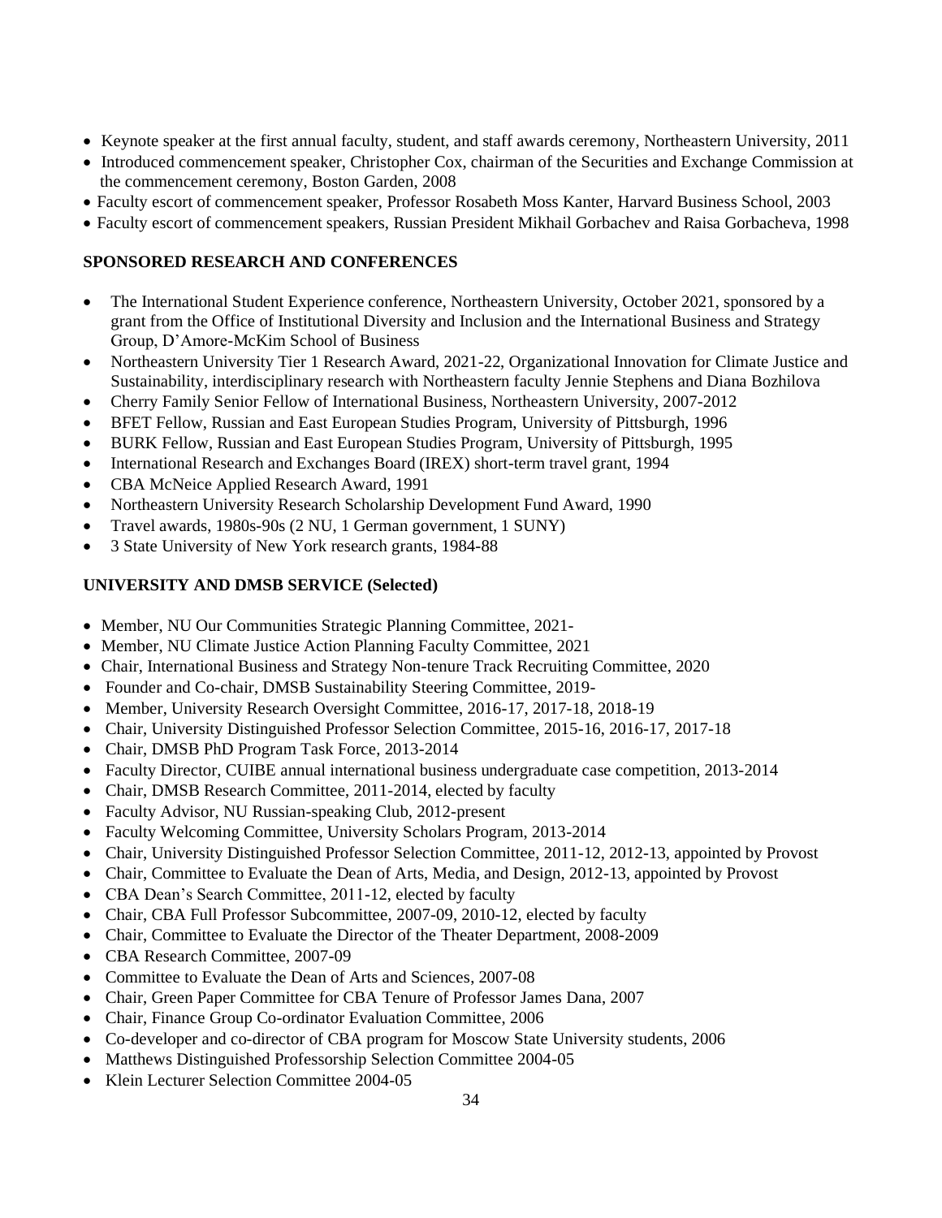- Keynote speaker at the first annual faculty, student, and staff awards ceremony, Northeastern University, 2011
- Introduced commencement speaker, Christopher Cox, chairman of the Securities and Exchange Commission at the commencement ceremony, Boston Garden, 2008
- Faculty escort of commencement speaker, Professor Rosabeth Moss Kanter, Harvard Business School, 2003
- Faculty escort of commencement speakers, Russian President Mikhail Gorbachev and Raisa Gorbacheva, 1998

**SPONSORED RESEARCH AND CONFERENCES**

- The International Student Experience conference, Northeastern University, October 2021, sponsored by a grant from the Office of Institutional Diversity and Inclusion and the International Business and Strategy Group, D'Amore-McKim School of Business
- Northeastern University Tier 1 Research Award, 2021-22, Organizational Innovation for Climate Justice and Sustainability, interdisciplinary research with Northeastern faculty Jennie Stephens and Diana Bozhilova
- Cherry Family Senior Fellow of International Business, Northeastern University, 2007-2012
- BFET Fellow, Russian and East European Studies Program, University of Pittsburgh, 1996
- BURK Fellow, Russian and East European Studies Program, University of Pittsburgh, 1995
- International Research and Exchanges Board (IREX) short-term travel grant, 1994
- CBA McNeice Applied Research Award, 1991
- Northeastern University Research Scholarship Development Fund Award, 1990
- Travel awards, 1980s-90s (2 NU, 1 German government, 1 SUNY)
- 3 State University of New York research grants, 1984-88

**UNIVERSITY AND DMSB SERVICE (Selected)**

- Member, NU Our Communities Strategic Planning Committee, 2021-
- Member, NU Climate Justice Action Planning Faculty Committee, 2021
- Chair, International Business and Strategy Non-tenure Track Recruiting Committee, 2020
- Founder and Co-chair, DMSB Sustainability Steering Committee, 2019-
- Member, University Research Oversight Committee, 2016-17, 2017-18, 2018-19
- Chair, University Distinguished Professor Selection Committee, 2015-16, 2016-17, 2017-18
- Chair, DMSB PhD Program Task Force, 2013-2014
- Faculty Director, CUIBE annual international business undergraduate case competition, 2013-2014
- Chair, DMSB Research Committee, 2011-2014, elected by faculty
- Faculty Advisor, NU Russian-speaking Club, 2012-present
- Faculty Welcoming Committee, University Scholars Program, 2013-2014
- Chair, University Distinguished Professor Selection Committee, 2011-12, 2012-13, appointed by Provost
- Chair, Committee to Evaluate the Dean of Arts, Media, and Design, 2012-13, appointed by Provost
- CBA Dean's Search Committee, 2011-12, elected by faculty
- Chair, CBA Full Professor Subcommittee, 2007-09, 2010-12, elected by faculty
- Chair, Committee to Evaluate the Director of the Theater Department, 2008-2009
- CBA Research Committee, 2007-09
- Committee to Evaluate the Dean of Arts and Sciences, 2007-08
- Chair, Green Paper Committee for CBA Tenure of Professor James Dana, 2007
- Chair, Finance Group Co-ordinator Evaluation Committee, 2006
- Co-developer and co-director of CBA program for Moscow State University students, 2006
- Matthews Distinguished Professorship Selection Committee 2004-05
- Klein Lecturer Selection Committee 2004-05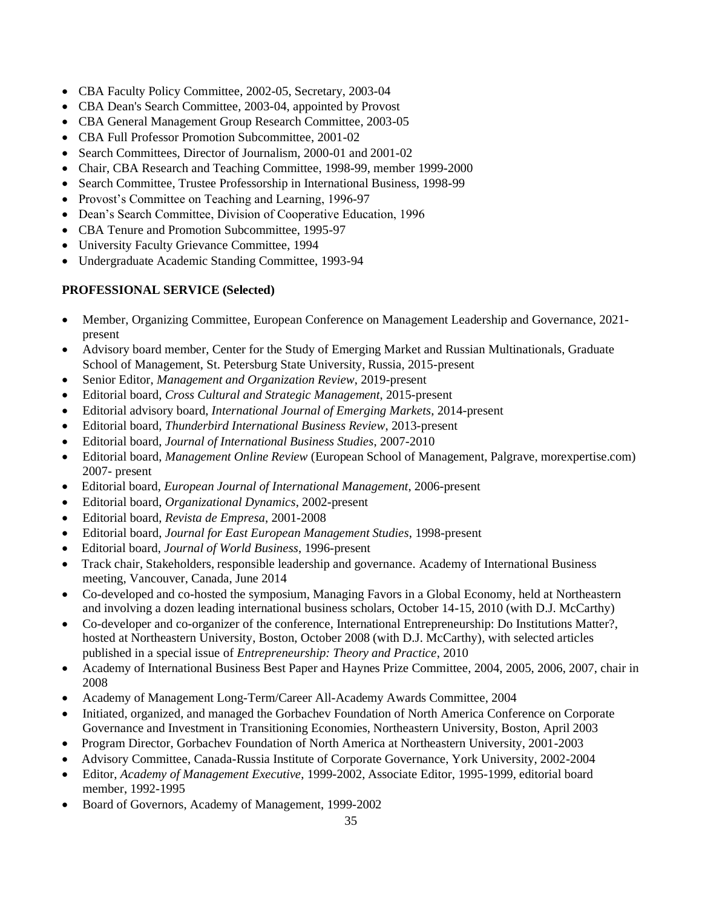- CBA Faculty Policy Committee, 2002-05, Secretary, 2003-04
- CBA Dean's Search Committee, 2003-04, appointed by Provost
- CBA General Management Group Research Committee, 2003-05
- CBA Full Professor Promotion Subcommittee, 2001-02
- Search Committees, Director of Journalism, 2000-01 and 2001-02
- Chair, CBA Research and Teaching Committee, 1998-99, member 1999-2000
- Search Committee, Trustee Professorship in International Business, 1998-99
- Provost's Committee on Teaching and Learning, 1996-97
- Dean's Search Committee, Division of Cooperative Education, 1996
- CBA Tenure and Promotion Subcommittee, 1995-97
- University Faculty Grievance Committee, 1994
- Undergraduate Academic Standing Committee, 1993-94

**PROFESSIONAL SERVICE (Selected)**

- Member, Organizing Committee, European Conference on Management Leadership and Governance, 2021-present
- Advisory board member, Center for the Study of Emerging Market and Russian Multinationals, Graduate School of Management, St. Petersburg State University, Russia, 2015-present
- Senior Editor, *Management and Organization Review*, 2019-present
- Editorial board, *Cross Cultural and Strategic Management*, 2015-present
- Editorial advisory board, *International Journal of Emerging Markets*, 2014-present
- Editorial board, *Thunderbird International Business Review*, 2013-present
- Editorial board, *Journal of International Business Studies*, 2007-2010
- Editorial board, *Management Online Review* (European School of Management, Palgrave, morexpertise.com) 2007- present
- Editorial board, *European Journal of International Management*, 2006-present
- Editorial board, *Organizational Dynamics*, 2002-present
- Editorial board, *Revista de Empresa*, 2001-2008
- Editorial board, *Journal for East European Management Studies*, 1998-present
- Editorial board, *Journal of World Business*, 1996-present
- Track chair, Stakeholders, responsible leadership and governance. Academy of International Business meeting, Vancouver, Canada, June 2014
- Co-developed and co-hosted the symposium, Managing Favors in a Global Economy, held at Northeastern and involving a dozen leading international business scholars, October 14-15, 2010 (with D.J. McCarthy)
- Co-developer and co-organizer of the conference, International Entrepreneurship: Do Institutions Matter?, hosted at Northeastern University, Boston, October 2008 (with D.J. McCarthy), with selected articles published in a special issue of *Entrepreneurship: Theory and Practice*, 2010
- Academy of International Business Best Paper and Haynes Prize Committee, 2004, 2005, 2006, 2007, chair in 2008
- Academy of Management Long-Term/Career All-Academy Awards Committee, 2004
- Initiated, organized, and managed the Gorbachev Foundation of North America Conference on Corporate Governance and Investment in Transitioning Economies, Northeastern University, Boston, April 2003
- Program Director, Gorbachev Foundation of North America at Northeastern University, 2001-2003
- Advisory Committee, Canada-Russia Institute of Corporate Governance, York University, 2002-2004
- Editor, *Academy of Management Executive*, 1999-2002, Associate Editor, 1995-1999, editorial board member, 1992-1995
- Board of Governors, Academy of Management, 1999-2002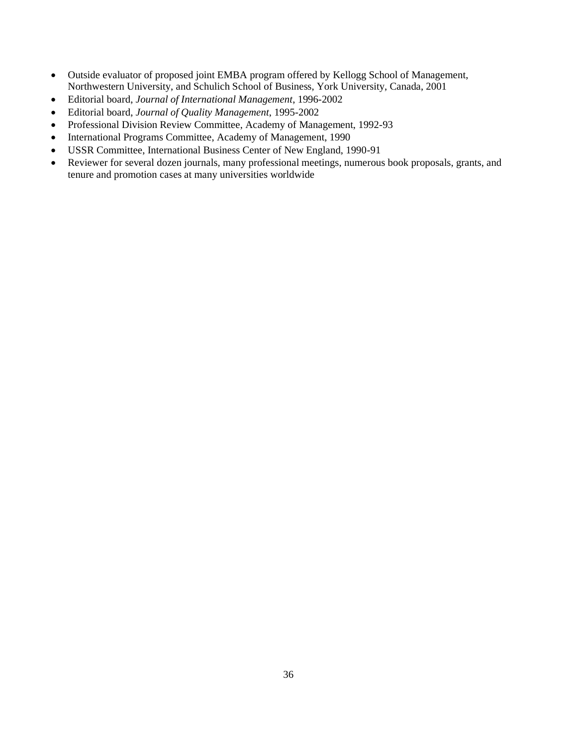- Outside evaluator of proposed joint EMBA program offered by Kellogg School of Management, Northwestern University, and Schulich School of Business, York University, Canada, 2001
- Editorial board, *Journal of International Management*, 1996-2002
- Editorial board, *Journal of Quality Management*, 1995-2002
- Professional Division Review Committee, Academy of Management, 1992-93
- International Programs Committee, Academy of Management, 1990
- USSR Committee, International Business Center of New England, 1990-91
- Reviewer for several dozen journals, many professional meetings, numerous book proposals, grants, and tenure and promotion cases at many universities worldwide